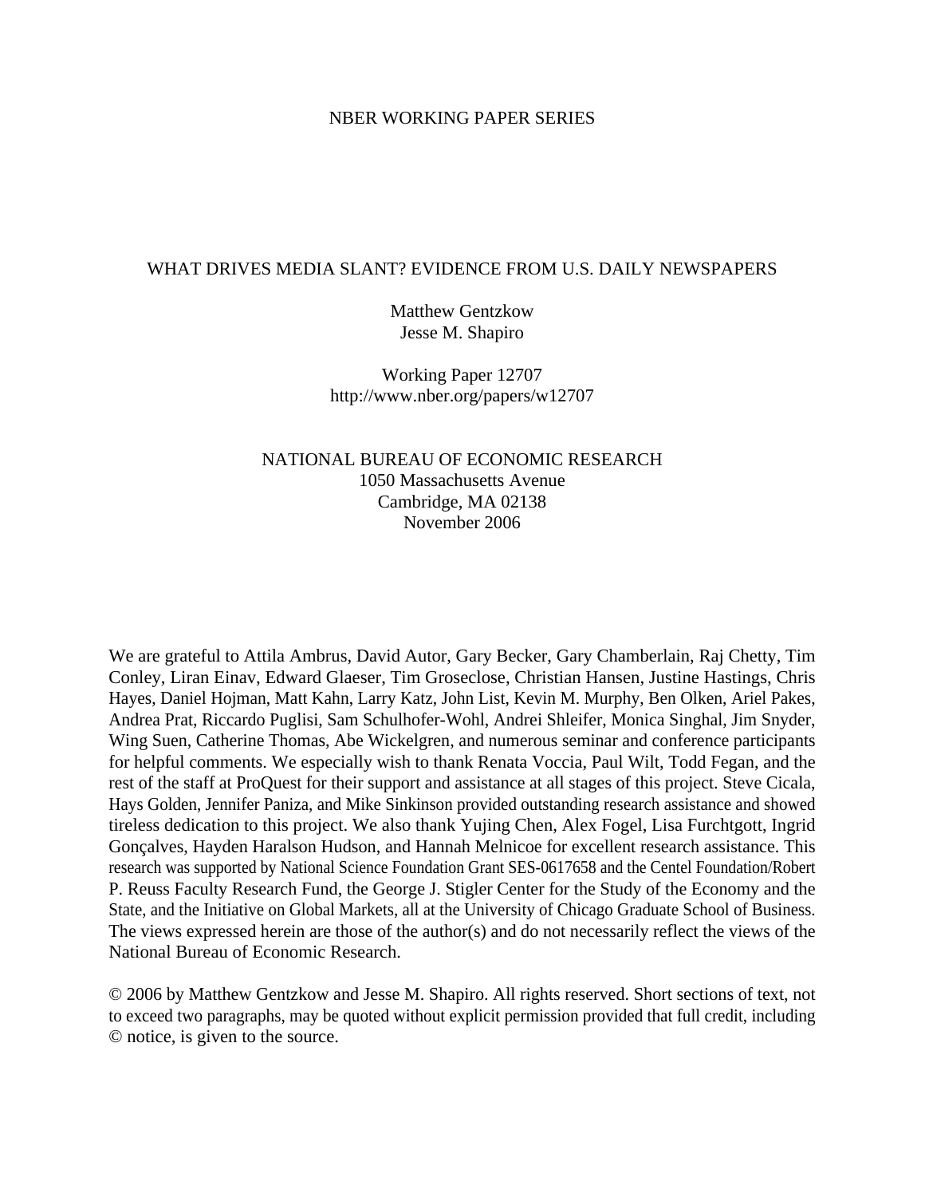NBER WORKING PAPER SERIES

# WHAT DRIVES MEDIA SLANT? EVIDENCE FROM U.S. DAILY NEWSPAPERS

Matthew Gentzkow
Jesse M. Shapiro

Working Paper 12707
http://www.nber.org/papers/w12707

NATIONAL BUREAU OF ECONOMIC RESEARCH
1050 Massachusetts Avenue
Cambridge, MA 02138
November 2006

We are grateful to Attila Ambrus, David Autor, Gary Becker, Gary Chamberlain, Raj Chetty, Tim Conley, Liran Einav, Edward Glaeser, Tim Groseclose, Christian Hansen, Justine Hastings, Chris Hayes, Daniel Hojman, Matt Kahn, Larry Katz, John List, Kevin M. Murphy, Ben Olken, Ariel Pakes, Andrea Prat, Riccardo Puglisi, Sam Schulhofer-Wohl, Andrei Shleifer, Monica Singhal, Jim Snyder, Wing Suen, Catherine Thomas, Abe Wickelgren, and numerous seminar and conference participants for helpful comments. We especially wish to thank Renata Voccia, Paul Wilt, Todd Fegan, and the rest of the staff at ProQuest for their support and assistance at all stages of this project. Steve Cicala, Hays Golden, Jennifer Paniza, and Mike Sinkinson provided outstanding research assistance and showed tireless dedication to this project. We also thank Yujing Chen, Alex Fogel, Lisa Furchtgott, Ingrid Gonçalves, Hayden Haralson Hudson, and Hannah Melnicoe for excellent research assistance. This research was supported by National Science Foundation Grant SES-0617658 and the Centel Foundation/Robert P. Reuss Faculty Research Fund, the George J. Stigler Center for the Study of the Economy and the State, and the Initiative on Global Markets, all at the University of Chicago Graduate School of Business. The views expressed herein are those of the author(s) and do not necessarily reflect the views of the National Bureau of Economic Research.

© 2006 by Matthew Gentzkow and Jesse M. Shapiro. All rights reserved. Short sections of text, not to exceed two paragraphs, may be quoted without explicit permission provided that full credit, including © notice, is given to the source.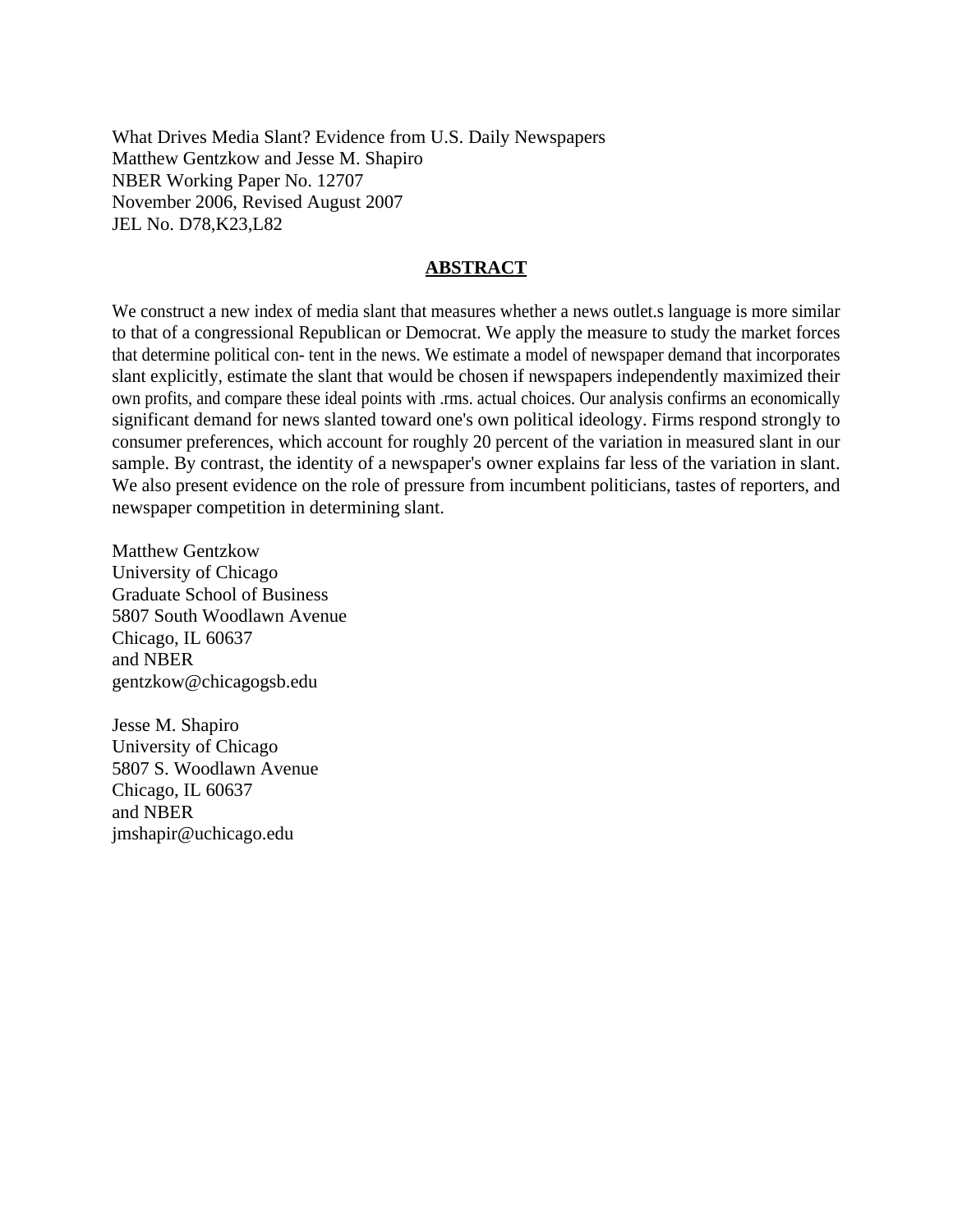What Drives Media Slant? Evidence from U.S. Daily Newspapers
Matthew Gentzkow and Jesse M. Shapiro
NBER Working Paper No. 12707
November 2006, Revised August 2007
JEL No. D78,K23,L82

## ABSTRACT

We construct a new index of media slant that measures whether a news outlet.s language is more similar to that of a congressional Republican or Democrat. We apply the measure to study the market forces that determine political con- tent in the news. We estimate a model of newspaper demand that incorporates slant explicitly, estimate the slant that would be chosen if newspapers independently maximized their own profits, and compare these ideal points with .rms. actual choices. Our analysis confirms an economically significant demand for news slanted toward one's own political ideology. Firms respond strongly to consumer preferences, which account for roughly 20 percent of the variation in measured slant in our sample. By contrast, the identity of a newspaper's owner explains far less of the variation in slant. We also present evidence on the role of pressure from incumbent politicians, tastes of reporters, and newspaper competition in determining slant.

Matthew Gentzkow
University of Chicago
Graduate School of Business
5807 South Woodlawn Avenue
Chicago, IL 60637
and NBER
gentzkow@chicagogsb.edu

Jesse M. Shapiro
University of Chicago
5807 S. Woodlawn Avenue
Chicago, IL 60637
and NBER
jmshapir@uchicago.edu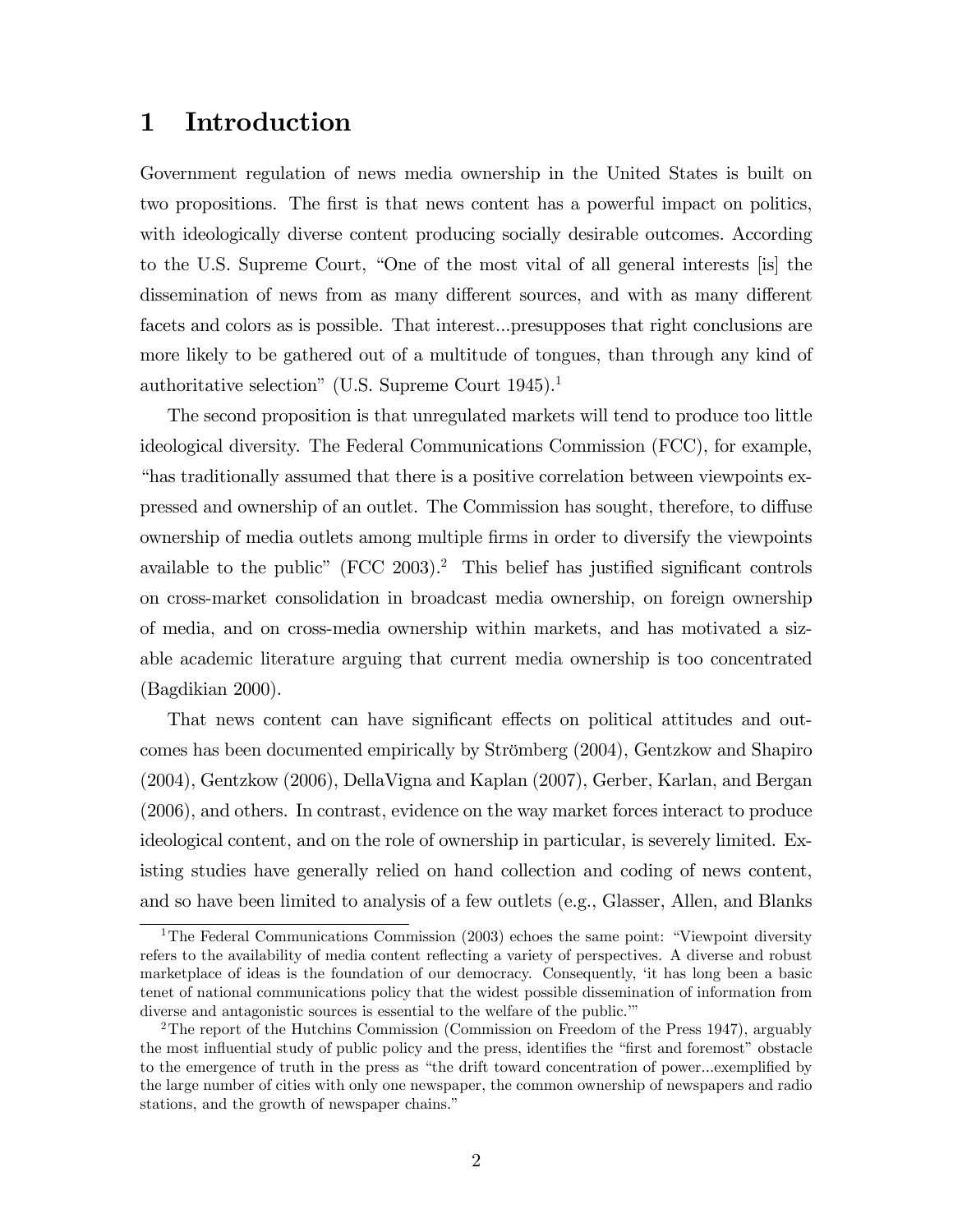# 1 Introduction

Government regulation of news media ownership in the United States is built on two propositions. The first is that news content has a powerful impact on politics, with ideologically diverse content producing socially desirable outcomes. According to the U.S. Supreme Court, "One of the most vital of all general interests [is] the dissemination of news from as many different sources, and with as many different facets and colors as is possible. That interest...presupposes that right conclusions are more likely to be gathered out of a multitude of tongues, than through any kind of authoritative selection" (U.S. Supreme Court 1945).[1]

The second proposition is that unregulated markets will tend to produce too little ideological diversity. The Federal Communications Commission (FCC), for example, "has traditionally assumed that there is a positive correlation between viewpoints expressed and ownership of an outlet. The Commission has sought, therefore, to diffuse ownership of media outlets among multiple firms in order to diversify the viewpoints available to the public" (FCC 2003).[2] This belief has justified significant controls on cross-market consolidation in broadcast media ownership, on foreign ownership of media, and on cross-media ownership within markets, and has motivated a sizable academic literature arguing that current media ownership is too concentrated (Bagdikian 2000).

That news content can have significant effects on political attitudes and outcomes has been documented empirically by Strömberg (2004), Gentzkow and Shapiro (2004), Gentzkow (2006), DellaVigna and Kaplan (2007), Gerber, Karlan, and Bergan (2006), and others. In contrast, evidence on the way market forces interact to produce ideological content, and on the role of ownership in particular, is severely limited. Existing studies have generally relied on hand collection and coding of news content, and so have been limited to analysis of a few outlets (e.g., Glasser, Allen, and Blanks

[1] The Federal Communications Commission (2003) echoes the same point: "Viewpoint diversity refers to the availability of media content reflecting a variety of perspectives. A diverse and robust marketplace of ideas is the foundation of our democracy. Consequently, 'it has long been a basic tenet of national communications policy that the widest possible dissemination of information from diverse and antagonistic sources is essential to the welfare of the public.'"

[2] The report of the Hutchins Commission (Commission on Freedom of the Press 1947), arguably the most influential study of public policy and the press, identifies the "first and foremost" obstacle to the emergence of truth in the press as "the drift toward concentration of power...exemplified by the large number of cities with only one newspaper, the common ownership of newspapers and radio stations, and the growth of newspaper chains."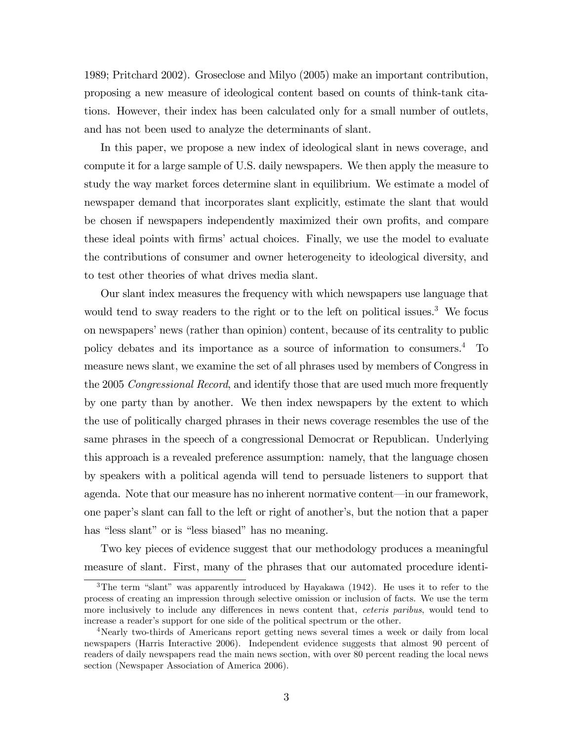1989; Pritchard 2002). Groseclose and Milyo (2005) make an important contribution, proposing a new measure of ideological content based on counts of think-tank citations. However, their index has been calculated only for a small number of outlets, and has not been used to analyze the determinants of slant.

In this paper, we propose a new index of ideological slant in news coverage, and compute it for a large sample of U.S. daily newspapers. We then apply the measure to study the way market forces determine slant in equilibrium. We estimate a model of newspaper demand that incorporates slant explicitly, estimate the slant that would be chosen if newspapers independently maximized their own profits, and compare these ideal points with firms' actual choices. Finally, we use the model to evaluate the contributions of consumer and owner heterogeneity to ideological diversity, and to test other theories of what drives media slant.

Our slant index measures the frequency with which newspapers use language that would tend to sway readers to the right or to the left on political issues.[3] We focus on newspapers' news (rather than opinion) content, because of its centrality to public policy debates and its importance as a source of information to consumers.[4] To measure news slant, we examine the set of all phrases used by members of Congress in the 2005 *Congressional Record*, and identify those that are used much more frequently by one party than by another. We then index newspapers by the extent to which the use of politically charged phrases in their news coverage resembles the use of the same phrases in the speech of a congressional Democrat or Republican. Underlying this approach is a revealed preference assumption: namely, that the language chosen by speakers with a political agenda will tend to persuade listeners to support that agenda. Note that our measure has no inherent normative content—in our framework, one paper's slant can fall to the left or right of another's, but the notion that a paper has "less slant" or is "less biased" has no meaning.

Two key pieces of evidence suggest that our methodology produces a meaningful measure of slant. First, many of the phrases that our automated procedure identi-

[3] The term "slant" was apparently introduced by Hayakawa (1942). He uses it to refer to the process of creating an impression through selective omission or inclusion of facts. We use the term more inclusively to include any differences in news content that, *ceteris paribus*, would tend to increase a reader's support for one side of the political spectrum or the other.

[4] Nearly two-thirds of Americans report getting news several times a week or daily from local newspapers (Harris Interactive 2006). Independent evidence suggests that almost 90 percent of readers of daily newspapers read the main news section, with over 80 percent reading the local news section (Newspaper Association of America 2006).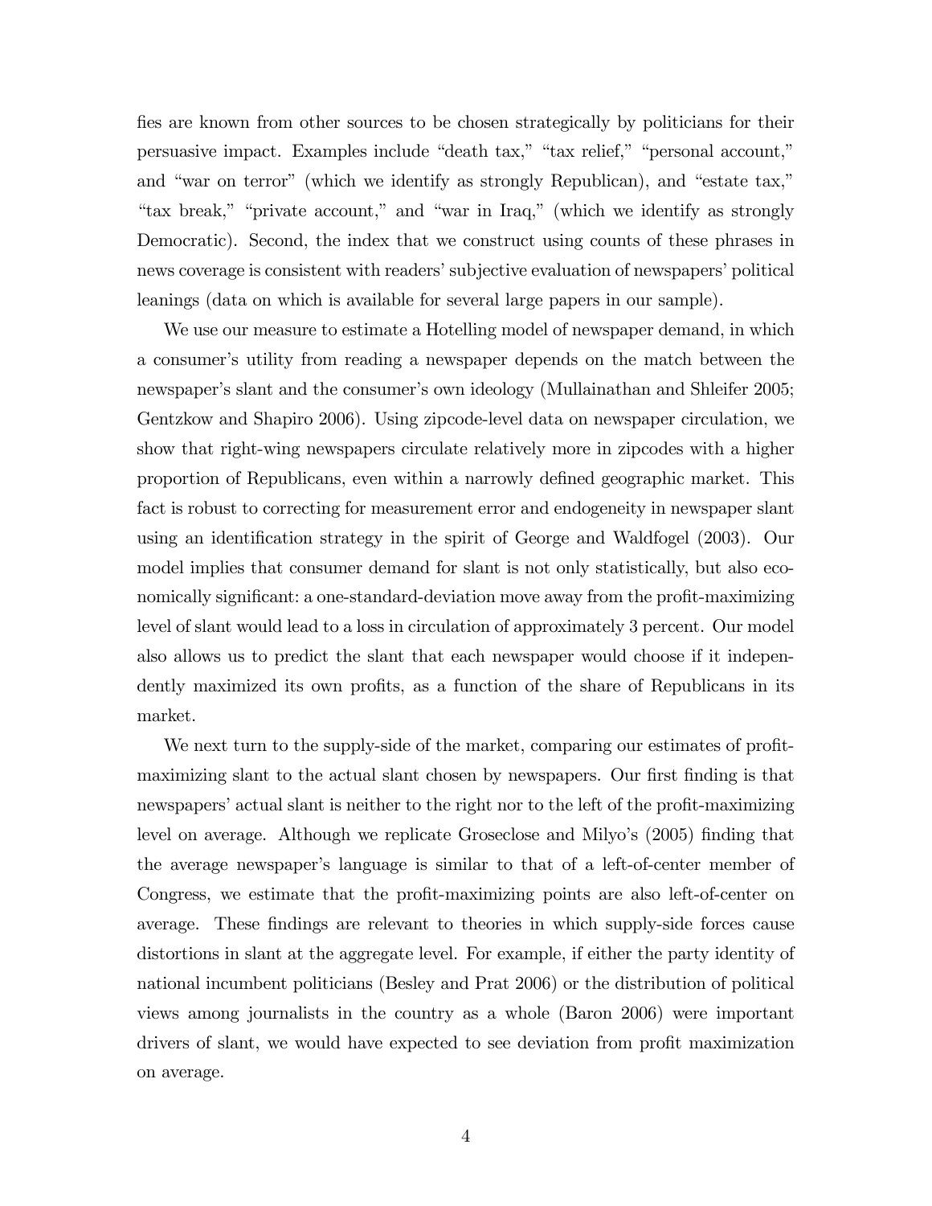fies are known from other sources to be chosen strategically by politicians for their persuasive impact. Examples include "death tax," "tax relief," "personal account," and "war on terror" (which we identify as strongly Republican), and "estate tax," "tax break," "private account," and "war in Iraq," (which we identify as strongly Democratic). Second, the index that we construct using counts of these phrases in news coverage is consistent with readers' subjective evaluation of newspapers' political leanings (data on which is available for several large papers in our sample).

We use our measure to estimate a Hotelling model of newspaper demand, in which a consumer's utility from reading a newspaper depends on the match between the newspaper's slant and the consumer's own ideology (Mullainathan and Shleifer 2005; Gentzkow and Shapiro 2006). Using zipcode-level data on newspaper circulation, we show that right-wing newspapers circulate relatively more in zipcodes with a higher proportion of Republicans, even within a narrowly defined geographic market. This fact is robust to correcting for measurement error and endogeneity in newspaper slant using an identification strategy in the spirit of George and Waldfogel (2003). Our model implies that consumer demand for slant is not only statistically, but also economically significant: a one-standard-deviation move away from the profit-maximizing level of slant would lead to a loss in circulation of approximately 3 percent. Our model also allows us to predict the slant that each newspaper would choose if it independently maximized its own profits, as a function of the share of Republicans in its market.

We next turn to the supply-side of the market, comparing our estimates of profit-maximizing slant to the actual slant chosen by newspapers. Our first finding is that newspapers' actual slant is neither to the right nor to the left of the profit-maximizing level on average. Although we replicate Groseclose and Milyo's (2005) finding that the average newspaper's language is similar to that of a left-of-center member of Congress, we estimate that the profit-maximizing points are also left-of-center on average. These findings are relevant to theories in which supply-side forces cause distortions in slant at the aggregate level. For example, if either the party identity of national incumbent politicians (Besley and Prat 2006) or the distribution of political views among journalists in the country as a whole (Baron 2006) were important drivers of slant, we would have expected to see deviation from profit maximization on average.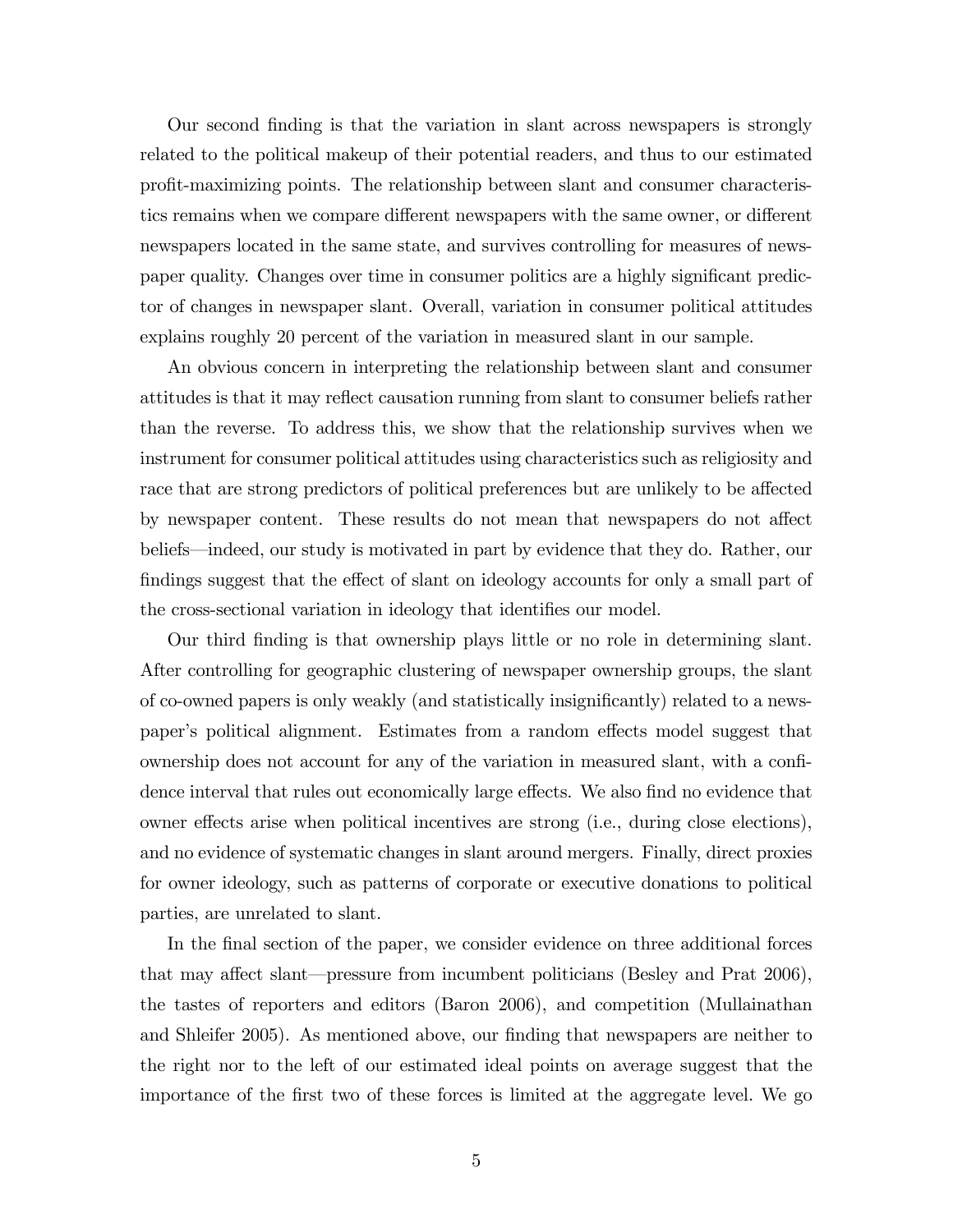Our second finding is that the variation in slant across newspapers is strongly related to the political makeup of their potential readers, and thus to our estimated profit-maximizing points. The relationship between slant and consumer characteristics remains when we compare different newspapers with the same owner, or different newspapers located in the same state, and survives controlling for measures of newspaper quality. Changes over time in consumer politics are a highly significant predictor of changes in newspaper slant. Overall, variation in consumer political attitudes explains roughly 20 percent of the variation in measured slant in our sample.

An obvious concern in interpreting the relationship between slant and consumer attitudes is that it may reflect causation running from slant to consumer beliefs rather than the reverse. To address this, we show that the relationship survives when we instrument for consumer political attitudes using characteristics such as religiosity and race that are strong predictors of political preferences but are unlikely to be affected by newspaper content. These results do not mean that newspapers do not affect beliefs—indeed, our study is motivated in part by evidence that they do. Rather, our findings suggest that the effect of slant on ideology accounts for only a small part of the cross-sectional variation in ideology that identifies our model.

Our third finding is that ownership plays little or no role in determining slant. After controlling for geographic clustering of newspaper ownership groups, the slant of co-owned papers is only weakly (and statistically insignificantly) related to a newspaper's political alignment. Estimates from a random effects model suggest that ownership does not account for any of the variation in measured slant, with a confidence interval that rules out economically large effects. We also find no evidence that owner effects arise when political incentives are strong (i.e., during close elections), and no evidence of systematic changes in slant around mergers. Finally, direct proxies for owner ideology, such as patterns of corporate or executive donations to political parties, are unrelated to slant.

In the final section of the paper, we consider evidence on three additional forces that may affect slant—pressure from incumbent politicians (Besley and Prat 2006), the tastes of reporters and editors (Baron 2006), and competition (Mullainathan and Shleifer 2005). As mentioned above, our finding that newspapers are neither to the right nor to the left of our estimated ideal points on average suggest that the importance of the first two of these forces is limited at the aggregate level. We go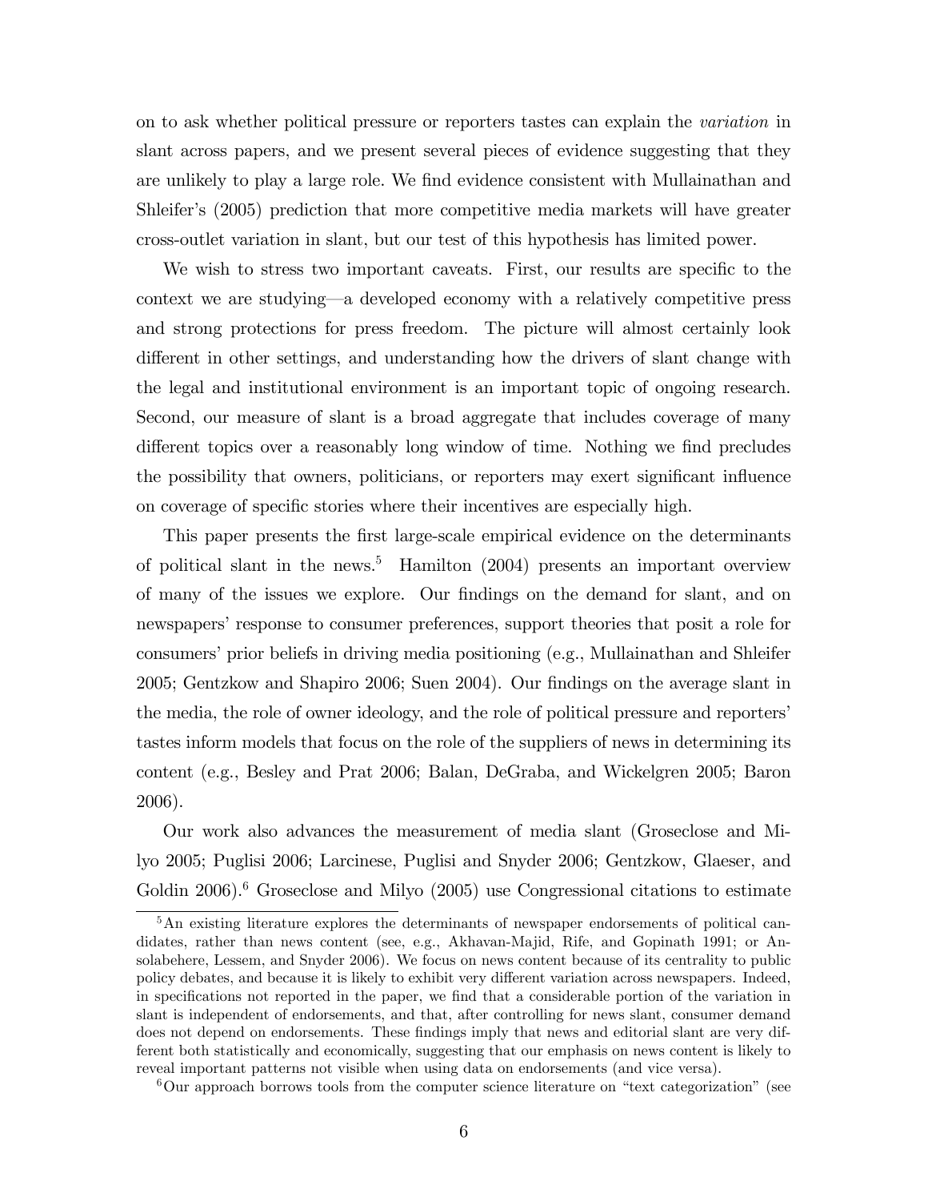on to ask whether political pressure or reporters tastes can explain the *variation* in slant across papers, and we present several pieces of evidence suggesting that they are unlikely to play a large role. We find evidence consistent with Mullainathan and Shleifer's (2005) prediction that more competitive media markets will have greater cross-outlet variation in slant, but our test of this hypothesis has limited power.

We wish to stress two important caveats. First, our results are specific to the context we are studying—a developed economy with a relatively competitive press and strong protections for press freedom. The picture will almost certainly look different in other settings, and understanding how the drivers of slant change with the legal and institutional environment is an important topic of ongoing research. Second, our measure of slant is a broad aggregate that includes coverage of many different topics over a reasonably long window of time. Nothing we find precludes the possibility that owners, politicians, or reporters may exert significant influence on coverage of specific stories where their incentives are especially high.

This paper presents the first large-scale empirical evidence on the determinants of political slant in the news.[5] Hamilton (2004) presents an important overview of many of the issues we explore. Our findings on the demand for slant, and on newspapers' response to consumer preferences, support theories that posit a role for consumers' prior beliefs in driving media positioning (e.g., Mullainathan and Shleifer 2005; Gentzkow and Shapiro 2006; Suen 2004). Our findings on the average slant in the media, the role of owner ideology, and the role of political pressure and reporters' tastes inform models that focus on the role of the suppliers of news in determining its content (e.g., Besley and Prat 2006; Balan, DeGraba, and Wickelgren 2005; Baron 2006).

Our work also advances the measurement of media slant (Groseclose and Milyo 2005; Puglisi 2006; Larcinese, Puglisi and Snyder 2006; Gentzkow, Glaeser, and Goldin 2006).[6] Groseclose and Milyo (2005) use Congressional citations to estimate

[5] An existing literature explores the determinants of newspaper endorsements of political candidates, rather than news content (see, e.g., Akhavan-Majid, Rife, and Gopinath 1991; or Ansolabehere, Lessem, and Snyder 2006). We focus on news content because of its centrality to public policy debates, and because it is likely to exhibit very different variation across newspapers. Indeed, in specifications not reported in the paper, we find that a considerable portion of the variation in slant is independent of endorsements, and that, after controlling for news slant, consumer demand does not depend on endorsements. These findings imply that news and editorial slant are very different both statistically and economically, suggesting that our emphasis on news content is likely to reveal important patterns not visible when using data on endorsements (and vice versa).

[6] Our approach borrows tools from the computer science literature on "text categorization" (see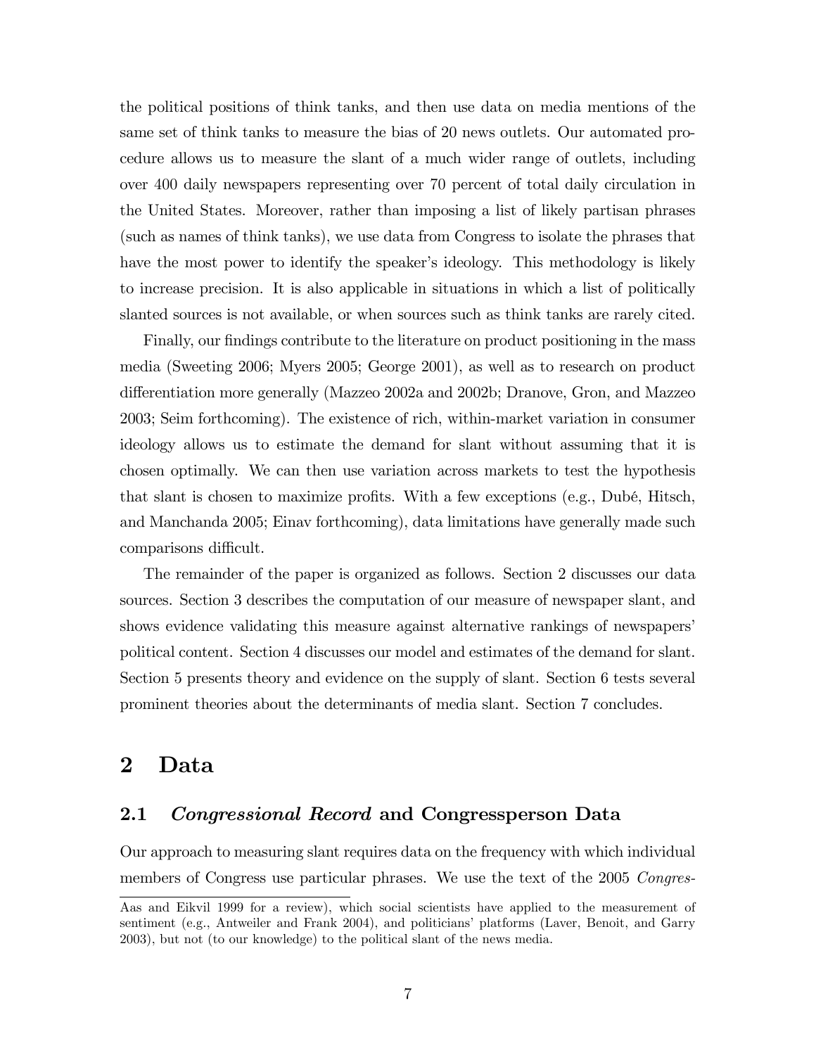the political positions of think tanks, and then use data on media mentions of the same set of think tanks to measure the bias of 20 news outlets. Our automated procedure allows us to measure the slant of a much wider range of outlets, including over 400 daily newspapers representing over 70 percent of total daily circulation in the United States. Moreover, rather than imposing a list of likely partisan phrases (such as names of think tanks), we use data from Congress to isolate the phrases that have the most power to identify the speaker's ideology. This methodology is likely to increase precision. It is also applicable in situations in which a list of politically slanted sources is not available, or when sources such as think tanks are rarely cited.

Finally, our findings contribute to the literature on product positioning in the mass media (Sweeting 2006; Myers 2005; George 2001), as well as to research on product differentiation more generally (Mazzeo 2002a and 2002b; Dranove, Gron, and Mazzeo 2003; Seim forthcoming). The existence of rich, within-market variation in consumer ideology allows us to estimate the demand for slant without assuming that it is chosen optimally. We can then use variation across markets to test the hypothesis that slant is chosen to maximize profits. With a few exceptions (e.g., Dubé, Hitsch, and Manchanda 2005; Einav forthcoming), data limitations have generally made such comparisons difficult.

The remainder of the paper is organized as follows. Section 2 discusses our data sources. Section 3 describes the computation of our measure of newspaper slant, and shows evidence validating this measure against alternative rankings of newspapers' political content. Section 4 discusses our model and estimates of the demand for slant. Section 5 presents theory and evidence on the supply of slant. Section 6 tests several prominent theories about the determinants of media slant. Section 7 concludes.

# 2 Data

## 2.1 *Congressional Record* and Congressperson Data

Our approach to measuring slant requires data on the frequency with which individual members of Congress use particular phrases. We use the text of the 2005 *Congres-*

---

Aas and Eikvil 1999 for a review), which social scientists have applied to the measurement of sentiment (e.g., Antweiler and Frank 2004), and politicians' platforms (Laver, Benoit, and Garry 2003), but not (to our knowledge) to the political slant of the news media.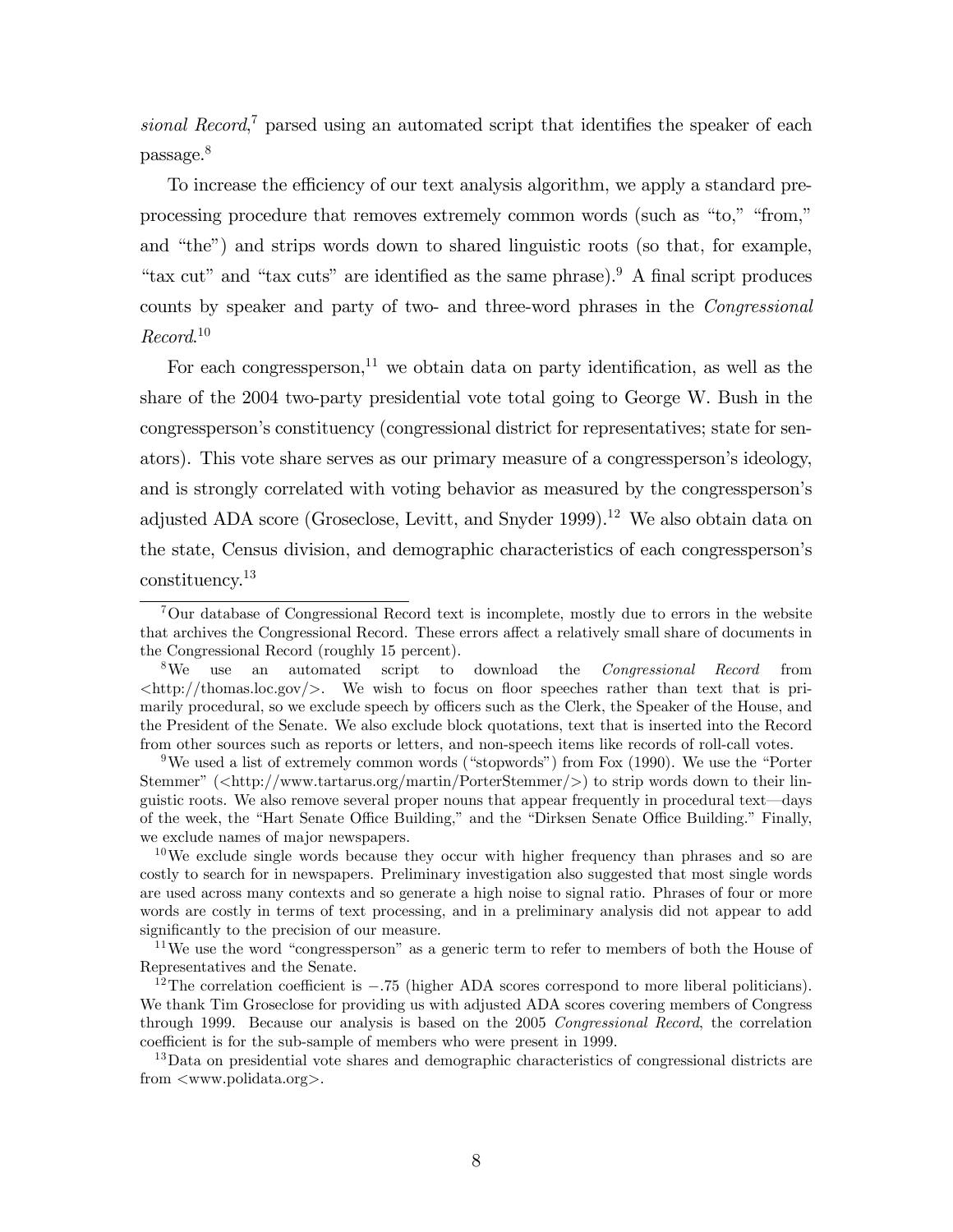*sional Record*,[7] parsed using an automated script that identifies the speaker of each passage.[8]

To increase the efficiency of our text analysis algorithm, we apply a standard preprocessing procedure that removes extremely common words (such as "to," "from," and "the") and strips words down to shared linguistic roots (so that, for example, "tax cut" and "tax cuts" are identified as the same phrase).[9] A final script produces counts by speaker and party of two- and three-word phrases in the *Congressional Record*.[10]

For each congressperson,[11] we obtain data on party identification, as well as the share of the 2004 two-party presidential vote total going to George W. Bush in the congressperson's constituency (congressional district for representatives; state for senators). This vote share serves as our primary measure of a congressperson's ideology, and is strongly correlated with voting behavior as measured by the congressperson's adjusted ADA score (Groseclose, Levitt, and Snyder 1999).[12] We also obtain data on the state, Census division, and demographic characteristics of each congressperson's constituency.[13]

---

[7] Our database of Congressional Record text is incomplete, mostly due to errors in the website that archives the Congressional Record. These errors affect a relatively small share of documents in the Congressional Record (roughly 15 percent).

[8] We use an automated script to download the *Congressional Record* from <http://thomas.loc.gov/>. We wish to focus on floor speeches rather than text that is primarily procedural, so we exclude speech by officers such as the Clerk, the Speaker of the House, and the President of the Senate. We also exclude block quotations, text that is inserted into the Record from other sources such as reports or letters, and non-speech items like records of roll-call votes.

[9] We used a list of extremely common words ("stopwords") from Fox (1990). We use the "Porter Stemmer" (<http://www.tartarus.org/martin/PorterStemmer/>) to strip words down to their linguistic roots. We also remove several proper nouns that appear frequently in procedural text—days of the week, the "Hart Senate Office Building," and the "Dirksen Senate Office Building." Finally, we exclude names of major newspapers.

[10] We exclude single words because they occur with higher frequency than phrases and so are costly to search for in newspapers. Preliminary investigation also suggested that most single words are used across many contexts and so generate a high noise to signal ratio. Phrases of four or more words are costly in terms of text processing, and in a preliminary analysis did not appear to add significantly to the precision of our measure.

[11] We use the word "congressperson" as a generic term to refer to members of both the House of Representatives and the Senate.

[12] The correlation coefficient is $-.75$ (higher ADA scores correspond to more liberal politicians). We thank Tim Groseclose for providing us with adjusted ADA scores covering members of Congress through 1999. Because our analysis is based on the 2005 *Congressional Record*, the correlation coefficient is for the sub-sample of members who were present in 1999.

[13] Data on presidential vote shares and demographic characteristics of congressional districts are from <www.polidata.org>.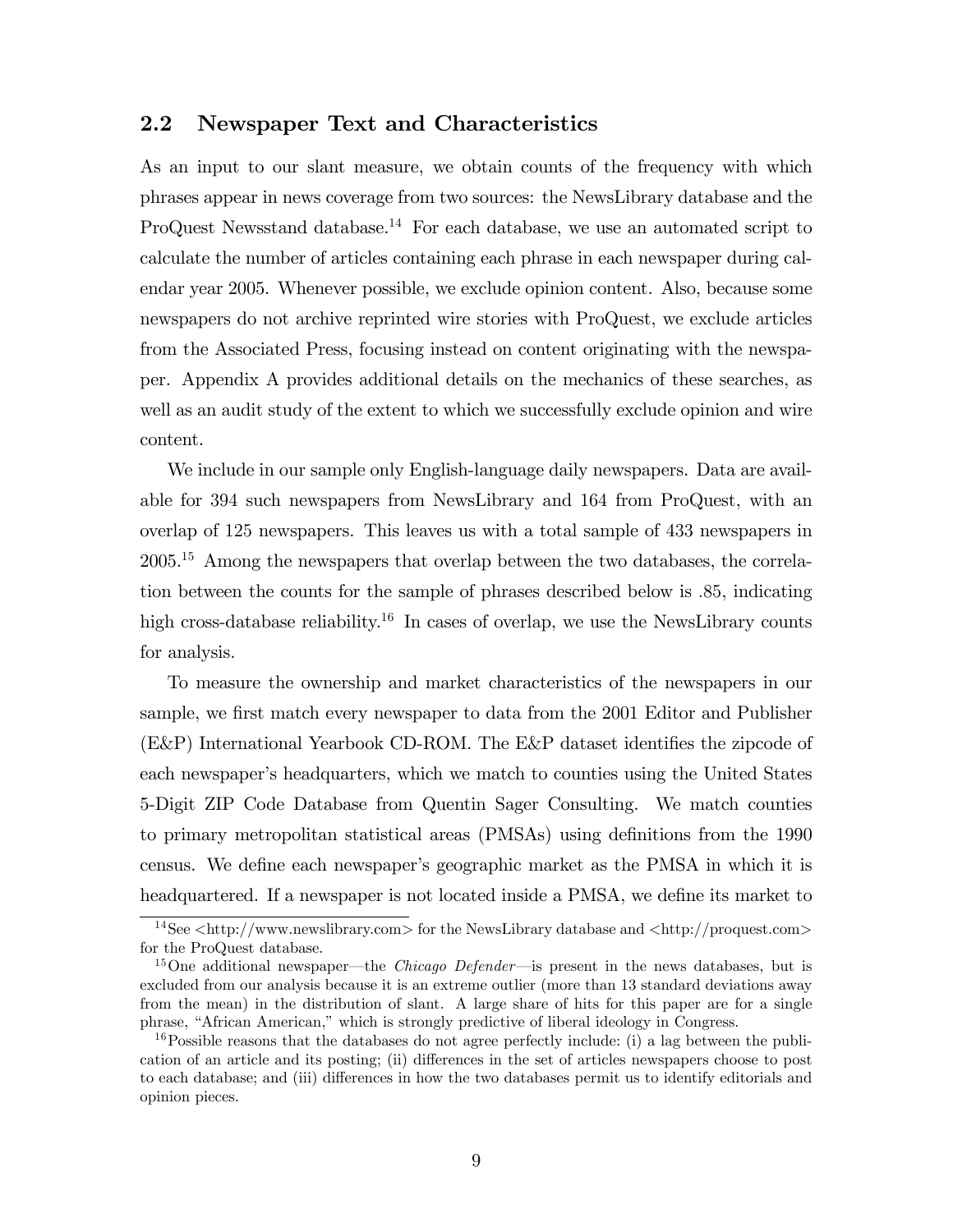## 2.2 Newspaper Text and Characteristics

As an input to our slant measure, we obtain counts of the frequency with which phrases appear in news coverage from two sources: the NewsLibrary database and the ProQuest Newsstand database.[14] For each database, we use an automated script to calculate the number of articles containing each phrase in each newspaper during calendar year 2005. Whenever possible, we exclude opinion content. Also, because some newspapers do not archive reprinted wire stories with ProQuest, we exclude articles from the Associated Press, focusing instead on content originating with the newspaper. Appendix A provides additional details on the mechanics of these searches, as well as an audit study of the extent to which we successfully exclude opinion and wire content.

We include in our sample only English-language daily newspapers. Data are available for 394 such newspapers from NewsLibrary and 164 from ProQuest, with an overlap of 125 newspapers. This leaves us with a total sample of 433 newspapers in 2005.[15] Among the newspapers that overlap between the two databases, the correlation between the counts for the sample of phrases described below is .85, indicating high cross-database reliability.[16] In cases of overlap, we use the NewsLibrary counts for analysis.

To measure the ownership and market characteristics of the newspapers in our sample, we first match every newspaper to data from the 2001 Editor and Publisher (E&P) International Yearbook CD-ROM. The E&P dataset identifies the zipcode of each newspaper's headquarters, which we match to counties using the United States 5-Digit ZIP Code Database from Quentin Sager Consulting. We match counties to primary metropolitan statistical areas (PMSAs) using definitions from the 1990 census. We define each newspaper's geographic market as the PMSA in which it is headquartered. If a newspaper is not located inside a PMSA, we define its market to

[14] See <http://www.newslibrary.com> for the NewsLibrary database and <http://proquest.com> for the ProQuest database.

[15] One additional newspaper—the *Chicago Defender*—is present in the news databases, but is excluded from our analysis because it is an extreme outlier (more than 13 standard deviations away from the mean) in the distribution of slant. A large share of hits for this paper are for a single phrase, "African American," which is strongly predictive of liberal ideology in Congress.

[16] Possible reasons that the databases do not agree perfectly include: (i) a lag between the publication of an article and its posting; (ii) differences in the set of articles newspapers choose to post to each database; and (iii) differences in how the two databases permit us to identify editorials and opinion pieces.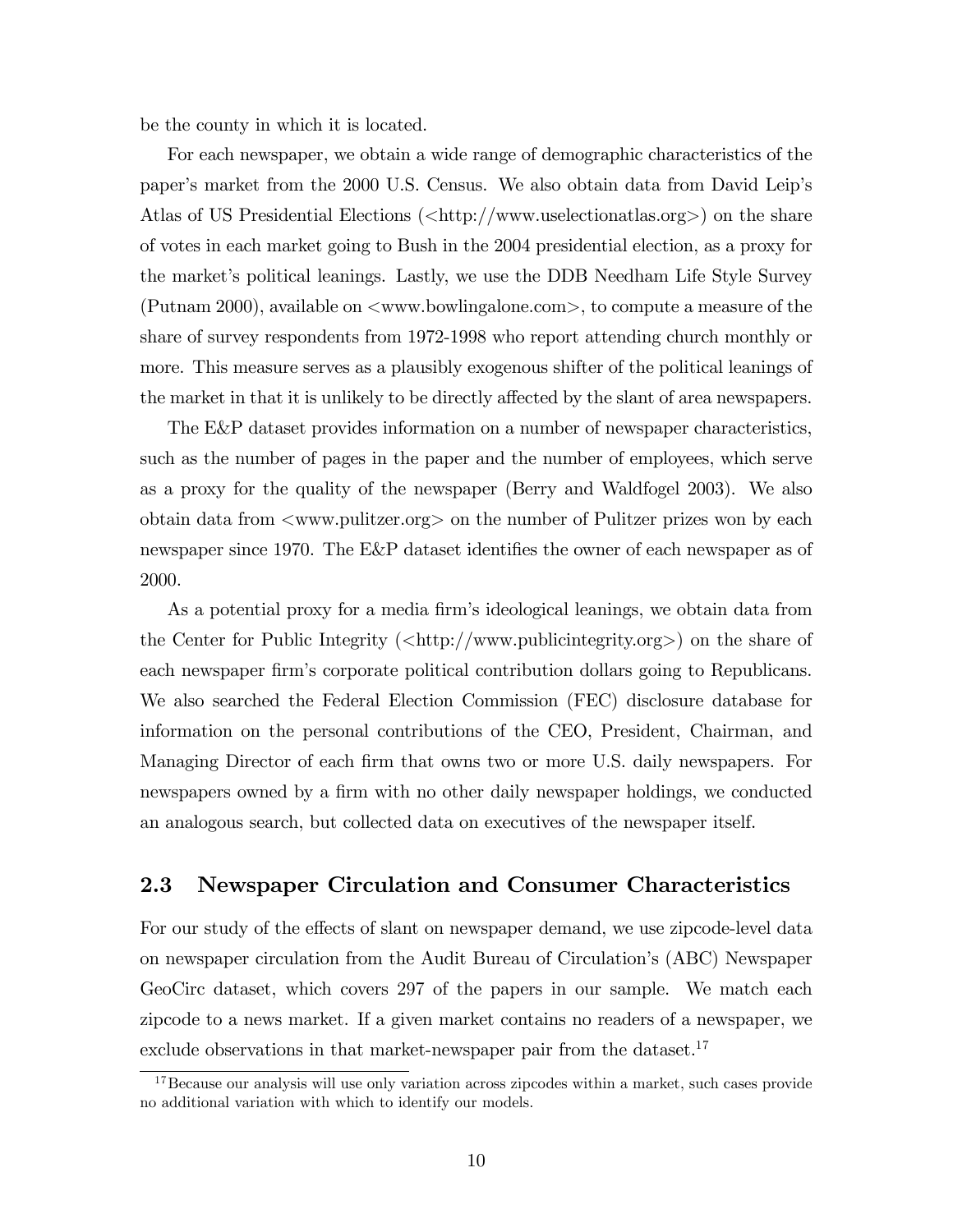be the county in which it is located.

For each newspaper, we obtain a wide range of demographic characteristics of the paper's market from the 2000 U.S. Census. We also obtain data from David Leip's Atlas of US Presidential Elections (<http://www.uselectionatlas.org>) on the share of votes in each market going to Bush in the 2004 presidential election, as a proxy for the market's political leanings. Lastly, we use the DDB Needham Life Style Survey (Putnam 2000), available on <www.bowlingalone.com>, to compute a measure of the share of survey respondents from 1972-1998 who report attending church monthly or more. This measure serves as a plausibly exogenous shifter of the political leanings of the market in that it is unlikely to be directly affected by the slant of area newspapers.

The E&P dataset provides information on a number of newspaper characteristics, such as the number of pages in the paper and the number of employees, which serve as a proxy for the quality of the newspaper (Berry and Waldfogel 2003). We also obtain data from <www.pulitzer.org> on the number of Pulitzer prizes won by each newspaper since 1970. The E&P dataset identifies the owner of each newspaper as of 2000.

As a potential proxy for a media firm's ideological leanings, we obtain data from the Center for Public Integrity (<http://www.publicintegrity.org>) on the share of each newspaper firm's corporate political contribution dollars going to Republicans. We also searched the Federal Election Commission (FEC) disclosure database for information on the personal contributions of the CEO, President, Chairman, and Managing Director of each firm that owns two or more U.S. daily newspapers. For newspapers owned by a firm with no other daily newspaper holdings, we conducted an analogous search, but collected data on executives of the newspaper itself.

## 2.3 Newspaper Circulation and Consumer Characteristics

For our study of the effects of slant on newspaper demand, we use zipcode-level data on newspaper circulation from the Audit Bureau of Circulation's (ABC) Newspaper GeoCirc dataset, which covers 297 of the papers in our sample. We match each zipcode to a news market. If a given market contains no readers of a newspaper, we exclude observations in that market-newspaper pair from the dataset.[17]

[17] Because our analysis will use only variation across zipcodes within a market, such cases provide no additional variation with which to identify our models.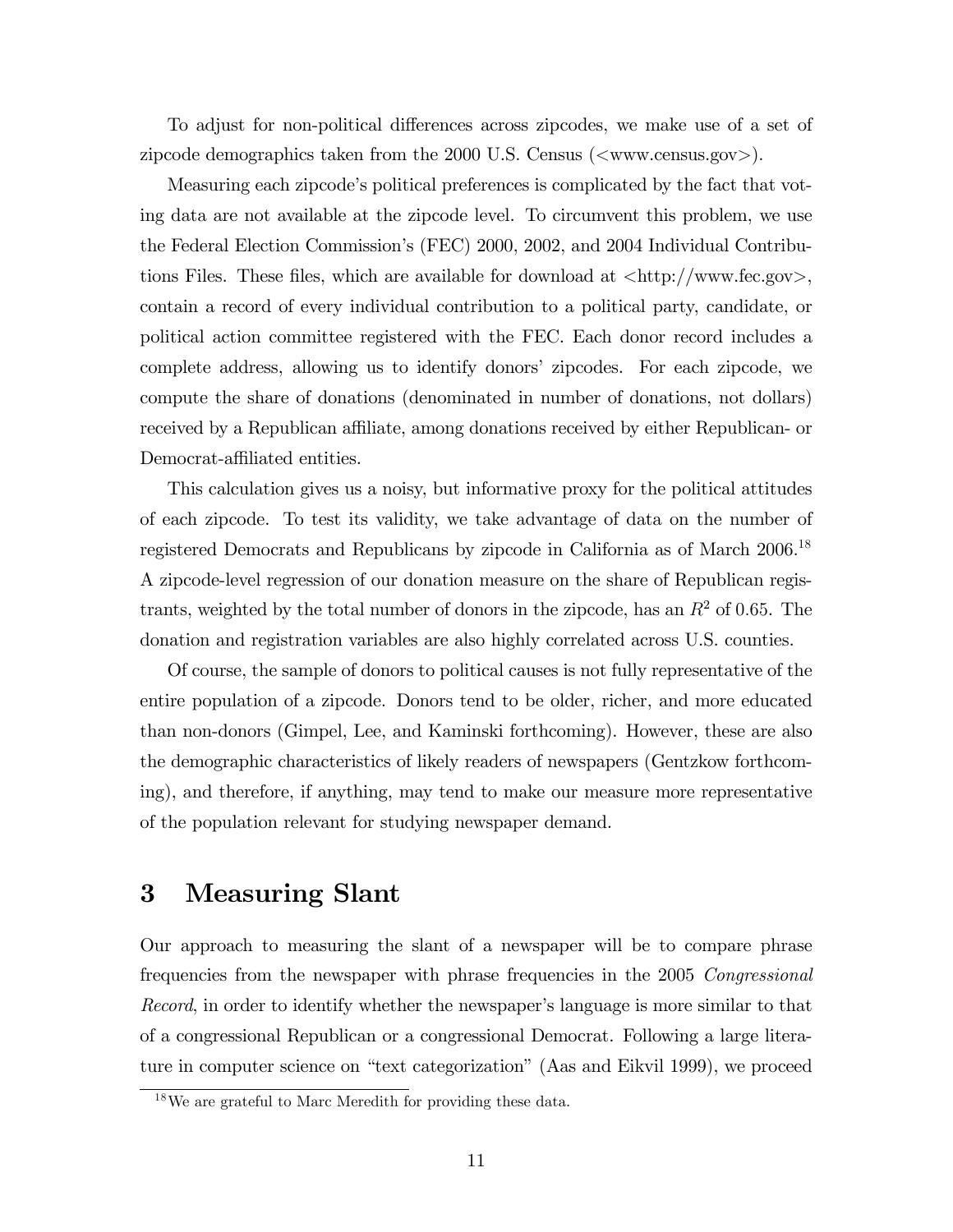To adjust for non-political differences across zipcodes, we make use of a set of zipcode demographics taken from the 2000 U.S. Census (<www.census.gov>).

Measuring each zipcode's political preferences is complicated by the fact that voting data are not available at the zipcode level. To circumvent this problem, we use the Federal Election Commission's (FEC) 2000, 2002, and 2004 Individual Contributions Files. These files, which are available for download at <http://www.fec.gov>, contain a record of every individual contribution to a political party, candidate, or political action committee registered with the FEC. Each donor record includes a complete address, allowing us to identify donors' zipcodes. For each zipcode, we compute the share of donations (denominated in number of donations, not dollars) received by a Republican affiliate, among donations received by either Republican- or Democrat-affiliated entities.

This calculation gives us a noisy, but informative proxy for the political attitudes of each zipcode. To test its validity, we take advantage of data on the number of registered Democrats and Republicans by zipcode in California as of March 2006.[18] A zipcode-level regression of our donation measure on the share of Republican registrants, weighted by the total number of donors in the zipcode, has an $R^2$ of 0.65. The donation and registration variables are also highly correlated across U.S. counties.

Of course, the sample of donors to political causes is not fully representative of the entire population of a zipcode. Donors tend to be older, richer, and more educated than non-donors (Gimpel, Lee, and Kaminski forthcoming). However, these are also the demographic characteristics of likely readers of newspapers (Gentzkow forthcoming), and therefore, if anything, may tend to make our measure more representative of the population relevant for studying newspaper demand.

## 3 Measuring Slant

Our approach to measuring the slant of a newspaper will be to compare phrase frequencies from the newspaper with phrase frequencies in the 2005 *Congressional Record*, in order to identify whether the newspaper's language is more similar to that of a congressional Republican or a congressional Democrat. Following a large literature in computer science on "text categorization" (Aas and Eikvil 1999), we proceed

[18] We are grateful to Marc Meredith for providing these data.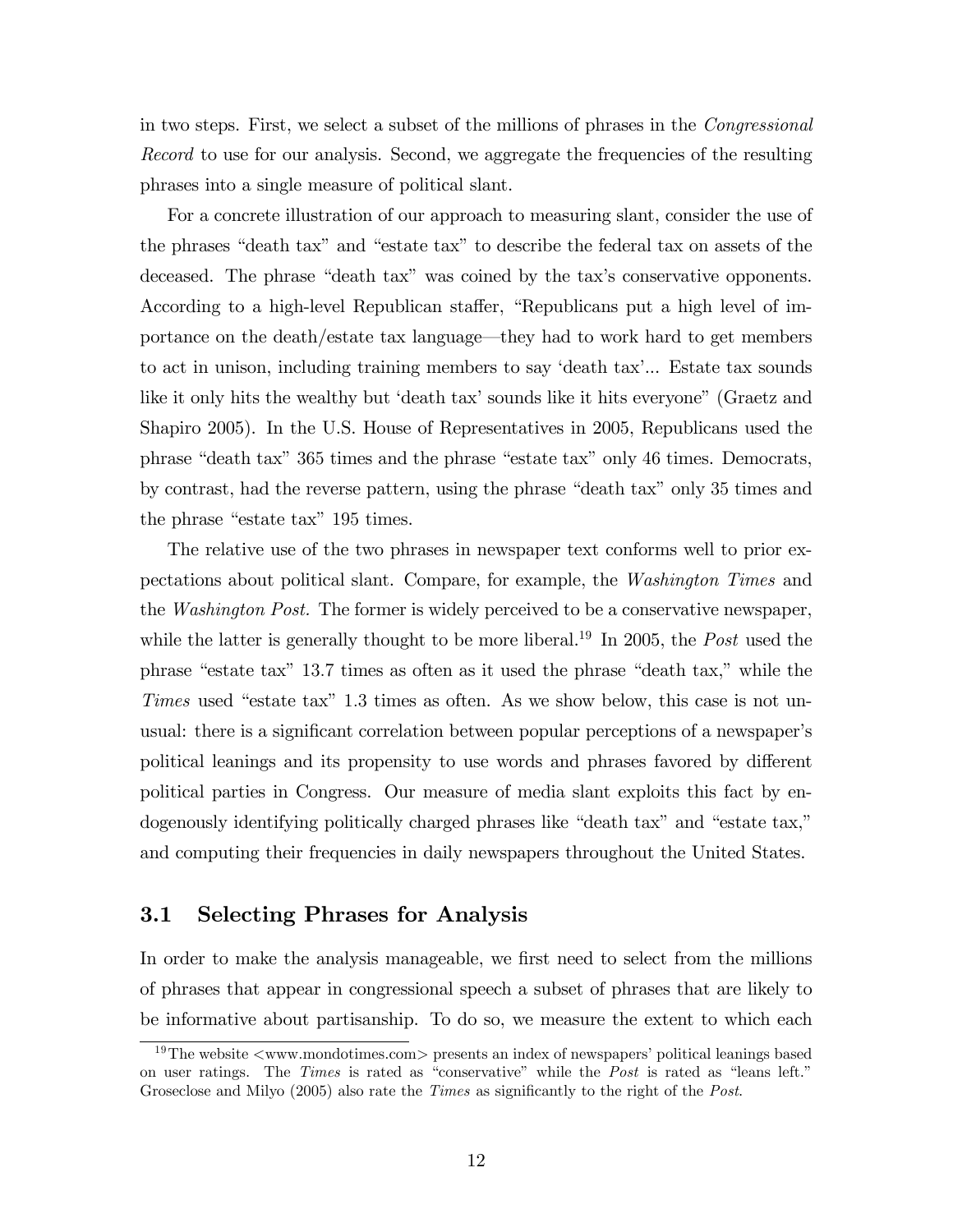in two steps. First, we select a subset of the millions of phrases in the *Congressional Record* to use for our analysis. Second, we aggregate the frequencies of the resulting phrases into a single measure of political slant.

For a concrete illustration of our approach to measuring slant, consider the use of the phrases "death tax" and "estate tax" to describe the federal tax on assets of the deceased. The phrase "death tax" was coined by the tax's conservative opponents. According to a high-level Republican staffer, "Republicans put a high level of importance on the death/estate tax language—they had to work hard to get members to act in unison, including training members to say 'death tax'... Estate tax sounds like it only hits the wealthy but 'death tax' sounds like it hits everyone" (Graetz and Shapiro 2005). In the U.S. House of Representatives in 2005, Republicans used the phrase "death tax" 365 times and the phrase "estate tax" only 46 times. Democrats, by contrast, had the reverse pattern, using the phrase "death tax" only 35 times and the phrase "estate tax" 195 times.

The relative use of the two phrases in newspaper text conforms well to prior expectations about political slant. Compare, for example, the *Washington Times* and the *Washington Post.* The former is widely perceived to be a conservative newspaper, while the latter is generally thought to be more liberal.[19] In 2005, the *Post* used the phrase "estate tax" 13.7 times as often as it used the phrase "death tax," while the *Times* used "estate tax" 1.3 times as often. As we show below, this case is not unusual: there is a significant correlation between popular perceptions of a newspaper's political leanings and its propensity to use words and phrases favored by different political parties in Congress. Our measure of media slant exploits this fact by endogenously identifying politically charged phrases like "death tax" and "estate tax," and computing their frequencies in daily newspapers throughout the United States.

## 3.1 Selecting Phrases for Analysis

In order to make the analysis manageable, we first need to select from the millions of phrases that appear in congressional speech a subset of phrases that are likely to be informative about partisanship. To do so, we measure the extent to which each

[19] The website <www.mondotimes.com> presents an index of newspapers' political leanings based on user ratings. The *Times* is rated as "conservative" while the *Post* is rated as "leans left." Groseclose and Milyo (2005) also rate the *Times* as significantly to the right of the *Post*.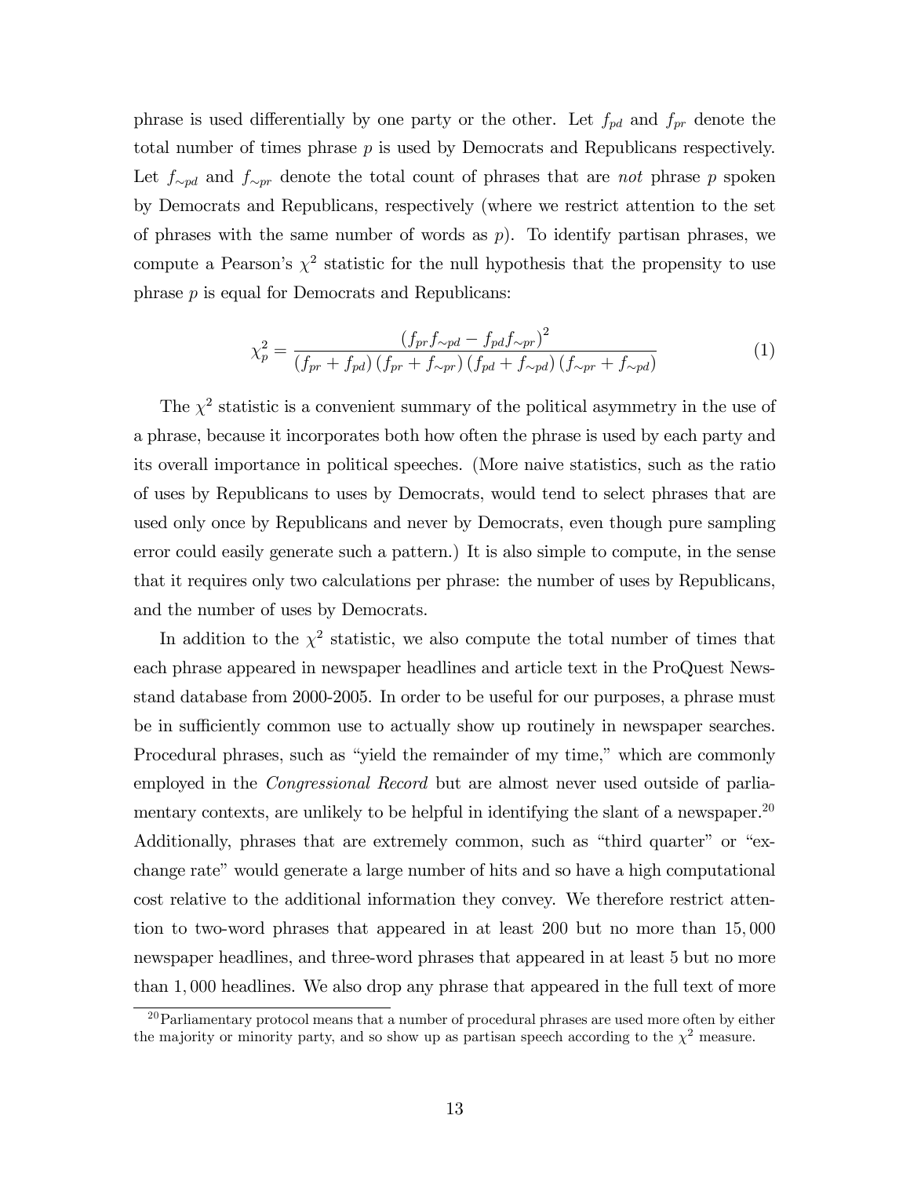phrase is used differentially by one party or the other. Let $f_{pd}$ and $f_{pr}$ denote the total number of times phrase $p$ is used by Democrats and Republicans respectively. Let $f_{\sim pd}$ and $f_{\sim pr}$ denote the total count of phrases that are *not* phrase $p$ spoken by Democrats and Republicans, respectively (where we restrict attention to the set of phrases with the same number of words as $p$). To identify partisan phrases, we compute a Pearson's $\chi^2$ statistic for the null hypothesis that the propensity to use phrase $p$ is equal for Democrats and Republicans:

$$\chi_p^2 = \frac{\left(f_{pr} f_{\sim pd} - f_{pd} f_{\sim pr}\right)^2}{\left(f_{pr} + f_{pd}\right)\left(f_{pr} + f_{\sim pr}\right)\left(f_{pd} + f_{\sim pd}\right)\left(f_{\sim pr} + f_{\sim pd}\right)} \tag{1}$$

The $\chi^2$ statistic is a convenient summary of the political asymmetry in the use of a phrase, because it incorporates both how often the phrase is used by each party and its overall importance in political speeches. (More naive statistics, such as the ratio of uses by Republicans to uses by Democrats, would tend to select phrases that are used only once by Republicans and never by Democrats, even though pure sampling error could easily generate such a pattern.) It is also simple to compute, in the sense that it requires only two calculations per phrase: the number of uses by Republicans, and the number of uses by Democrats.

In addition to the $\chi^2$ statistic, we also compute the total number of times that each phrase appeared in newspaper headlines and article text in the ProQuest Newsstand database from 2000-2005. In order to be useful for our purposes, a phrase must be in sufficiently common use to actually show up routinely in newspaper searches. Procedural phrases, such as "yield the remainder of my time," which are commonly employed in the *Congressional Record* but are almost never used outside of parliamentary contexts, are unlikely to be helpful in identifying the slant of a newspaper.[20] Additionally, phrases that are extremely common, such as "third quarter" or "exchange rate" would generate a large number of hits and so have a high computational cost relative to the additional information they convey. We therefore restrict attention to two-word phrases that appeared in at least 200 but no more than 15,000 newspaper headlines, and three-word phrases that appeared in at least 5 but no more than 1,000 headlines. We also drop any phrase that appeared in the full text of more

[20] Parliamentary protocol means that a number of procedural phrases are used more often by either the majority or minority party, and so show up as partisan speech according to the $\chi^2$ measure.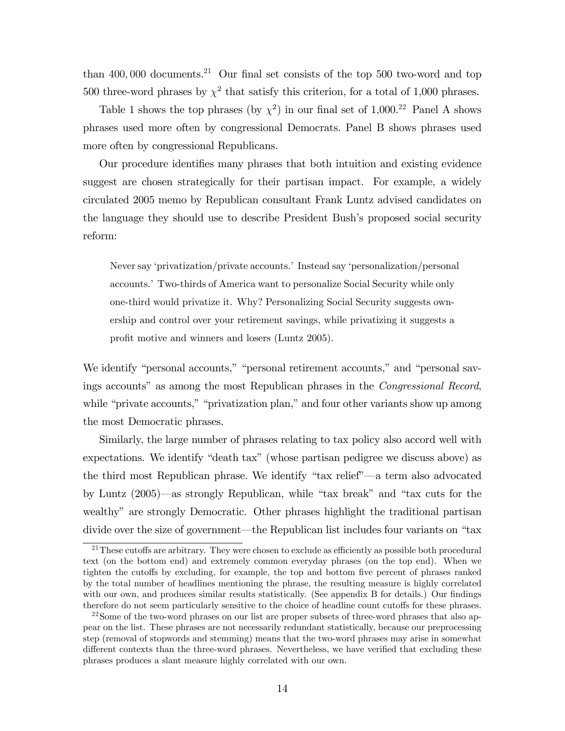than $400,000$ documents.[21] Our final set consists of the top 500 two-word and top 500 three-word phrases by $\chi^2$ that satisfy this criterion, for a total of 1,000 phrases.

Table 1 shows the top phrases (by $\chi^2$) in our final set of 1,000.[22] Panel A shows phrases used more often by congressional Democrats. Panel B shows phrases used more often by congressional Republicans.

Our procedure identifies many phrases that both intuition and existing evidence suggest are chosen strategically for their partisan impact. For example, a widely circulated 2005 memo by Republican consultant Frank Luntz advised candidates on the language they should use to describe President Bush's proposed social security reform:

> Never say 'privatization/private accounts.' Instead say 'personalization/personal accounts.' Two-thirds of America want to personalize Social Security while only one-third would privatize it. Why? Personalizing Social Security suggests ownership and control over your retirement savings, while privatizing it suggests a profit motive and winners and losers (Luntz 2005).

We identify "personal accounts," "personal retirement accounts," and "personal savings accounts" as among the most Republican phrases in the *Congressional Record*, while "private accounts," "privatization plan," and four other variants show up among the most Democratic phrases.

Similarly, the large number of phrases relating to tax policy also accord well with expectations. We identify "death tax" (whose partisan pedigree we discuss above) as the third most Republican phrase. We identify "tax relief"—a term also advocated by Luntz (2005)—as strongly Republican, while "tax break" and "tax cuts for the wealthy" are strongly Democratic. Other phrases highlight the traditional partisan divide over the size of government—the Republican list includes four variants on "tax

[21] These cutoffs are arbitrary. They were chosen to exclude as efficiently as possible both procedural text (on the bottom end) and extremely common everyday phrases (on the top end). When we tighten the cutoffs by excluding, for example, the top and bottom five percent of phrases ranked by the total number of headlines mentioning the phrase, the resulting measure is highly correlated with our own, and produces similar results statistically. (See appendix B for details.) Our findings therefore do not seem particularly sensitive to the choice of headline count cutoffs for these phrases.

[22] Some of the two-word phrases on our list are proper subsets of three-word phrases that also appear on the list. These phrases are not necessarily redundant statistically, because our preprocessing step (removal of stopwords and stemming) means that the two-word phrases may arise in somewhat different contexts than the three-word phrases. Nevertheless, we have verified that excluding these phrases produces a slant measure highly correlated with our own.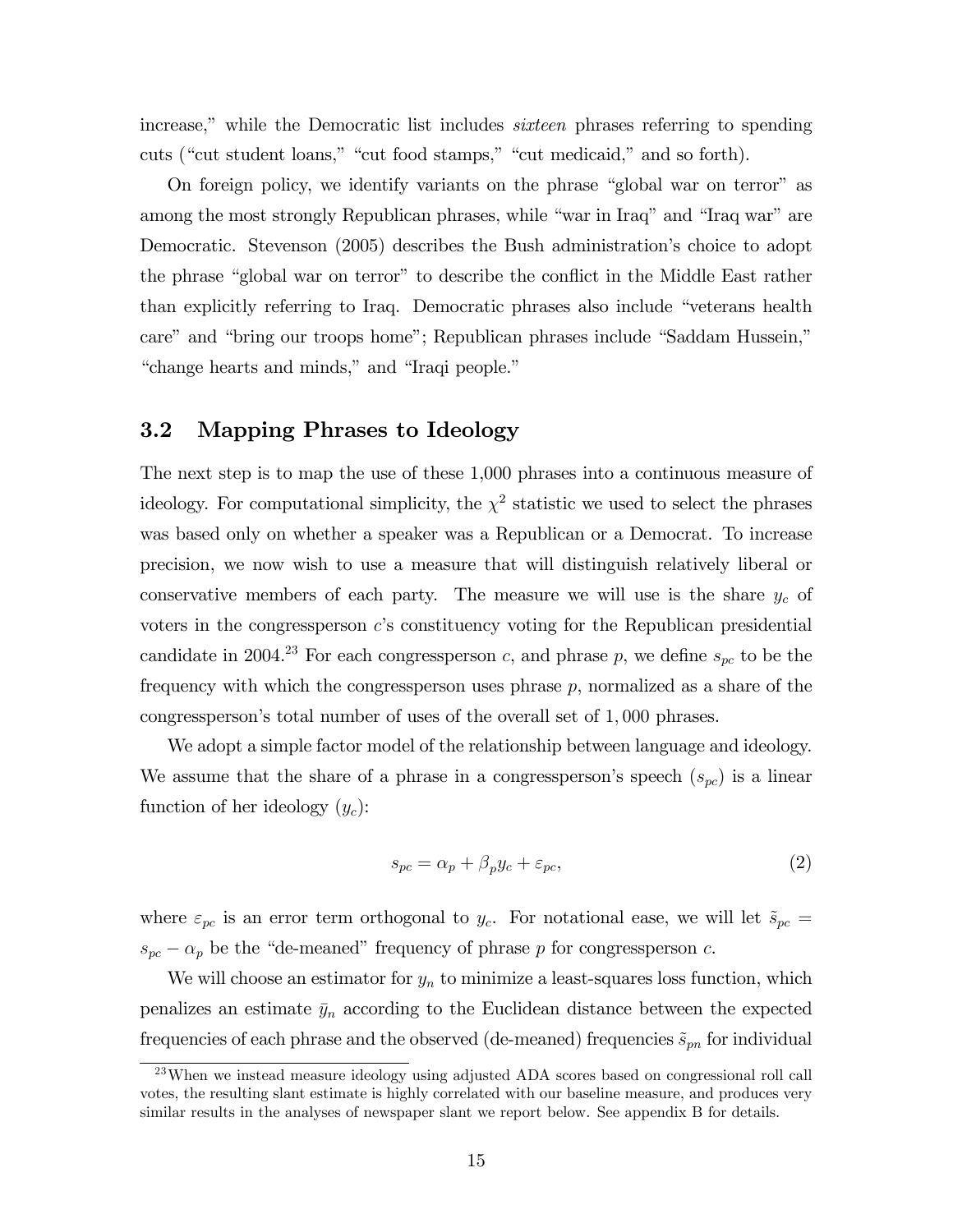increase," while the Democratic list includes *sixteen* phrases referring to spending cuts ("cut student loans," "cut food stamps," "cut medicaid," and so forth).

On foreign policy, we identify variants on the phrase "global war on terror" as among the most strongly Republican phrases, while "war in Iraq" and "Iraq war" are Democratic. Stevenson (2005) describes the Bush administration's choice to adopt the phrase "global war on terror" to describe the conflict in the Middle East rather than explicitly referring to Iraq. Democratic phrases also include "veterans health care" and "bring our troops home"; Republican phrases include "Saddam Hussein," "change hearts and minds," and "Iraqi people."

### 3.2 Mapping Phrases to Ideology

The next step is to map the use of these 1,000 phrases into a continuous measure of ideology. For computational simplicity, the $\chi^2$ statistic we used to select the phrases was based only on whether a speaker was a Republican or a Democrat. To increase precision, we now wish to use a measure that will distinguish relatively liberal or conservative members of each party. The measure we will use is the share $y_c$ of voters in the congressperson $c$'s constituency voting for the Republican presidential candidate in 2004.[23] For each congressperson $c$, and phrase $p$, we define $s_{pc}$ to be the frequency with which the congressperson uses phrase $p$, normalized as a share of the congressperson's total number of uses of the overall set of $1,000$ phrases.

We adopt a simple factor model of the relationship between language and ideology. We assume that the share of a phrase in a congressperson's speech ($s_{pc}$) is a linear function of her ideology ($y_c$):

$$s_{pc} = \alpha_p + \beta_p y_c + \varepsilon_{pc}, \tag{2}$$

where $\varepsilon_{pc}$ is an error term orthogonal to $y_c$. For notational ease, we will let $\tilde{s}_{pc} = s_{pc} - \alpha_p$ be the "de-meaned" frequency of phrase $p$ for congressperson $c$.

We will choose an estimator for $y_n$ to minimize a least-squares loss function, which penalizes an estimate $\bar{y}_n$ according to the Euclidean distance between the expected frequencies of each phrase and the observed (de-meaned) frequencies $\tilde{s}_{pn}$ for individual

[23] When we instead measure ideology using adjusted ADA scores based on congressional roll call votes, the resulting slant estimate is highly correlated with our baseline measure, and produces very similar results in the analyses of newspaper slant we report below. See appendix B for details.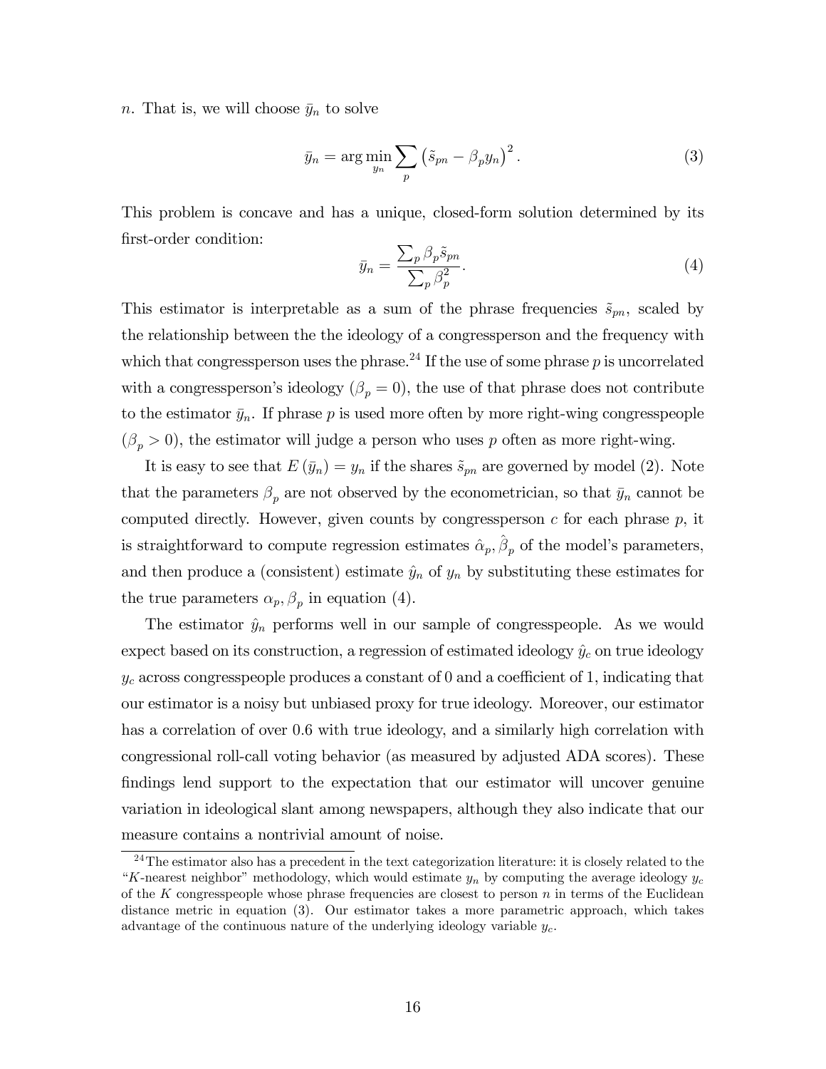$n$. That is, we will choose $\bar{y}_n$ to solve

$$\bar{y}_n = \arg\min_{y_n} \sum_p \left(\tilde{s}_{pn} - \beta_p y_n\right)^2. \tag{3}$$

This problem is concave and has a unique, closed-form solution determined by its first-order condition:

$$\bar{y}_n = \frac{\sum_p \beta_p \tilde{s}_{pn}}{\sum_p \beta_p^2}. \tag{4}$$

This estimator is interpretable as a sum of the phrase frequencies $\tilde{s}_{pn}$, scaled by the relationship between the the ideology of a congressperson and the frequency with which that congressperson uses the phrase.[24] If the use of some phrase $p$ is uncorrelated with a congressperson's ideology ($\beta_p = 0$), the use of that phrase does not contribute to the estimator $\bar{y}_n$. If phrase $p$ is used more often by more right-wing congresspeople ($\beta_p > 0$), the estimator will judge a person who uses $p$ often as more right-wing.

It is easy to see that $E(\bar{y}_n) = y_n$ if the shares $\tilde{s}_{pn}$ are governed by model (2). Note that the parameters $\beta_p$ are not observed by the econometrician, so that $\bar{y}_n$ cannot be computed directly. However, given counts by congressperson $c$ for each phrase $p$, it is straightforward to compute regression estimates $\hat{\alpha}_p, \hat{\beta}_p$ of the model's parameters, and then produce a (consistent) estimate $\hat{y}_n$ of $y_n$ by substituting these estimates for the true parameters $\alpha_p, \beta_p$ in equation (4).

The estimator $\hat{y}_n$ performs well in our sample of congresspeople. As we would expect based on its construction, a regression of estimated ideology $\hat{y}_c$ on true ideology $y_c$ across congresspeople produces a constant of 0 and a coefficient of 1, indicating that our estimator is a noisy but unbiased proxy for true ideology. Moreover, our estimator has a correlation of over 0.6 with true ideology, and a similarly high correlation with congressional roll-call voting behavior (as measured by adjusted ADA scores). These findings lend support to the expectation that our estimator will uncover genuine variation in ideological slant among newspapers, although they also indicate that our measure contains a nontrivial amount of noise.

[24] The estimator also has a precedent in the text categorization literature: it is closely related to the "$K$-nearest neighbor" methodology, which would estimate $y_n$ by computing the average ideology $y_c$ of the $K$ congresspeople whose phrase frequencies are closest to person $n$ in terms of the Euclidean distance metric in equation (3). Our estimator takes a more parametric approach, which takes advantage of the continuous nature of the underlying ideology variable $y_c$.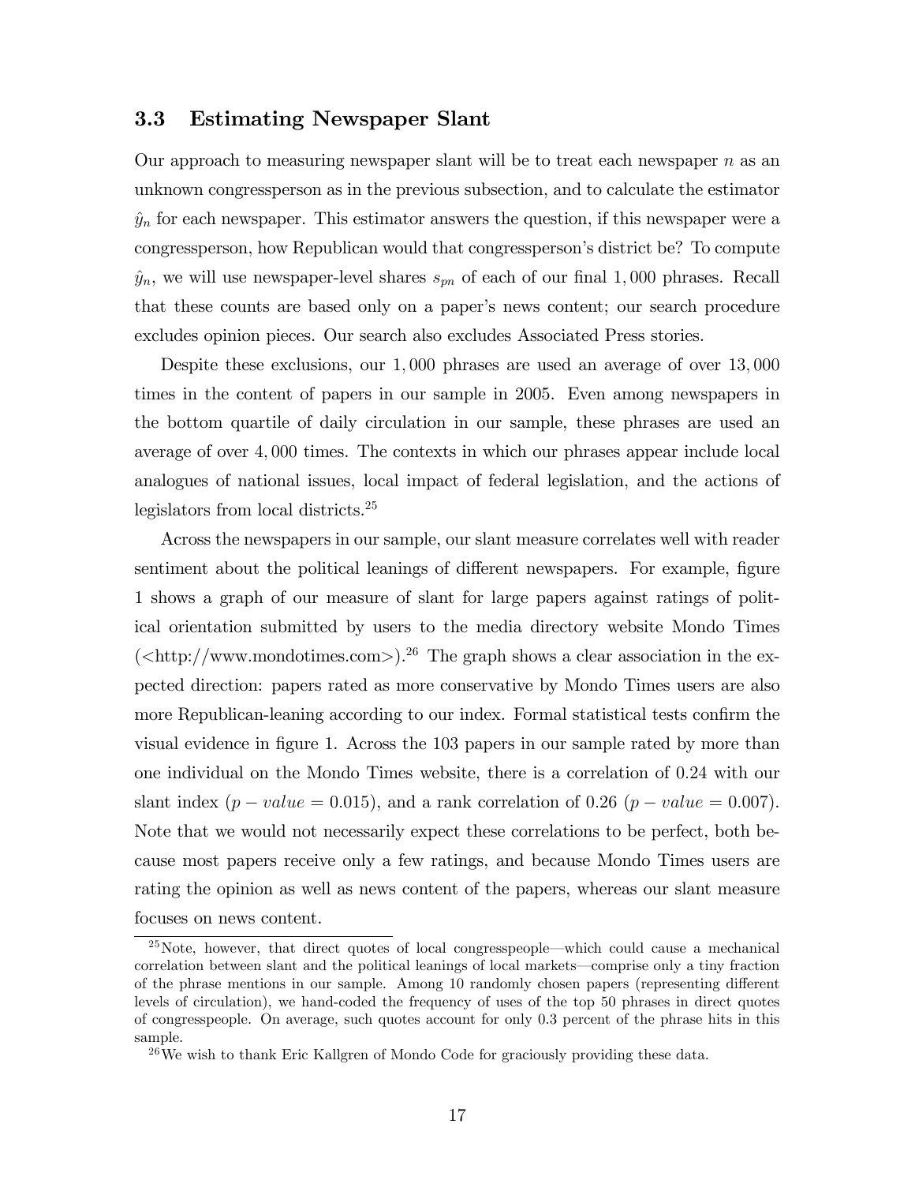### 3.3 Estimating Newspaper Slant

Our approach to measuring newspaper slant will be to treat each newspaper $n$ as an unknown congressperson as in the previous subsection, and to calculate the estimator $\hat{y}_n$ for each newspaper. This estimator answers the question, if this newspaper were a congressperson, how Republican would that congressperson's district be? To compute $\hat{y}_n$, we will use newspaper-level shares $s_{pn}$ of each of our final 1,000 phrases. Recall that these counts are based only on a paper's news content; our search procedure excludes opinion pieces. Our search also excludes Associated Press stories.

Despite these exclusions, our 1,000 phrases are used an average of over 13,000 times in the content of papers in our sample in 2005. Even among newspapers in the bottom quartile of daily circulation in our sample, these phrases are used an average of over 4,000 times. The contexts in which our phrases appear include local analogues of national issues, local impact of federal legislation, and the actions of legislators from local districts.[25]

Across the newspapers in our sample, our slant measure correlates well with reader sentiment about the political leanings of different newspapers. For example, figure 1 shows a graph of our measure of slant for large papers against ratings of political orientation submitted by users to the media directory website Mondo Times (<http://www.mondotimes.com>).[26] The graph shows a clear association in the expected direction: papers rated as more conservative by Mondo Times users are also more Republican-leaning according to our index. Formal statistical tests confirm the visual evidence in figure 1. Across the 103 papers in our sample rated by more than one individual on the Mondo Times website, there is a correlation of 0.24 with our slant index ($p - value = 0.015$), and a rank correlation of 0.26 ($p - value = 0.007$). Note that we would not necessarily expect these correlations to be perfect, both because most papers receive only a few ratings, and because Mondo Times users are rating the opinion as well as news content of the papers, whereas our slant measure focuses on news content.

[25] Note, however, that direct quotes of local congresspeople—which could cause a mechanical correlation between slant and the political leanings of local markets—comprise only a tiny fraction of the phrase mentions in our sample. Among 10 randomly chosen papers (representing different levels of circulation), we hand-coded the frequency of uses of the top 50 phrases in direct quotes of congresspeople. On average, such quotes account for only 0.3 percent of the phrase hits in this sample.

[26] We wish to thank Eric Kallgren of Mondo Code for graciously providing these data.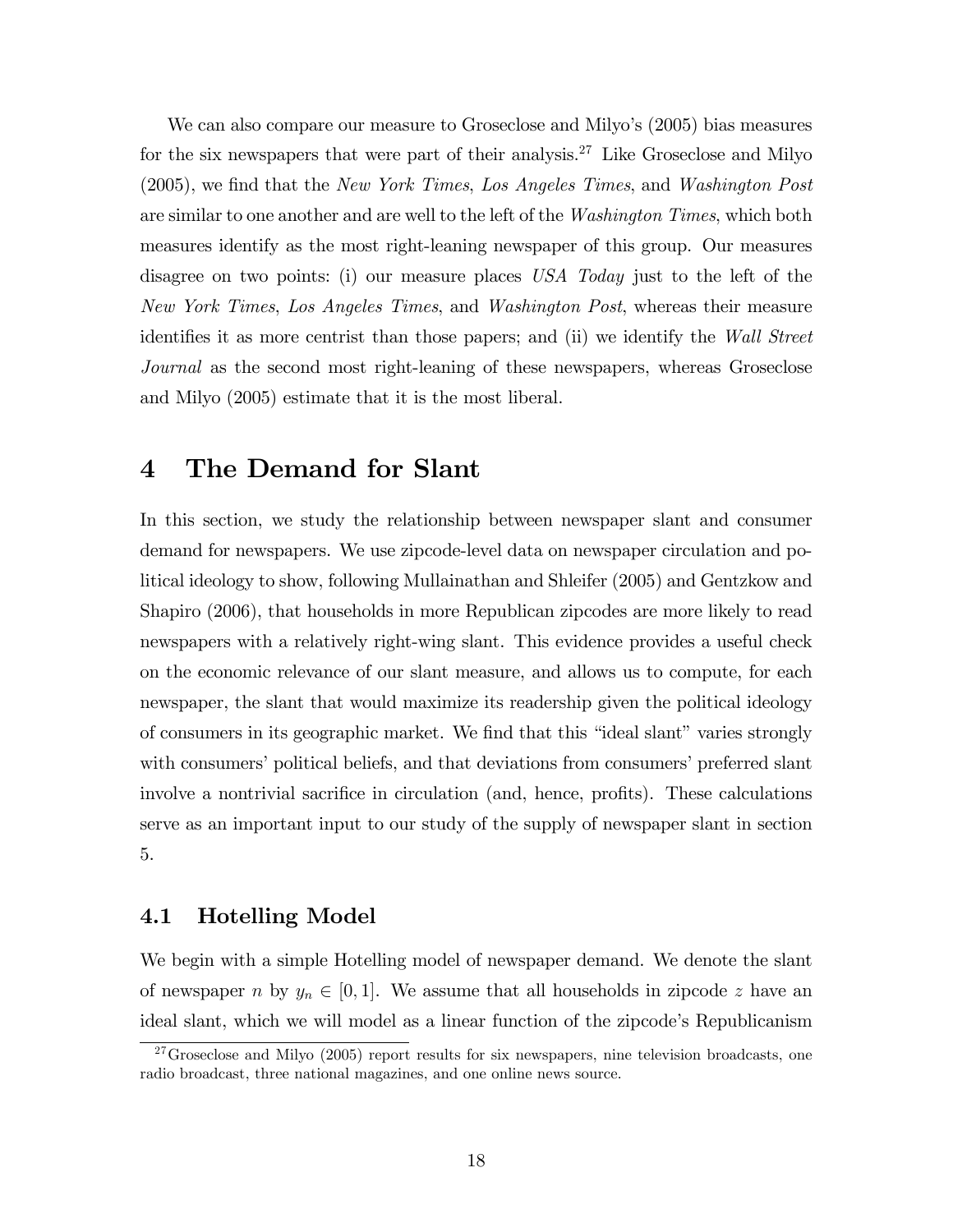We can also compare our measure to Groseclose and Milyo's (2005) bias measures for the six newspapers that were part of their analysis.[27] Like Groseclose and Milyo (2005), we find that the *New York Times*, *Los Angeles Times*, and *Washington Post* are similar to one another and are well to the left of the *Washington Times*, which both measures identify as the most right-leaning newspaper of this group. Our measures disagree on two points: (i) our measure places *USA Today* just to the left of the *New York Times*, *Los Angeles Times*, and *Washington Post*, whereas their measure identifies it as more centrist than those papers; and (ii) we identify the *Wall Street Journal* as the second most right-leaning of these newspapers, whereas Groseclose and Milyo (2005) estimate that it is the most liberal.

# 4 The Demand for Slant

In this section, we study the relationship between newspaper slant and consumer demand for newspapers. We use zipcode-level data on newspaper circulation and political ideology to show, following Mullainathan and Shleifer (2005) and Gentzkow and Shapiro (2006), that households in more Republican zipcodes are more likely to read newspapers with a relatively right-wing slant. This evidence provides a useful check on the economic relevance of our slant measure, and allows us to compute, for each newspaper, the slant that would maximize its readership given the political ideology of consumers in its geographic market. We find that this "ideal slant" varies strongly with consumers' political beliefs, and that deviations from consumers' preferred slant involve a nontrivial sacrifice in circulation (and, hence, profits). These calculations serve as an important input to our study of the supply of newspaper slant in section 5.

## 4.1 Hotelling Model

We begin with a simple Hotelling model of newspaper demand. We denote the slant of newspaper $n$ by $y_n \in [0, 1]$. We assume that all households in zipcode $z$ have an ideal slant, which we will model as a linear function of the zipcode's Republicanism

[27] Groseclose and Milyo (2005) report results for six newspapers, nine television broadcasts, one radio broadcast, three national magazines, and one online news source.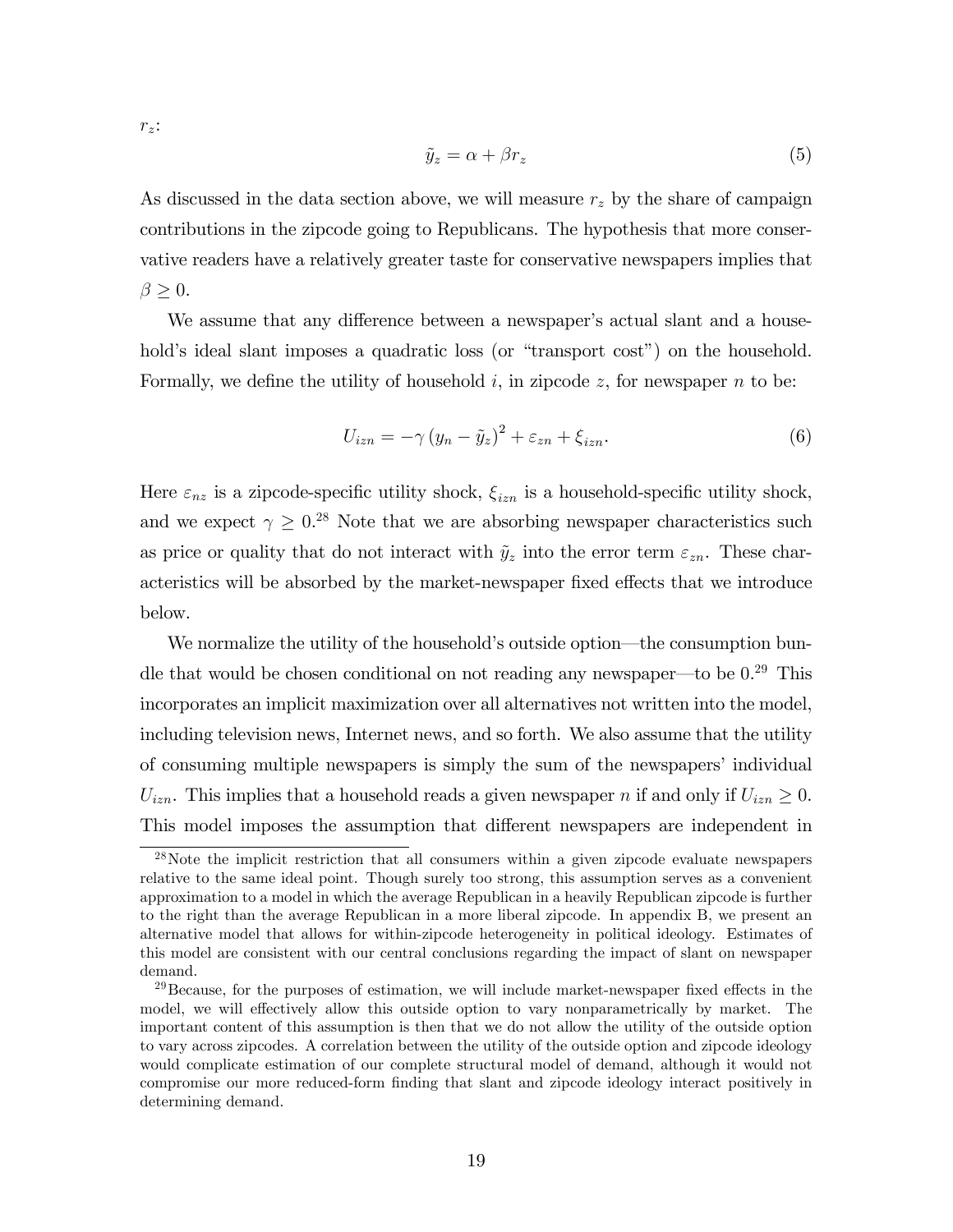$r_z$:

$$\tilde{y}_z = \alpha + \beta r_z \tag{5}$$

As discussed in the data section above, we will measure $r_z$ by the share of campaign contributions in the zipcode going to Republicans. The hypothesis that more conservative readers have a relatively greater taste for conservative newspapers implies that $\beta \geq 0$.

We assume that any difference between a newspaper's actual slant and a household's ideal slant imposes a quadratic loss (or "transport cost") on the household. Formally, we define the utility of household $i$, in zipcode $z$, for newspaper $n$ to be:

$$U_{izn} = -\gamma \left(y_n - \tilde{y}_z\right)^2 + \varepsilon_{zn} + \xi_{izn}. \tag{6}$$

Here $\varepsilon_{nz}$ is a zipcode-specific utility shock, $\xi_{izn}$ is a household-specific utility shock, and we expect $\gamma \geq 0$.[28] Note that we are absorbing newspaper characteristics such as price or quality that do not interact with $\tilde{y}_z$ into the error term $\varepsilon_{zn}$. These characteristics will be absorbed by the market-newspaper fixed effects that we introduce below.

We normalize the utility of the household's outside option—the consumption bundle that would be chosen conditional on not reading any newspaper—to be 0.[29] This incorporates an implicit maximization over all alternatives not written into the model, including television news, Internet news, and so forth. We also assume that the utility of consuming multiple newspapers is simply the sum of the newspapers' individual $U_{izn}$. This implies that a household reads a given newspaper $n$ if and only if $U_{izn} \geq 0$. This model imposes the assumption that different newspapers are independent in

---

[28] Note the implicit restriction that all consumers within a given zipcode evaluate newspapers relative to the same ideal point. Though surely too strong, this assumption serves as a convenient approximation to a model in which the average Republican in a heavily Republican zipcode is further to the right than the average Republican in a more liberal zipcode. In appendix B, we present an alternative model that allows for within-zipcode heterogeneity in political ideology. Estimates of this model are consistent with our central conclusions regarding the impact of slant on newspaper demand.

[29] Because, for the purposes of estimation, we will include market-newspaper fixed effects in the model, we will effectively allow this outside option to vary nonparametrically by market. The important content of this assumption is then that we do not allow the utility of the outside option to vary across zipcodes. A correlation between the utility of the outside option and zipcode ideology would complicate estimation of our complete structural model of demand, although it would not compromise our more reduced-form finding that slant and zipcode ideology interact positively in determining demand.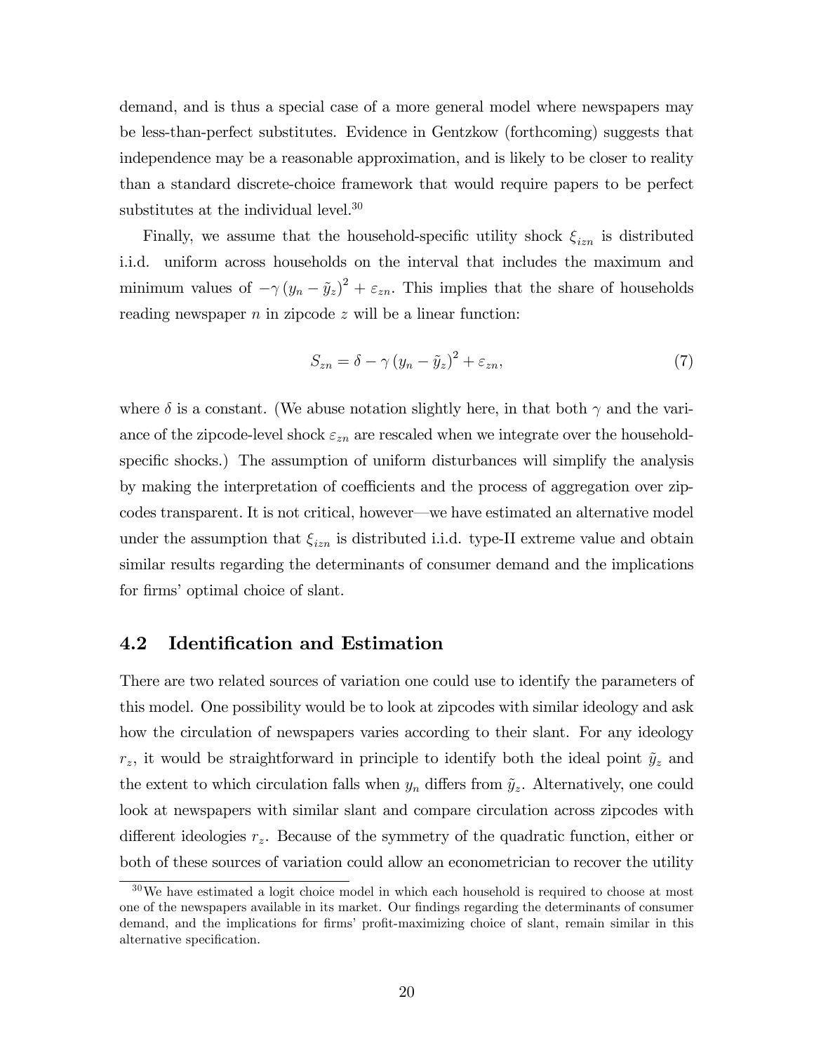demand, and is thus a special case of a more general model where newspapers may be less-than-perfect substitutes. Evidence in Gentzkow (forthcoming) suggests that independence may be a reasonable approximation, and is likely to be closer to reality than a standard discrete-choice framework that would require papers to be perfect substitutes at the individual level.[30]

Finally, we assume that the household-specific utility shock $\xi_{izn}$ is distributed i.i.d. uniform across households on the interval that includes the maximum and minimum values of $-\gamma(y_n - \tilde{y}_z)^2 + \varepsilon_{zn}$. This implies that the share of households reading newspaper $n$ in zipcode $z$ will be a linear function:

$$S_{zn} = \delta - \gamma(y_n - \tilde{y}_z)^2 + \varepsilon_{zn}, \tag{7}$$

where $\delta$ is a constant. (We abuse notation slightly here, in that both $\gamma$ and the variance of the zipcode-level shock $\varepsilon_{zn}$ are rescaled when we integrate over the household-specific shocks.) The assumption of uniform disturbances will simplify the analysis by making the interpretation of coefficients and the process of aggregation over zipcodes transparent. It is not critical, however—we have estimated an alternative model under the assumption that $\xi_{izn}$ is distributed i.i.d. type-II extreme value and obtain similar results regarding the determinants of consumer demand and the implications for firms' optimal choice of slant.

## 4.2 Identification and Estimation

There are two related sources of variation one could use to identify the parameters of this model. One possibility would be to look at zipcodes with similar ideology and ask how the circulation of newspapers varies according to their slant. For any ideology $r_z$, it would be straightforward in principle to identify both the ideal point $\tilde{y}_z$ and the extent to which circulation falls when $y_n$ differs from $\tilde{y}_z$. Alternatively, one could look at newspapers with similar slant and compare circulation across zipcodes with different ideologies $r_z$. Because of the symmetry of the quadratic function, either or both of these sources of variation could allow an econometrician to recover the utility

[30] We have estimated a logit choice model in which each household is required to choose at most one of the newspapers available in its market. Our findings regarding the determinants of consumer demand, and the implications for firms' profit-maximizing choice of slant, remain similar in this alternative specification.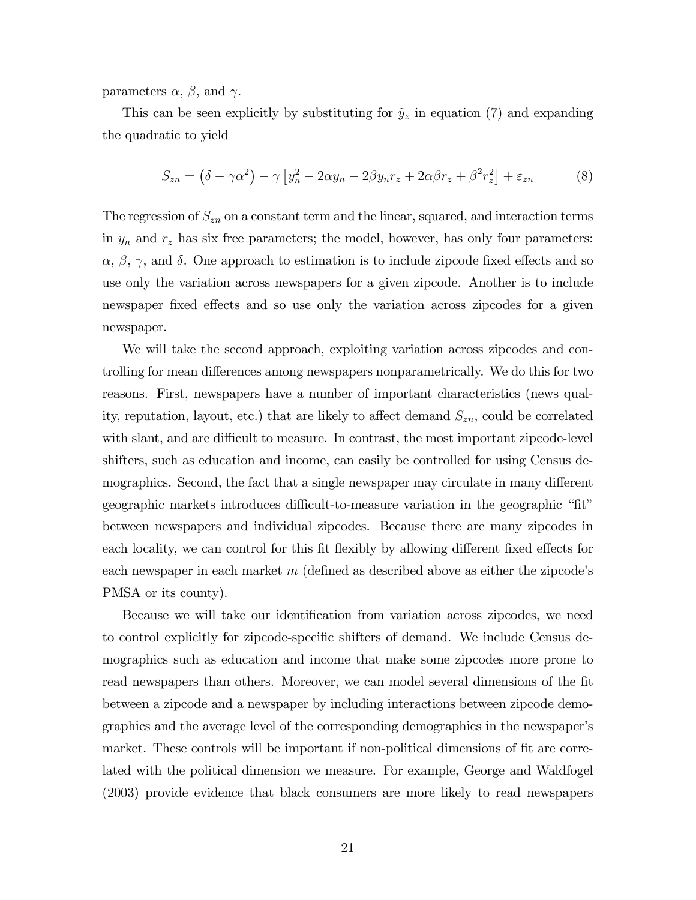parameters $\alpha$, $\beta$, and $\gamma$.

This can be seen explicitly by substituting for $\tilde{y}_z$ in equation (7) and expanding the quadratic to yield

$$S_{zn} = \left(\delta - \gamma\alpha^2\right) - \gamma\left[y_n^2 - 2\alpha y_n - 2\beta y_n r_z + 2\alpha\beta r_z + \beta^2 r_z^2\right] + \varepsilon_{zn} \tag{8}$$

The regression of $S_{zn}$ on a constant term and the linear, squared, and interaction terms in $y_n$ and $r_z$ has six free parameters; the model, however, has only four parameters: $\alpha$, $\beta$, $\gamma$, and $\delta$. One approach to estimation is to include zipcode fixed effects and so use only the variation across newspapers for a given zipcode. Another is to include newspaper fixed effects and so use only the variation across zipcodes for a given newspaper.

We will take the second approach, exploiting variation across zipcodes and controlling for mean differences among newspapers nonparametrically. We do this for two reasons. First, newspapers have a number of important characteristics (news quality, reputation, layout, etc.) that are likely to affect demand $S_{zn}$, could be correlated with slant, and are difficult to measure. In contrast, the most important zipcode-level shifters, such as education and income, can easily be controlled for using Census demographics. Second, the fact that a single newspaper may circulate in many different geographic markets introduces difficult-to-measure variation in the geographic "fit" between newspapers and individual zipcodes. Because there are many zipcodes in each locality, we can control for this fit flexibly by allowing different fixed effects for each newspaper in each market $m$ (defined as described above as either the zipcode's PMSA or its county).

Because we will take our identification from variation across zipcodes, we need to control explicitly for zipcode-specific shifters of demand. We include Census demographics such as education and income that make some zipcodes more prone to read newspapers than others. Moreover, we can model several dimensions of the fit between a zipcode and a newspaper by including interactions between zipcode demographics and the average level of the corresponding demographics in the newspaper's market. These controls will be important if non-political dimensions of fit are correlated with the political dimension we measure. For example, George and Waldfogel (2003) provide evidence that black consumers are more likely to read newspapers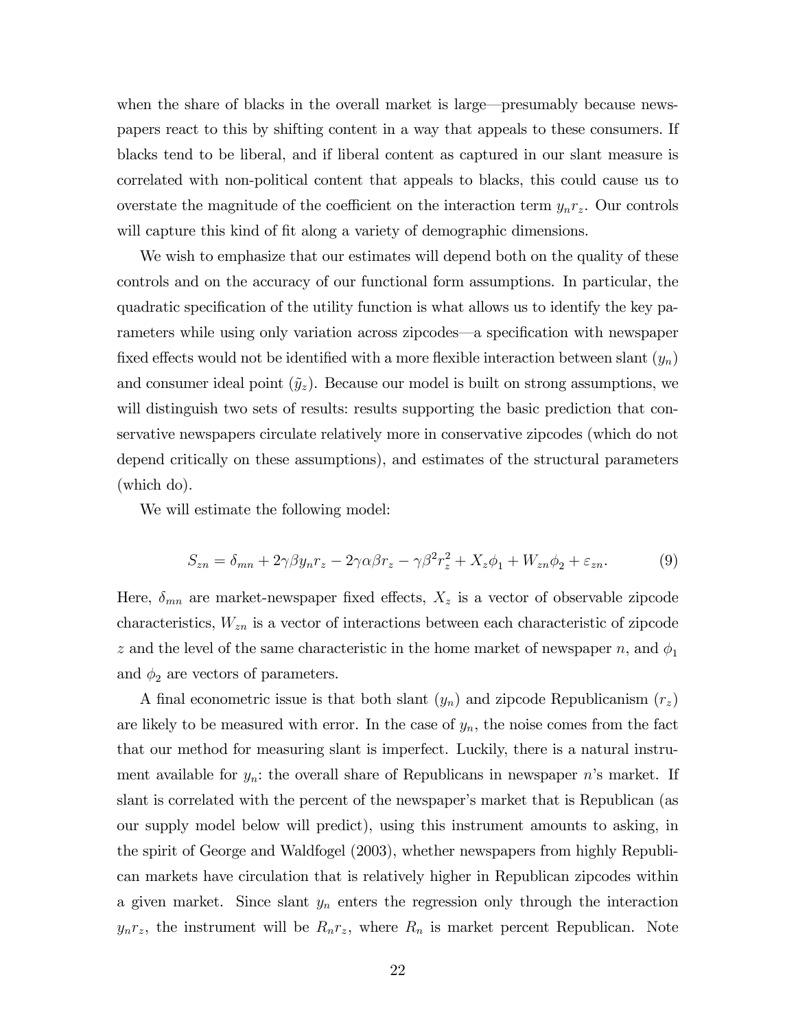when the share of blacks in the overall market is large—presumably because newspapers react to this by shifting content in a way that appeals to these consumers. If blacks tend to be liberal, and if liberal content as captured in our slant measure is correlated with non-political content that appeals to blacks, this could cause us to overstate the magnitude of the coefficient on the interaction term $y_n r_z$. Our controls will capture this kind of fit along a variety of demographic dimensions.

We wish to emphasize that our estimates will depend both on the quality of these controls and on the accuracy of our functional form assumptions. In particular, the quadratic specification of the utility function is what allows us to identify the key parameters while using only variation across zipcodes—a specification with newspaper fixed effects would not be identified with a more flexible interaction between slant ($y_n$) and consumer ideal point ($\tilde{y}_z$). Because our model is built on strong assumptions, we will distinguish two sets of results: results supporting the basic prediction that conservative newspapers circulate relatively more in conservative zipcodes (which do not depend critically on these assumptions), and estimates of the structural parameters (which do).

We will estimate the following model:

$$S_{zn} = \delta_{mn} + 2\gamma\beta y_n r_z - 2\gamma\alpha\beta r_z - \gamma\beta^2 r_z^2 + X_z\phi_1 + W_{zn}\phi_2 + \varepsilon_{zn}. \tag{9}$$

Here, $\delta_{mn}$ are market-newspaper fixed effects, $X_z$ is a vector of observable zipcode characteristics, $W_{zn}$ is a vector of interactions between each characteristic of zipcode $z$ and the level of the same characteristic in the home market of newspaper $n$, and $\phi_1$ and $\phi_2$ are vectors of parameters.

A final econometric issue is that both slant ($y_n$) and zipcode Republicanism ($r_z$) are likely to be measured with error. In the case of $y_n$, the noise comes from the fact that our method for measuring slant is imperfect. Luckily, there is a natural instrument available for $y_n$: the overall share of Republicans in newspaper $n$'s market. If slant is correlated with the percent of the newspaper's market that is Republican (as our supply model below will predict), using this instrument amounts to asking, in the spirit of George and Waldfogel (2003), whether newspapers from highly Republican markets have circulation that is relatively higher in Republican zipcodes within a given market. Since slant $y_n$ enters the regression only through the interaction $y_n r_z$, the instrument will be $R_n r_z$, where $R_n$ is market percent Republican. Note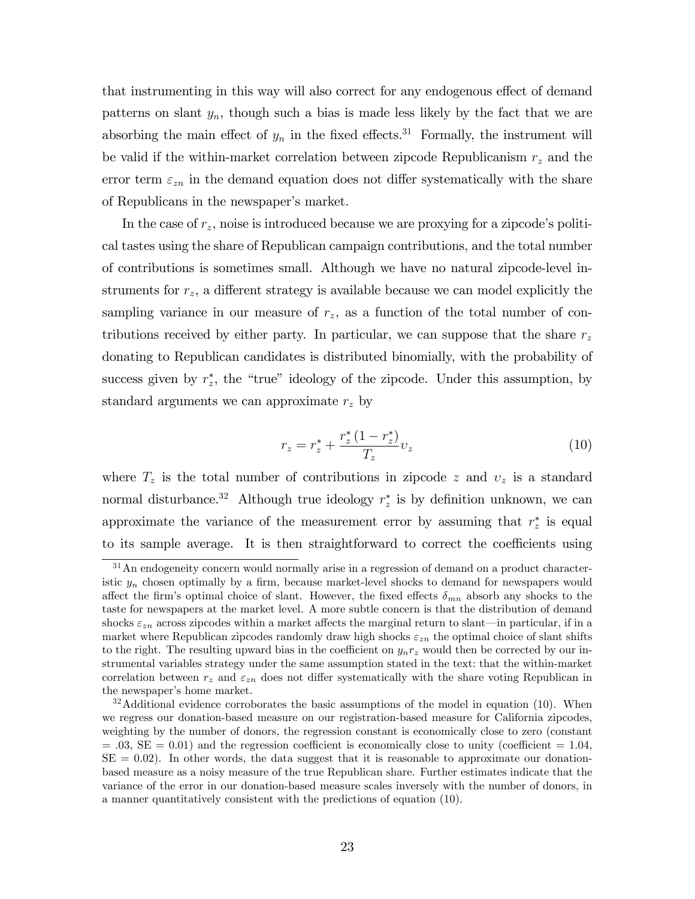that instrumenting in this way will also correct for any endogenous effect of demand patterns on slant $y_n$, though such a bias is made less likely by the fact that we are absorbing the main effect of $y_n$ in the fixed effects.[31] Formally, the instrument will be valid if the within-market correlation between zipcode Republicanism $r_z$ and the error term $\varepsilon_{zn}$ in the demand equation does not differ systematically with the share of Republicans in the newspaper's market.

In the case of $r_z$, noise is introduced because we are proxying for a zipcode's political tastes using the share of Republican campaign contributions, and the total number of contributions is sometimes small. Although we have no natural zipcode-level instruments for $r_z$, a different strategy is available because we can model explicitly the sampling variance in our measure of $r_z$, as a function of the total number of contributions received by either party. In particular, we can suppose that the share $r_z$ donating to Republican candidates is distributed binomially, with the probability of success given by $r_z^*$, the "true" ideology of the zipcode. Under this assumption, by standard arguments we can approximate $r_z$ by

$$r_z = r_z^* + \frac{r_z^* (1 - r_z^*)}{T_z} \upsilon_z \tag{10}$$

where $T_z$ is the total number of contributions in zipcode $z$ and $\upsilon_z$ is a standard normal disturbance.[32] Although true ideology $r_z^*$ is by definition unknown, we can approximate the variance of the measurement error by assuming that $r_z^*$ is equal to its sample average. It is then straightforward to correct the coefficients using

---

[31] An endogeneity concern would normally arise in a regression of demand on a product characteristic $y_n$ chosen optimally by a firm, because market-level shocks to demand for newspapers would affect the firm's optimal choice of slant. However, the fixed effects $\delta_{mn}$ absorb any shocks to the taste for newspapers at the market level. A more subtle concern is that the distribution of demand shocks $\varepsilon_{zn}$ across zipcodes within a market affects the marginal return to slant—in particular, if in a market where Republican zipcodes randomly draw high shocks $\varepsilon_{zn}$ the optimal choice of slant shifts to the right. The resulting upward bias in the coefficient on $y_n r_z$ would then be corrected by our instrumental variables strategy under the same assumption stated in the text: that the within-market correlation between $r_z$ and $\varepsilon_{zn}$ does not differ systematically with the share voting Republican in the newspaper's home market.

[32] Additional evidence corroborates the basic assumptions of the model in equation (10). When we regress our donation-based measure on our registration-based measure for California zipcodes, weighting by the number of donors, the regression constant is economically close to zero (constant = .03, SE = 0.01) and the regression coefficient is economically close to unity (coefficient = 1.04, SE = 0.02). In other words, the data suggest that it is reasonable to approximate our donation-based measure as a noisy measure of the true Republican share. Further estimates indicate that the variance of the error in our donation-based measure scales inversely with the number of donors, in a manner quantitatively consistent with the predictions of equation (10).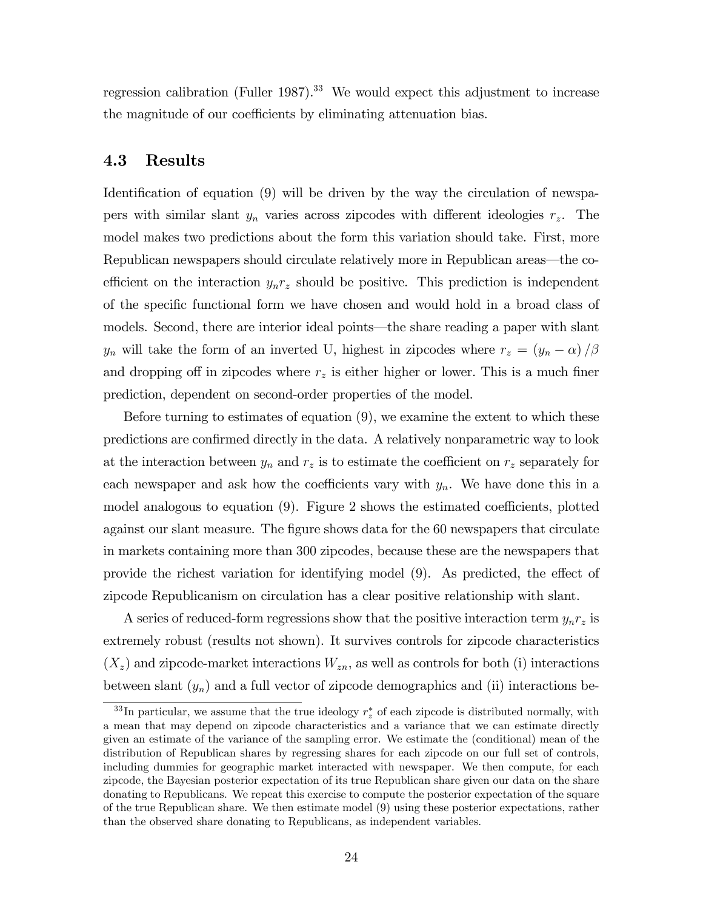regression calibration (Fuller 1987).[33] We would expect this adjustment to increase the magnitude of our coefficients by eliminating attenuation bias.

### 4.3 Results

Identification of equation (9) will be driven by the way the circulation of newspapers with similar slant $y_n$ varies across zipcodes with different ideologies $r_z$. The model makes two predictions about the form this variation should take. First, more Republican newspapers should circulate relatively more in Republican areas—the coefficient on the interaction $y_n r_z$ should be positive. This prediction is independent of the specific functional form we have chosen and would hold in a broad class of models. Second, there are interior ideal points—the share reading a paper with slant $y_n$ will take the form of an inverted U, highest in zipcodes where $r_z = (y_n - \alpha)/\beta$ and dropping off in zipcodes where $r_z$ is either higher or lower. This is a much finer prediction, dependent on second-order properties of the model.

Before turning to estimates of equation (9), we examine the extent to which these predictions are confirmed directly in the data. A relatively nonparametric way to look at the interaction between $y_n$ and $r_z$ is to estimate the coefficient on $r_z$ separately for each newspaper and ask how the coefficients vary with $y_n$. We have done this in a model analogous to equation (9). Figure 2 shows the estimated coefficients, plotted against our slant measure. The figure shows data for the 60 newspapers that circulate in markets containing more than 300 zipcodes, because these are the newspapers that provide the richest variation for identifying model (9). As predicted, the effect of zipcode Republicanism on circulation has a clear positive relationship with slant.

A series of reduced-form regressions show that the positive interaction term $y_n r_z$ is extremely robust (results not shown). It survives controls for zipcode characteristics ($X_z$) and zipcode-market interactions $W_{zn}$, as well as controls for both (i) interactions between slant ($y_n$) and a full vector of zipcode demographics and (ii) interactions be-

[33] In particular, we assume that the true ideology $r_z^*$ of each zipcode is distributed normally, with a mean that may depend on zipcode characteristics and a variance that we can estimate directly given an estimate of the variance of the sampling error. We estimate the (conditional) mean of the distribution of Republican shares by regressing shares for each zipcode on our full set of controls, including dummies for geographic market interacted with newspaper. We then compute, for each zipcode, the Bayesian posterior expectation of its true Republican share given our data on the share donating to Republicans. We repeat this exercise to compute the posterior expectation of the square of the true Republican share. We then estimate model (9) using these posterior expectations, rather than the observed share donating to Republicans, as independent variables.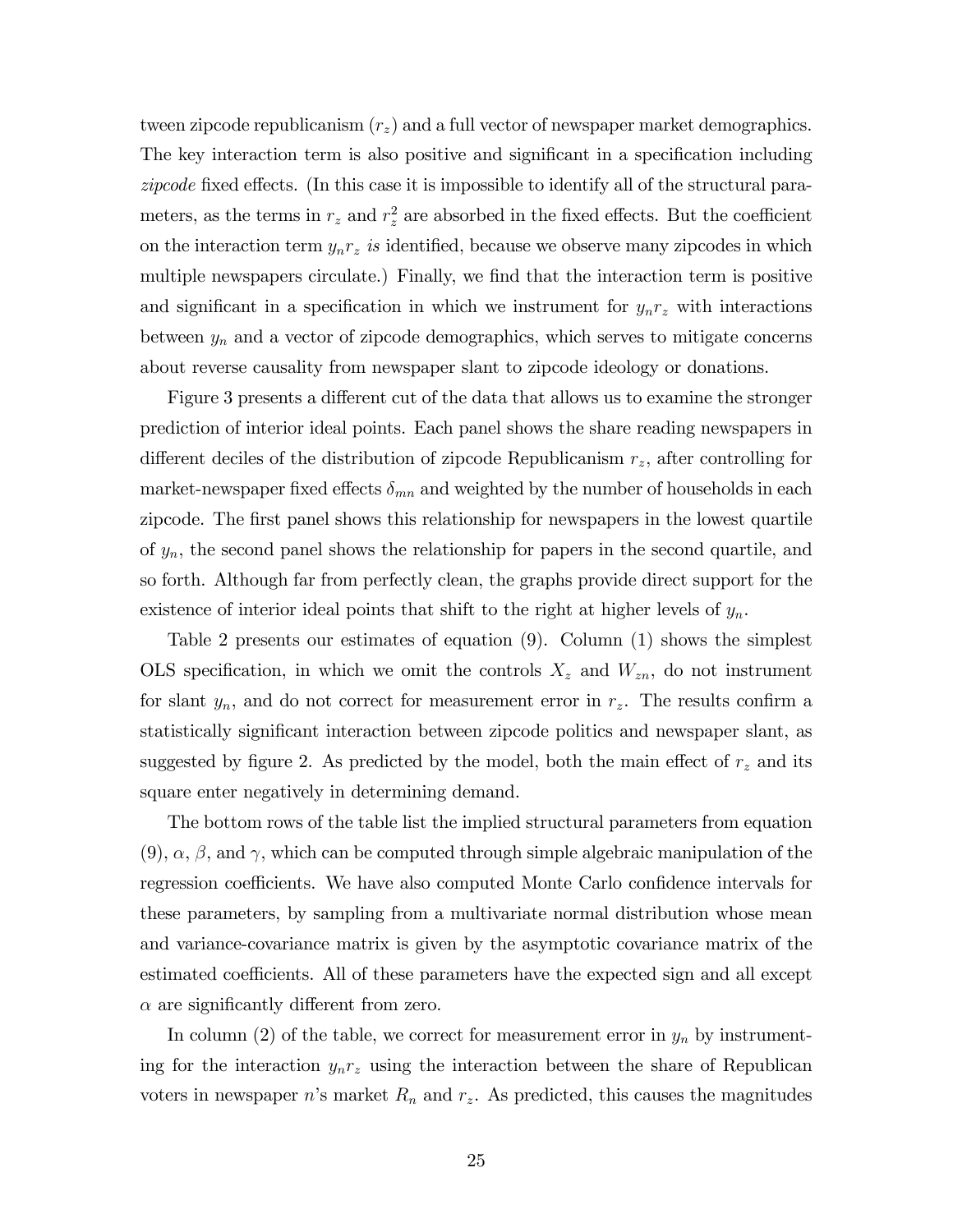tween zipcode republicanism ($r_z$) and a full vector of newspaper market demographics. The key interaction term is also positive and significant in a specification including *zipcode* fixed effects. (In this case it is impossible to identify all of the structural parameters, as the terms in $r_z$ and $r_z^2$ are absorbed in the fixed effects. But the coefficient on the interaction term $y_n r_z$ *is* identified, because we observe many zipcodes in which multiple newspapers circulate.) Finally, we find that the interaction term is positive and significant in a specification in which we instrument for $y_n r_z$ with interactions between $y_n$ and a vector of zipcode demographics, which serves to mitigate concerns about reverse causality from newspaper slant to zipcode ideology or donations.

Figure 3 presents a different cut of the data that allows us to examine the stronger prediction of interior ideal points. Each panel shows the share reading newspapers in different deciles of the distribution of zipcode Republicanism $r_z$, after controlling for market-newspaper fixed effects $\delta_{mn}$ and weighted by the number of households in each zipcode. The first panel shows this relationship for newspapers in the lowest quartile of $y_n$, the second panel shows the relationship for papers in the second quartile, and so forth. Although far from perfectly clean, the graphs provide direct support for the existence of interior ideal points that shift to the right at higher levels of $y_n$.

Table 2 presents our estimates of equation (9). Column (1) shows the simplest OLS specification, in which we omit the controls $X_z$ and $W_{zn}$, do not instrument for slant $y_n$, and do not correct for measurement error in $r_z$. The results confirm a statistically significant interaction between zipcode politics and newspaper slant, as suggested by figure 2. As predicted by the model, both the main effect of $r_z$ and its square enter negatively in determining demand.

The bottom rows of the table list the implied structural parameters from equation (9), $\alpha$, $\beta$, and $\gamma$, which can be computed through simple algebraic manipulation of the regression coefficients. We have also computed Monte Carlo confidence intervals for these parameters, by sampling from a multivariate normal distribution whose mean and variance-covariance matrix is given by the asymptotic covariance matrix of the estimated coefficients. All of these parameters have the expected sign and all except $\alpha$ are significantly different from zero.

In column (2) of the table, we correct for measurement error in $y_n$ by instrumenting for the interaction $y_n r_z$ using the interaction between the share of Republican voters in newspaper $n$'s market $R_n$ and $r_z$. As predicted, this causes the magnitudes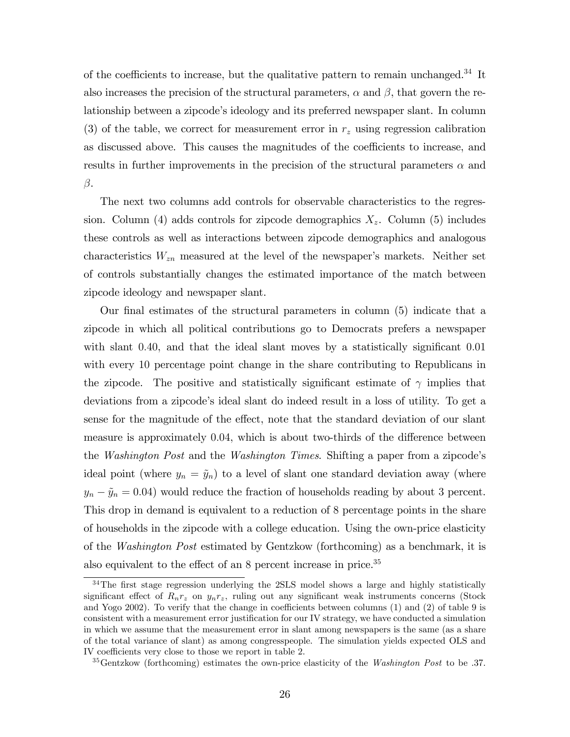of the coefficients to increase, but the qualitative pattern to remain unchanged.[34] It also increases the precision of the structural parameters, $\alpha$ and $\beta$, that govern the relationship between a zipcode's ideology and its preferred newspaper slant. In column (3) of the table, we correct for measurement error in $r_z$ using regression calibration as discussed above. This causes the magnitudes of the coefficients to increase, and results in further improvements in the precision of the structural parameters $\alpha$ and $\beta$.

The next two columns add controls for observable characteristics to the regression. Column (4) adds controls for zipcode demographics $X_z$. Column (5) includes these controls as well as interactions between zipcode demographics and analogous characteristics $W_{zn}$ measured at the level of the newspaper's markets. Neither set of controls substantially changes the estimated importance of the match between zipcode ideology and newspaper slant.

Our final estimates of the structural parameters in column (5) indicate that a zipcode in which all political contributions go to Democrats prefers a newspaper with slant 0.40, and that the ideal slant moves by a statistically significant 0.01 with every 10 percentage point change in the share contributing to Republicans in the zipcode. The positive and statistically significant estimate of $\gamma$ implies that deviations from a zipcode's ideal slant do indeed result in a loss of utility. To get a sense for the magnitude of the effect, note that the standard deviation of our slant measure is approximately 0.04, which is about two-thirds of the difference between the *Washington Post* and the *Washington Times*. Shifting a paper from a zipcode's ideal point (where $y_n = \tilde{y}_n$) to a level of slant one standard deviation away (where $y_n - \tilde{y}_n = 0.04$) would reduce the fraction of households reading by about 3 percent. This drop in demand is equivalent to a reduction of 8 percentage points in the share of households in the zipcode with a college education. Using the own-price elasticity of the *Washington Post* estimated by Gentzkow (forthcoming) as a benchmark, it is also equivalent to the effect of an 8 percent increase in price.[35]

[34] The first stage regression underlying the 2SLS model shows a large and highly statistically significant effect of $R_n r_z$ on $y_n r_z$, ruling out any significant weak instruments concerns (Stock and Yogo 2002). To verify that the change in coefficients between columns (1) and (2) of table 9 is consistent with a measurement error justification for our IV strategy, we have conducted a simulation in which we assume that the measurement error in slant among newspapers is the same (as a share of the total variance of slant) as among congresspeople. The simulation yields expected OLS and IV coefficients very close to those we report in table 2.

[35] Gentzkow (forthcoming) estimates the own-price elasticity of the *Washington Post* to be .37.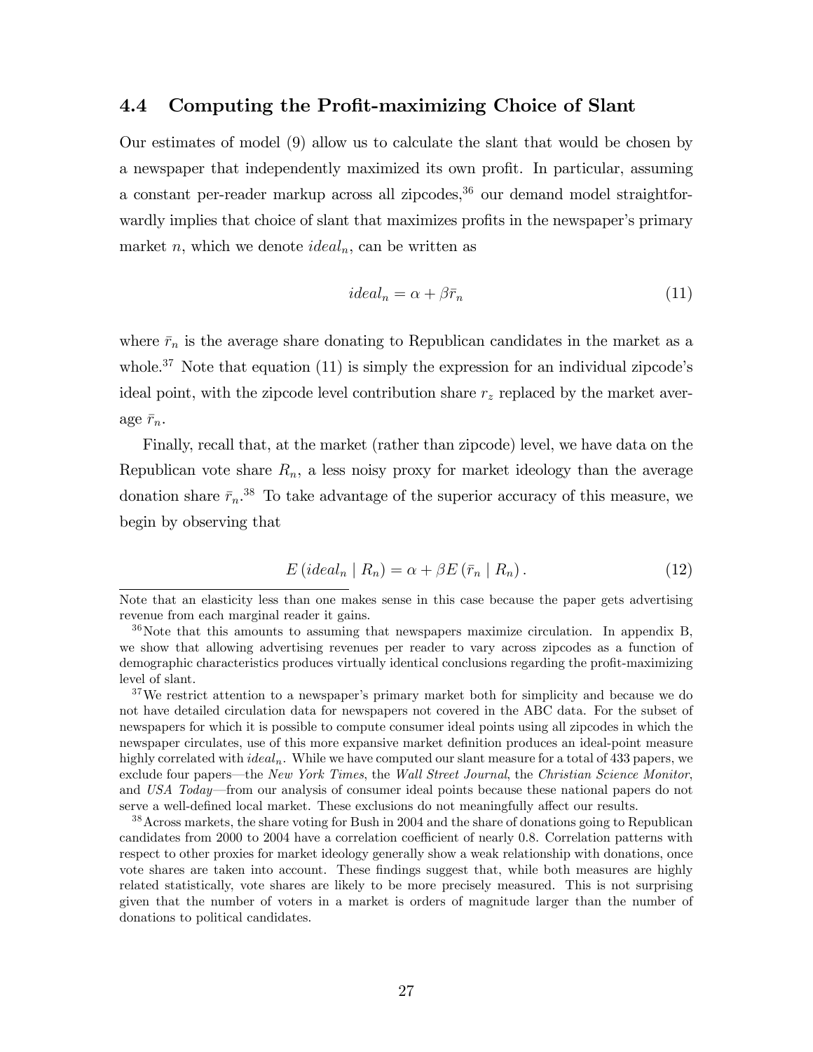### 4.4 Computing the Profit-maximizing Choice of Slant

Our estimates of model (9) allow us to calculate the slant that would be chosen by a newspaper that independently maximized its own profit. In particular, assuming a constant per-reader markup across all zipcodes,[36] our demand model straightforwardly implies that choice of slant that maximizes profits in the newspaper's primary market $n$, which we denote $ideal_n$, can be written as

$$ideal_n = \alpha + \beta \bar{r}_n \tag{11}$$

where $\bar{r}_n$ is the average share donating to Republican candidates in the market as a whole.[37] Note that equation (11) is simply the expression for an individual zipcode's ideal point, with the zipcode level contribution share $r_z$ replaced by the market average $\bar{r}_n$.

Finally, recall that, at the market (rather than zipcode) level, we have data on the Republican vote share $R_n$, a less noisy proxy for market ideology than the average donation share $\bar{r}_n$.[38] To take advantage of the superior accuracy of this measure, we begin by observing that

$$E\left(ideal_n \mid R_n\right) = \alpha + \beta E\left(\bar{r}_n \mid R_n\right). \tag{12}$$

---

Note that an elasticity less than one makes sense in this case because the paper gets advertising revenue from each marginal reader it gains.

[36] Note that this amounts to assuming that newspapers maximize circulation. In appendix B, we show that allowing advertising revenues per reader to vary across zipcodes as a function of demographic characteristics produces virtually identical conclusions regarding the profit-maximizing level of slant.

[37] We restrict attention to a newspaper's primary market both for simplicity and because we do not have detailed circulation data for newspapers not covered in the ABC data. For the subset of newspapers for which it is possible to compute consumer ideal points using all zipcodes in which the newspaper circulates, use of this more expansive market definition produces an ideal-point measure highly correlated with $ideal_n$. While we have computed our slant measure for a total of 433 papers, we exclude four papers—the *New York Times*, the *Wall Street Journal*, the *Christian Science Monitor*, and *USA Today*—from our analysis of consumer ideal points because these national papers do not serve a well-defined local market. These exclusions do not meaningfully affect our results.

[38] Across markets, the share voting for Bush in 2004 and the share of donations going to Republican candidates from 2000 to 2004 have a correlation coefficient of nearly 0.8. Correlation patterns with respect to other proxies for market ideology generally show a weak relationship with donations, once vote shares are taken into account. These findings suggest that, while both measures are highly related statistically, vote shares are likely to be more precisely measured. This is not surprising given that the number of voters in a market is orders of magnitude larger than the number of donations to political candidates.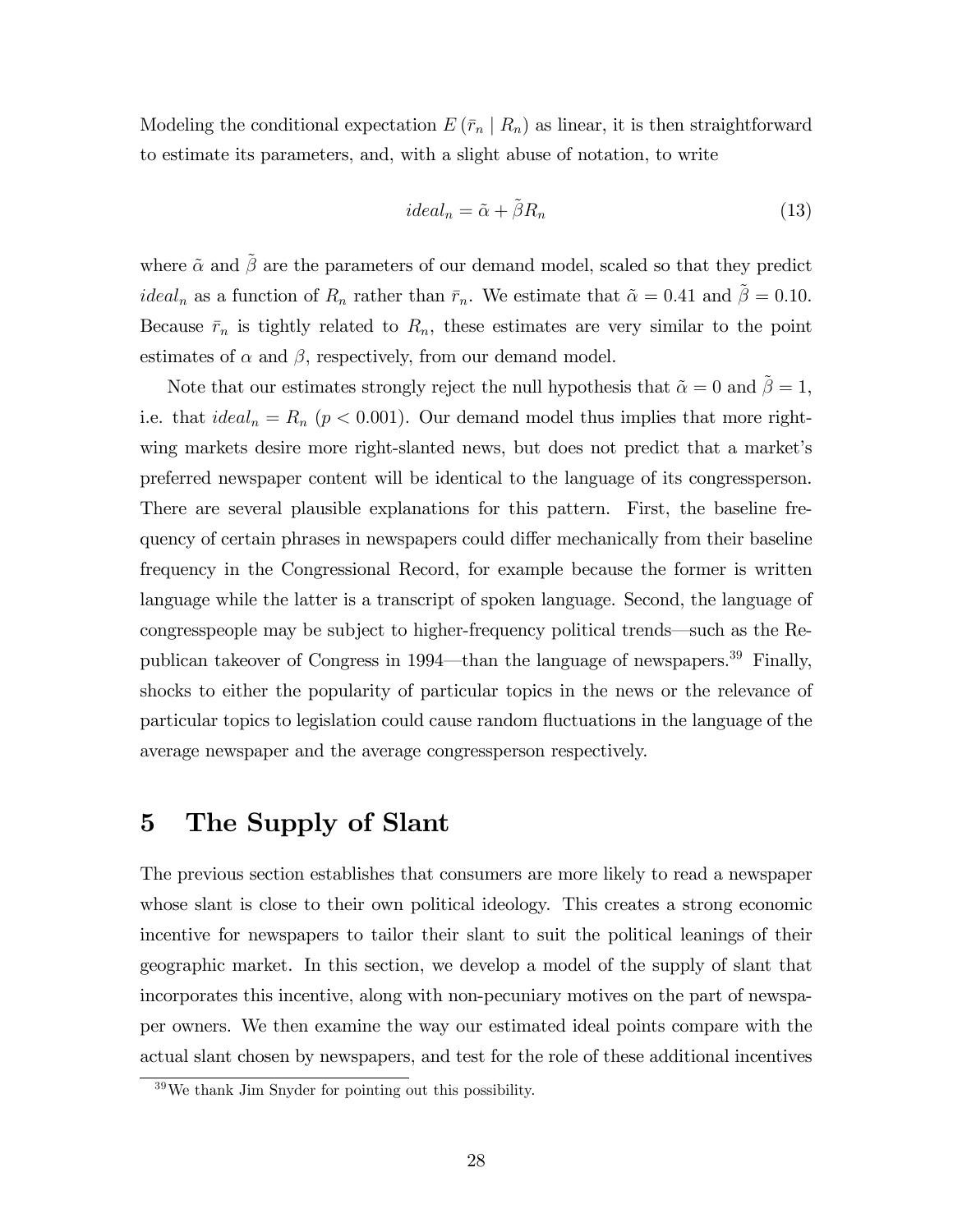Modeling the conditional expectation $E(\bar{r}_n \mid R_n)$ as linear, it is then straightforward to estimate its parameters, and, with a slight abuse of notation, to write

$$ideal_n = \tilde{\alpha} + \tilde{\beta} R_n \tag{13}$$

where $\tilde{\alpha}$ and $\tilde{\beta}$ are the parameters of our demand model, scaled so that they predict $ideal_n$ as a function of $R_n$ rather than $\bar{r}_n$. We estimate that $\tilde{\alpha} = 0.41$ and $\tilde{\beta} = 0.10$. Because $\bar{r}_n$ is tightly related to $R_n$, these estimates are very similar to the point estimates of $\alpha$ and $\beta$, respectively, from our demand model.

Note that our estimates strongly reject the null hypothesis that $\tilde{\alpha} = 0$ and $\tilde{\beta} = 1$, i.e. that $ideal_n = R_n$ ($p < 0.001$). Our demand model thus implies that more right-wing markets desire more right-slanted news, but does not predict that a market's preferred newspaper content will be identical to the language of its congressperson. There are several plausible explanations for this pattern. First, the baseline frequency of certain phrases in newspapers could differ mechanically from their baseline frequency in the Congressional Record, for example because the former is written language while the latter is a transcript of spoken language. Second, the language of congresspeople may be subject to higher-frequency political trends—such as the Republican takeover of Congress in 1994—than the language of newspapers.[39] Finally, shocks to either the popularity of particular topics in the news or the relevance of particular topics to legislation could cause random fluctuations in the language of the average newspaper and the average congressperson respectively.

# 5 The Supply of Slant

The previous section establishes that consumers are more likely to read a newspaper whose slant is close to their own political ideology. This creates a strong economic incentive for newspapers to tailor their slant to suit the political leanings of their geographic market. In this section, we develop a model of the supply of slant that incorporates this incentive, along with non-pecuniary motives on the part of newspaper owners. We then examine the way our estimated ideal points compare with the actual slant chosen by newspapers, and test for the role of these additional incentives

[39] We thank Jim Snyder for pointing out this possibility.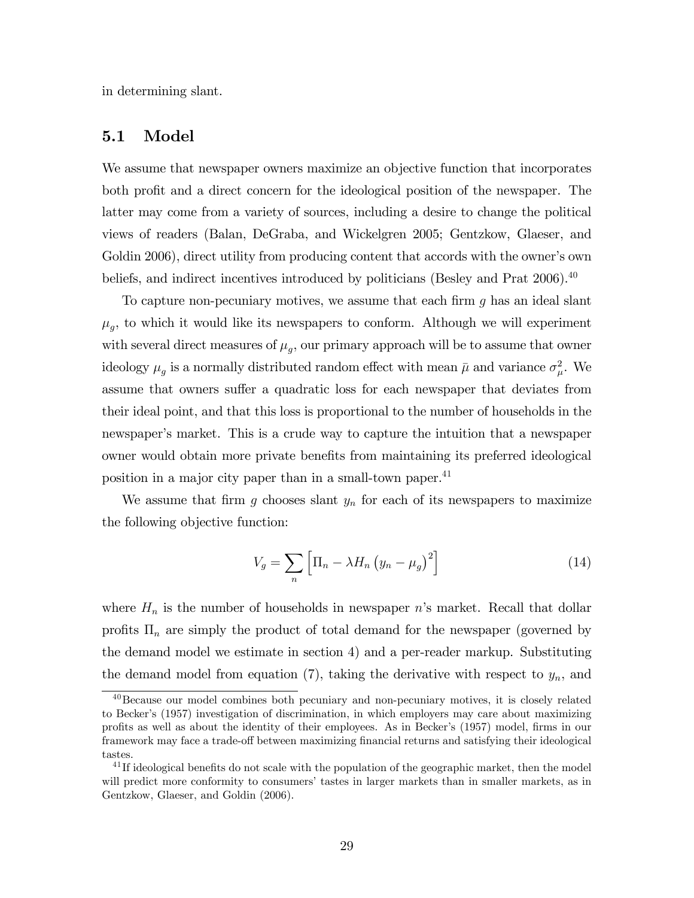in determining slant.

## 5.1 Model

We assume that newspaper owners maximize an objective function that incorporates both profit and a direct concern for the ideological position of the newspaper. The latter may come from a variety of sources, including a desire to change the political views of readers (Balan, DeGraba, and Wickelgren 2005; Gentzkow, Glaeser, and Goldin 2006), direct utility from producing content that accords with the owner's own beliefs, and indirect incentives introduced by politicians (Besley and Prat 2006).[40]

To capture non-pecuniary motives, we assume that each firm $g$ has an ideal slant $\mu_g$, to which it would like its newspapers to conform. Although we will experiment with several direct measures of $\mu_g$, our primary approach will be to assume that owner ideology $\mu_g$ is a normally distributed random effect with mean $\bar{\mu}$ and variance $\sigma_\mu^2$. We assume that owners suffer a quadratic loss for each newspaper that deviates from their ideal point, and that this loss is proportional to the number of households in the newspaper's market. This is a crude way to capture the intuition that a newspaper owner would obtain more private benefits from maintaining its preferred ideological position in a major city paper than in a small-town paper.[41]

We assume that firm $g$ chooses slant $y_n$ for each of its newspapers to maximize the following objective function:

$$V_g = \sum_n \left[ \Pi_n - \lambda H_n \left( y_n - \mu_g \right)^2 \right] \tag{14}$$

where $H_n$ is the number of households in newspaper $n$'s market. Recall that dollar profits $\Pi_n$ are simply the product of total demand for the newspaper (governed by the demand model we estimate in section 4) and a per-reader markup. Substituting the demand model from equation (7), taking the derivative with respect to $y_n$, and

[40] Because our model combines both pecuniary and non-pecuniary motives, it is closely related to Becker's (1957) investigation of discrimination, in which employers may care about maximizing profits as well as about the identity of their employees. As in Becker's (1957) model, firms in our framework may face a trade-off between maximizing financial returns and satisfying their ideological tastes.

[41] If ideological benefits do not scale with the population of the geographic market, then the model will predict more conformity to consumers' tastes in larger markets than in smaller markets, as in Gentzkow, Glaeser, and Goldin (2006).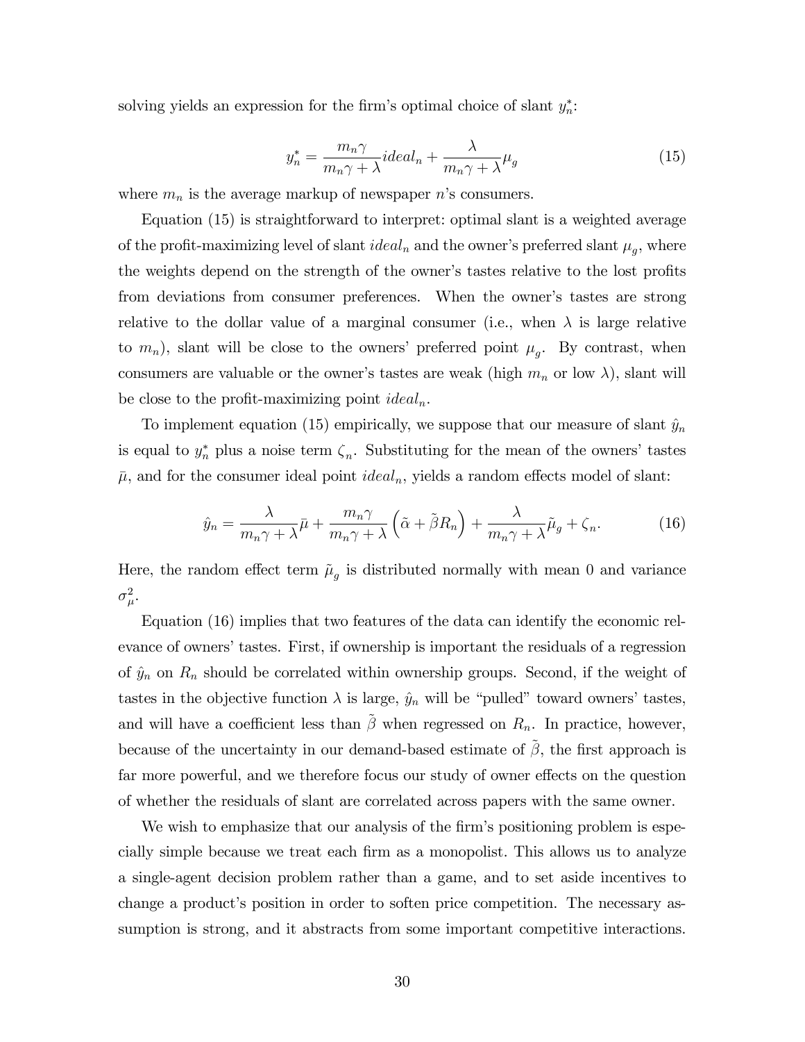solving yields an expression for the firm's optimal choice of slant $y_n^*$:

$$y_n^* = \frac{m_n \gamma}{m_n \gamma + \lambda} ideal_n + \frac{\lambda}{m_n \gamma + \lambda} \mu_g \tag{15}$$

where $m_n$ is the average markup of newspaper $n$'s consumers.

Equation (15) is straightforward to interpret: optimal slant is a weighted average of the profit-maximizing level of slant $ideal_n$ and the owner's preferred slant $\mu_g$, where the weights depend on the strength of the owner's tastes relative to the lost profits from deviations from consumer preferences. When the owner's tastes are strong relative to the dollar value of a marginal consumer (i.e., when $\lambda$ is large relative to $m_n$), slant will be close to the owners' preferred point $\mu_g$. By contrast, when consumers are valuable or the owner's tastes are weak (high $m_n$ or low $\lambda$), slant will be close to the profit-maximizing point $ideal_n$.

To implement equation (15) empirically, we suppose that our measure of slant $\hat{y}_n$ is equal to $y_n^*$ plus a noise term $\zeta_n$. Substituting for the mean of the owners' tastes $\bar{\mu}$, and for the consumer ideal point $ideal_n$, yields a random effects model of slant:

$$\hat{y}_n = \frac{\lambda}{m_n \gamma + \lambda} \bar{\mu} + \frac{m_n \gamma}{m_n \gamma + \lambda} \left( \tilde{\alpha} + \tilde{\beta} R_n \right) + \frac{\lambda}{m_n \gamma + \lambda} \tilde{\mu}_g + \zeta_n. \tag{16}$$

Here, the random effect term $\tilde{\mu}_g$ is distributed normally with mean 0 and variance $\sigma_\mu^2$.

Equation (16) implies that two features of the data can identify the economic relevance of owners' tastes. First, if ownership is important the residuals of a regression of $\hat{y}_n$ on $R_n$ should be correlated within ownership groups. Second, if the weight of tastes in the objective function $\lambda$ is large, $\hat{y}_n$ will be "pulled" toward owners' tastes, and will have a coefficient less than $\tilde{\beta}$ when regressed on $R_n$. In practice, however, because of the uncertainty in our demand-based estimate of $\tilde{\beta}$, the first approach is far more powerful, and we therefore focus our study of owner effects on the question of whether the residuals of slant are correlated across papers with the same owner.

We wish to emphasize that our analysis of the firm's positioning problem is especially simple because we treat each firm as a monopolist. This allows us to analyze a single-agent decision problem rather than a game, and to set aside incentives to change a product's position in order to soften price competition. The necessary assumption is strong, and it abstracts from some important competitive interactions.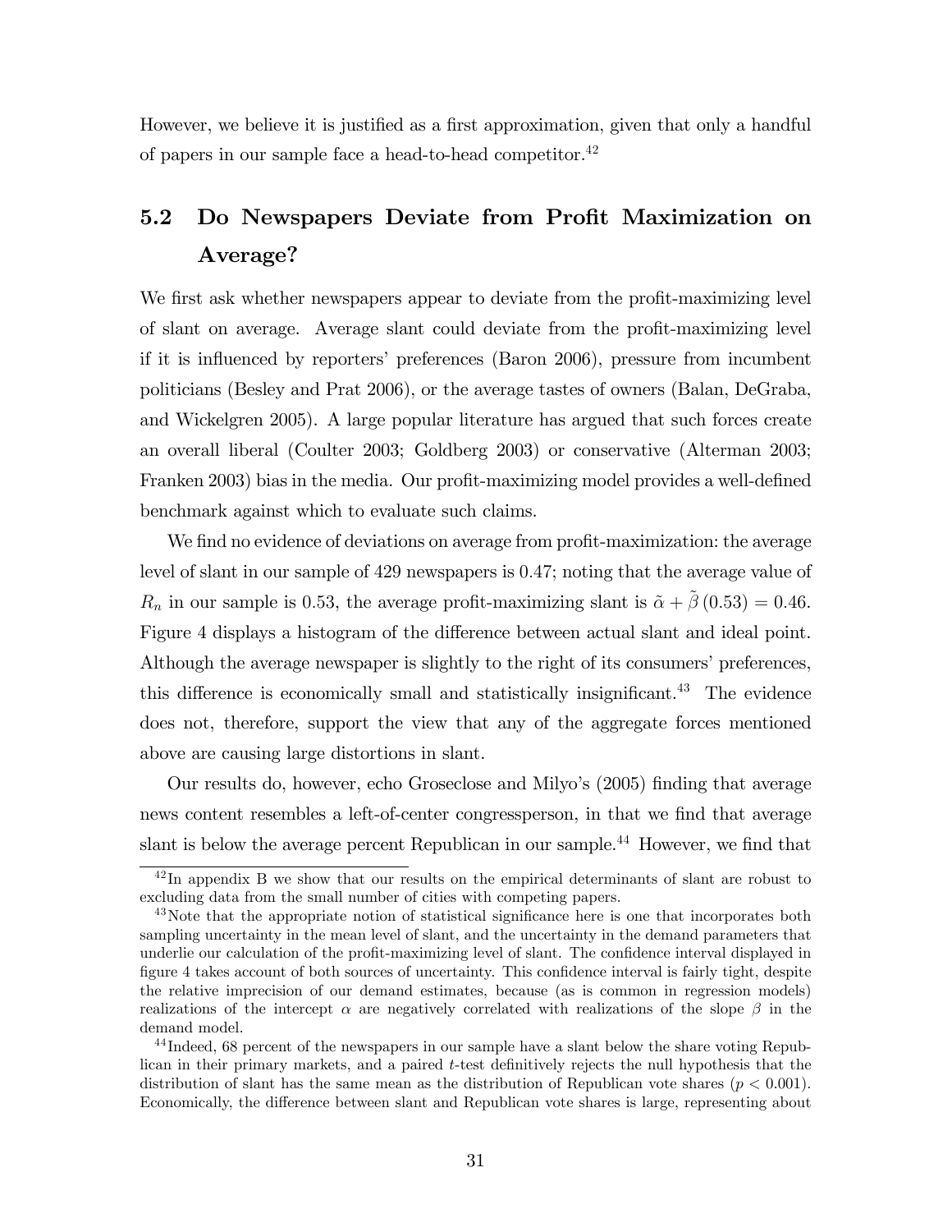However, we believe it is justified as a first approximation, given that only a handful of papers in our sample face a head-to-head competitor.[42]

## 5.2 Do Newspapers Deviate from Profit Maximization on Average?

We first ask whether newspapers appear to deviate from the profit-maximizing level of slant on average. Average slant could deviate from the profit-maximizing level if it is influenced by reporters' preferences (Baron 2006), pressure from incumbent politicians (Besley and Prat 2006), or the average tastes of owners (Balan, DeGraba, and Wickelgren 2005). A large popular literature has argued that such forces create an overall liberal (Coulter 2003; Goldberg 2003) or conservative (Alterman 2003; Franken 2003) bias in the media. Our profit-maximizing model provides a well-defined benchmark against which to evaluate such claims.

We find no evidence of deviations on average from profit-maximization: the average level of slant in our sample of 429 newspapers is 0.47; noting that the average value of $R_n$ in our sample is 0.53, the average profit-maximizing slant is $\tilde{\alpha} + \tilde{\beta}(0.53) = 0.46$. Figure 4 displays a histogram of the difference between actual slant and ideal point. Although the average newspaper is slightly to the right of its consumers' preferences, this difference is economically small and statistically insignificant.[43] The evidence does not, therefore, support the view that any of the aggregate forces mentioned above are causing large distortions in slant.

Our results do, however, echo Groseclose and Milyo's (2005) finding that average news content resembles a left-of-center congressperson, in that we find that average slant is below the average percent Republican in our sample.[44] However, we find that

[42] In appendix B we show that our results on the empirical determinants of slant are robust to excluding data from the small number of cities with competing papers.

[43] Note that the appropriate notion of statistical significance here is one that incorporates both sampling uncertainty in the mean level of slant, and the uncertainty in the demand parameters that underlie our calculation of the profit-maximizing level of slant. The confidence interval displayed in figure 4 takes account of both sources of uncertainty. This confidence interval is fairly tight, despite the relative imprecision of our demand estimates, because (as is common in regression models) realizations of the intercept $\alpha$ are negatively correlated with realizations of the slope $\beta$ in the demand model.

[44] Indeed, 68 percent of the newspapers in our sample have a slant below the share voting Republican in their primary markets, and a paired $t$-test definitively rejects the null hypothesis that the distribution of slant has the same mean as the distribution of Republican vote shares ($p < 0.001$). Economically, the difference between slant and Republican vote shares is large, representing about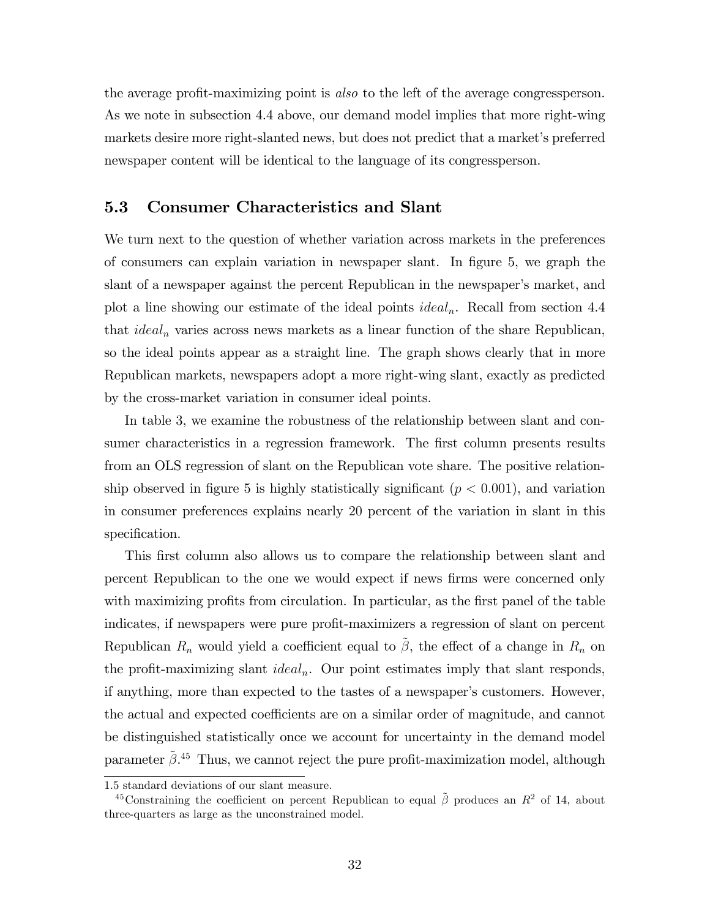the average profit-maximizing point is *also* to the left of the average congressperson. As we note in subsection 4.4 above, our demand model implies that more right-wing markets desire more right-slanted news, but does not predict that a market's preferred newspaper content will be identical to the language of its congressperson.

## 5.3 Consumer Characteristics and Slant

We turn next to the question of whether variation across markets in the preferences of consumers can explain variation in newspaper slant. In figure 5, we graph the slant of a newspaper against the percent Republican in the newspaper's market, and plot a line showing our estimate of the ideal points $ideal_n$. Recall from section 4.4 that $ideal_n$ varies across news markets as a linear function of the share Republican, so the ideal points appear as a straight line. The graph shows clearly that in more Republican markets, newspapers adopt a more right-wing slant, exactly as predicted by the cross-market variation in consumer ideal points.

In table 3, we examine the robustness of the relationship between slant and consumer characteristics in a regression framework. The first column presents results from an OLS regression of slant on the Republican vote share. The positive relationship observed in figure 5 is highly statistically significant ($p < 0.001$), and variation in consumer preferences explains nearly 20 percent of the variation in slant in this specification.

This first column also allows us to compare the relationship between slant and percent Republican to the one we would expect if news firms were concerned only with maximizing profits from circulation. In particular, as the first panel of the table indicates, if newspapers were pure profit-maximizers a regression of slant on percent Republican $R_n$ would yield a coefficient equal to $\tilde{\beta}$, the effect of a change in $R_n$ on the profit-maximizing slant $ideal_n$. Our point estimates imply that slant responds, if anything, more than expected to the tastes of a newspaper's customers. However, the actual and expected coefficients are on a similar order of magnitude, and cannot be distinguished statistically once we account for uncertainty in the demand model parameter $\tilde{\beta}$.[45] Thus, we cannot reject the pure profit-maximization model, although

1.5 standard deviations of our slant measure.

[45] Constraining the coefficient on percent Republican to equal $\tilde{\beta}$ produces an $R^2$ of 14, about three-quarters as large as the unconstrained model.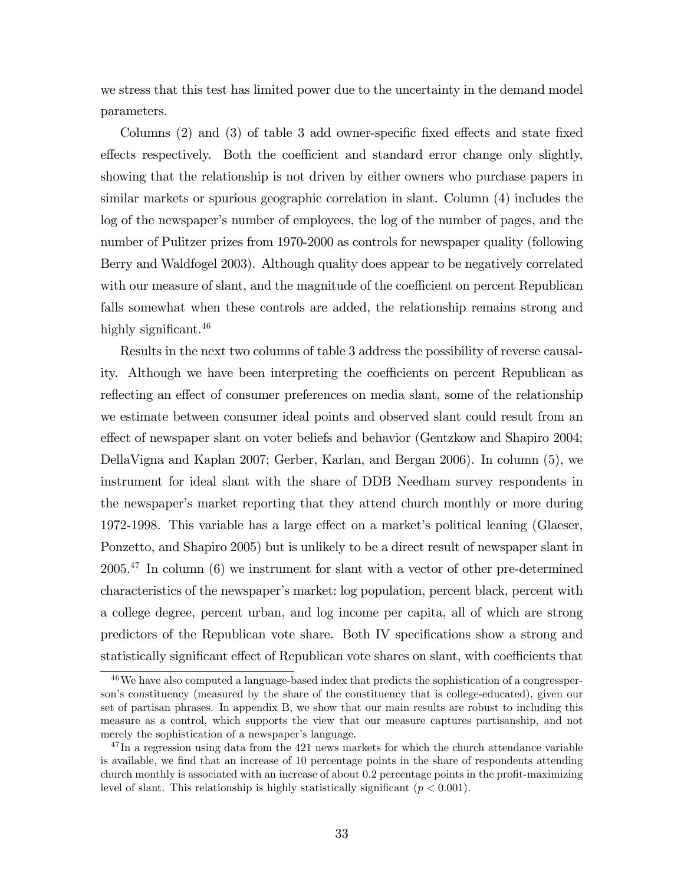we stress that this test has limited power due to the uncertainty in the demand model parameters.

Columns (2) and (3) of table 3 add owner-specific fixed effects and state fixed effects respectively. Both the coefficient and standard error change only slightly, showing that the relationship is not driven by either owners who purchase papers in similar markets or spurious geographic correlation in slant. Column (4) includes the log of the newspaper's number of employees, the log of the number of pages, and the number of Pulitzer prizes from 1970-2000 as controls for newspaper quality (following Berry and Waldfogel 2003). Although quality does appear to be negatively correlated with our measure of slant, and the magnitude of the coefficient on percent Republican falls somewhat when these controls are added, the relationship remains strong and highly significant.[46]

Results in the next two columns of table 3 address the possibility of reverse causality. Although we have been interpreting the coefficients on percent Republican as reflecting an effect of consumer preferences on media slant, some of the relationship we estimate between consumer ideal points and observed slant could result from an effect of newspaper slant on voter beliefs and behavior (Gentzkow and Shapiro 2004; DellaVigna and Kaplan 2007; Gerber, Karlan, and Bergan 2006). In column (5), we instrument for ideal slant with the share of DDB Needham survey respondents in the newspaper's market reporting that they attend church monthly or more during 1972-1998. This variable has a large effect on a market's political leaning (Glaeser, Ponzetto, and Shapiro 2005) but is unlikely to be a direct result of newspaper slant in 2005.[47] In column (6) we instrument for slant with a vector of other pre-determined characteristics of the newspaper's market: log population, percent black, percent with a college degree, percent urban, and log income per capita, all of which are strong predictors of the Republican vote share. Both IV specifications show a strong and statistically significant effect of Republican vote shares on slant, with coefficients that

[46] We have also computed a language-based index that predicts the sophistication of a congressperson's constituency (measured by the share of the constituency that is college-educated), given our set of partisan phrases. In appendix B, we show that our main results are robust to including this measure as a control, which supports the view that our measure captures partisanship, and not merely the sophistication of a newspaper's language.

[47] In a regression using data from the 421 news markets for which the church attendance variable is available, we find that an increase of 10 percentage points in the share of respondents attending church monthly is associated with an increase of about 0.2 percentage points in the profit-maximizing level of slant. This relationship is highly statistically significant ($p < 0.001$).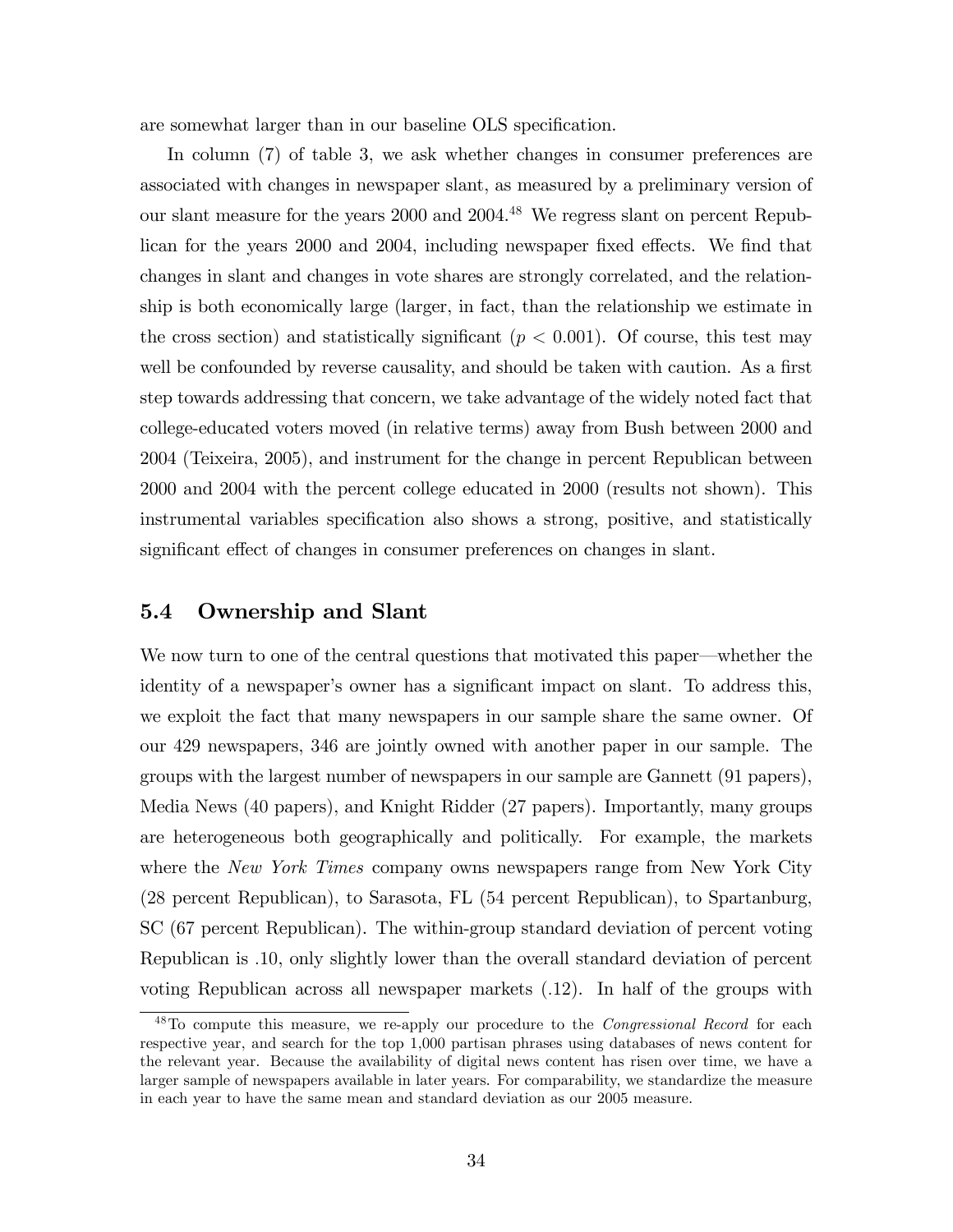are somewhat larger than in our baseline OLS specification.

In column (7) of table 3, we ask whether changes in consumer preferences are associated with changes in newspaper slant, as measured by a preliminary version of our slant measure for the years 2000 and 2004.[48] We regress slant on percent Republican for the years 2000 and 2004, including newspaper fixed effects. We find that changes in slant and changes in vote shares are strongly correlated, and the relationship is both economically large (larger, in fact, than the relationship we estimate in the cross section) and statistically significant ($p < 0.001$). Of course, this test may well be confounded by reverse causality, and should be taken with caution. As a first step towards addressing that concern, we take advantage of the widely noted fact that college-educated voters moved (in relative terms) away from Bush between 2000 and 2004 (Teixeira, 2005), and instrument for the change in percent Republican between 2000 and 2004 with the percent college educated in 2000 (results not shown). This instrumental variables specification also shows a strong, positive, and statistically significant effect of changes in consumer preferences on changes in slant.

## 5.4 Ownership and Slant

We now turn to one of the central questions that motivated this paper—whether the identity of a newspaper's owner has a significant impact on slant. To address this, we exploit the fact that many newspapers in our sample share the same owner. Of our 429 newspapers, 346 are jointly owned with another paper in our sample. The groups with the largest number of newspapers in our sample are Gannett (91 papers), Media News (40 papers), and Knight Ridder (27 papers). Importantly, many groups are heterogeneous both geographically and politically. For example, the markets where the *New York Times* company owns newspapers range from New York City (28 percent Republican), to Sarasota, FL (54 percent Republican), to Spartanburg, SC (67 percent Republican). The within-group standard deviation of percent voting Republican is .10, only slightly lower than the overall standard deviation of percent voting Republican across all newspaper markets (.12). In half of the groups with

[48] To compute this measure, we re-apply our procedure to the *Congressional Record* for each respective year, and search for the top 1,000 partisan phrases using databases of news content for the relevant year. Because the availability of digital news content has risen over time, we have a larger sample of newspapers available in later years. For comparability, we standardize the measure in each year to have the same mean and standard deviation as our 2005 measure.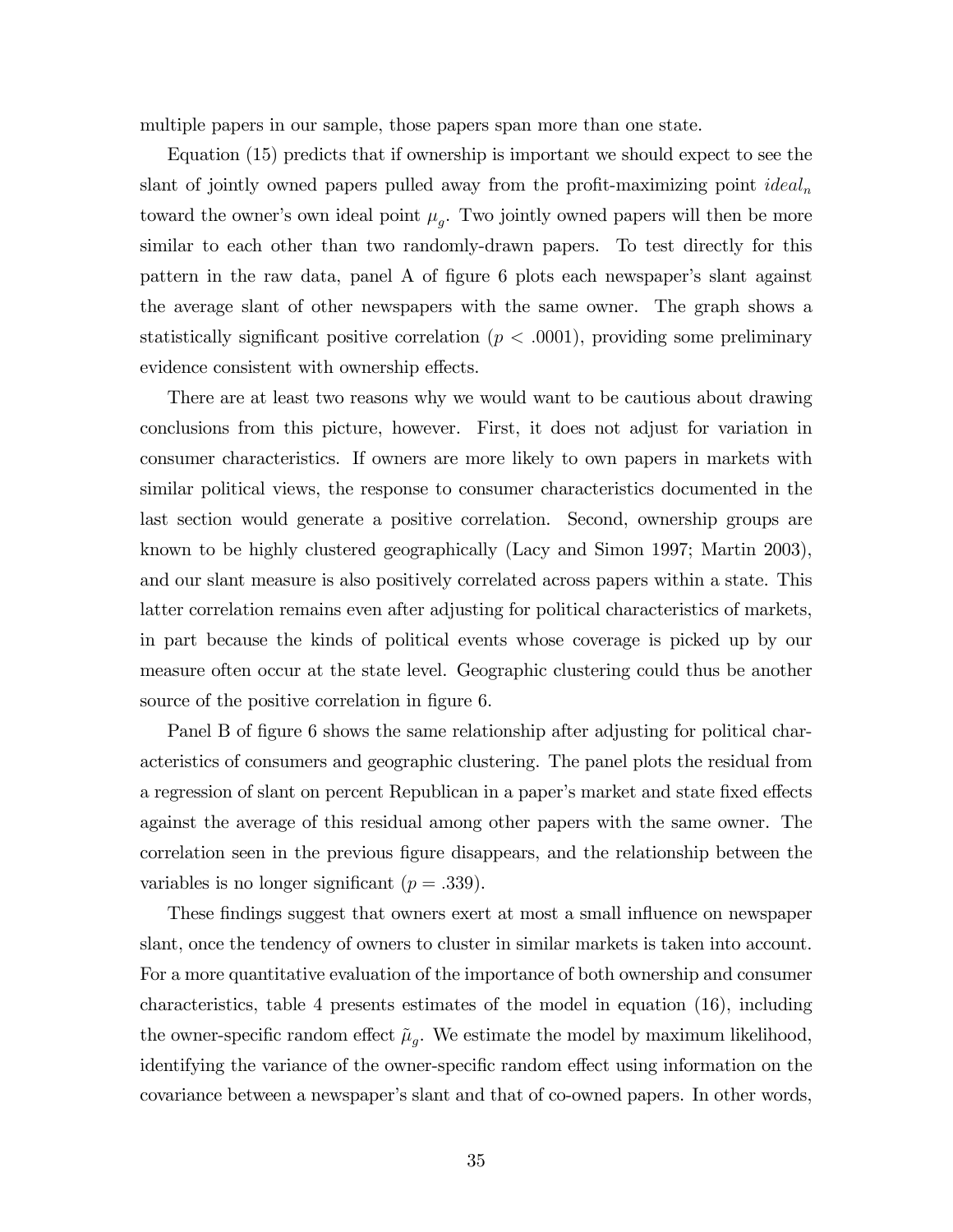multiple papers in our sample, those papers span more than one state.

Equation (15) predicts that if ownership is important we should expect to see the slant of jointly owned papers pulled away from the profit-maximizing point $ideal_n$ toward the owner's own ideal point $\mu_g$. Two jointly owned papers will then be more similar to each other than two randomly-drawn papers. To test directly for this pattern in the raw data, panel A of figure 6 plots each newspaper's slant against the average slant of other newspapers with the same owner. The graph shows a statistically significant positive correlation ($p < .0001$), providing some preliminary evidence consistent with ownership effects.

There are at least two reasons why we would want to be cautious about drawing conclusions from this picture, however. First, it does not adjust for variation in consumer characteristics. If owners are more likely to own papers in markets with similar political views, the response to consumer characteristics documented in the last section would generate a positive correlation. Second, ownership groups are known to be highly clustered geographically (Lacy and Simon 1997; Martin 2003), and our slant measure is also positively correlated across papers within a state. This latter correlation remains even after adjusting for political characteristics of markets, in part because the kinds of political events whose coverage is picked up by our measure often occur at the state level. Geographic clustering could thus be another source of the positive correlation in figure 6.

Panel B of figure 6 shows the same relationship after adjusting for political characteristics of consumers and geographic clustering. The panel plots the residual from a regression of slant on percent Republican in a paper's market and state fixed effects against the average of this residual among other papers with the same owner. The correlation seen in the previous figure disappears, and the relationship between the variables is no longer significant ($p = .339$).

These findings suggest that owners exert at most a small influence on newspaper slant, once the tendency of owners to cluster in similar markets is taken into account. For a more quantitative evaluation of the importance of both ownership and consumer characteristics, table 4 presents estimates of the model in equation (16), including the owner-specific random effect $\tilde{\mu}_g$. We estimate the model by maximum likelihood, identifying the variance of the owner-specific random effect using information on the covariance between a newspaper's slant and that of co-owned papers. In other words,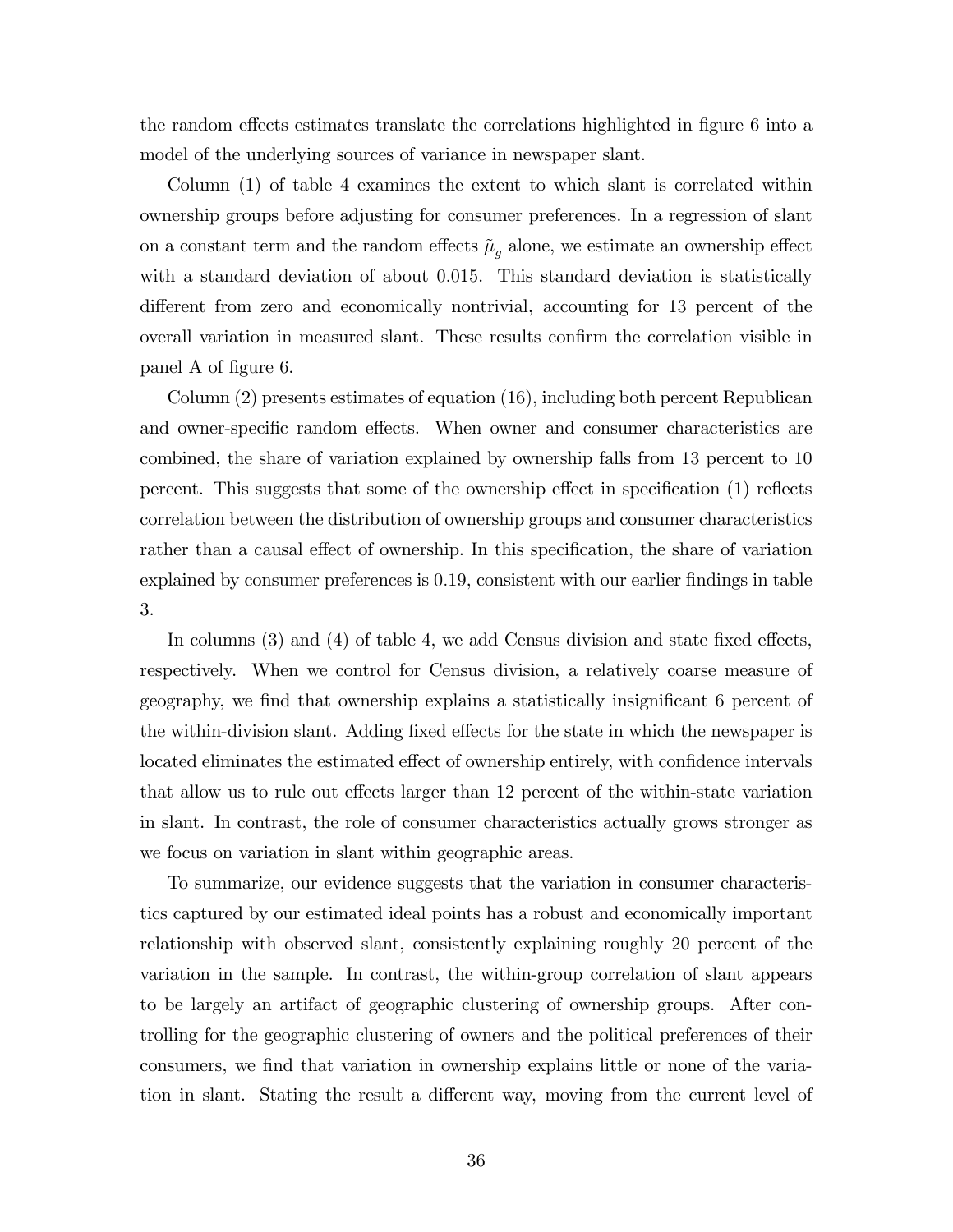the random effects estimates translate the correlations highlighted in figure 6 into a model of the underlying sources of variance in newspaper slant.

Column (1) of table 4 examines the extent to which slant is correlated within ownership groups before adjusting for consumer preferences. In a regression of slant on a constant term and the random effects $\tilde{\mu}_g$ alone, we estimate an ownership effect with a standard deviation of about 0.015. This standard deviation is statistically different from zero and economically nontrivial, accounting for 13 percent of the overall variation in measured slant. These results confirm the correlation visible in panel A of figure 6.

Column (2) presents estimates of equation (16), including both percent Republican and owner-specific random effects. When owner and consumer characteristics are combined, the share of variation explained by ownership falls from 13 percent to 10 percent. This suggests that some of the ownership effect in specification (1) reflects correlation between the distribution of ownership groups and consumer characteristics rather than a causal effect of ownership. In this specification, the share of variation explained by consumer preferences is 0.19, consistent with our earlier findings in table 3.

In columns (3) and (4) of table 4, we add Census division and state fixed effects, respectively. When we control for Census division, a relatively coarse measure of geography, we find that ownership explains a statistically insignificant 6 percent of the within-division slant. Adding fixed effects for the state in which the newspaper is located eliminates the estimated effect of ownership entirely, with confidence intervals that allow us to rule out effects larger than 12 percent of the within-state variation in slant. In contrast, the role of consumer characteristics actually grows stronger as we focus on variation in slant within geographic areas.

To summarize, our evidence suggests that the variation in consumer characteristics captured by our estimated ideal points has a robust and economically important relationship with observed slant, consistently explaining roughly 20 percent of the variation in the sample. In contrast, the within-group correlation of slant appears to be largely an artifact of geographic clustering of ownership groups. After controlling for the geographic clustering of owners and the political preferences of their consumers, we find that variation in ownership explains little or none of the variation in slant. Stating the result a different way, moving from the current level of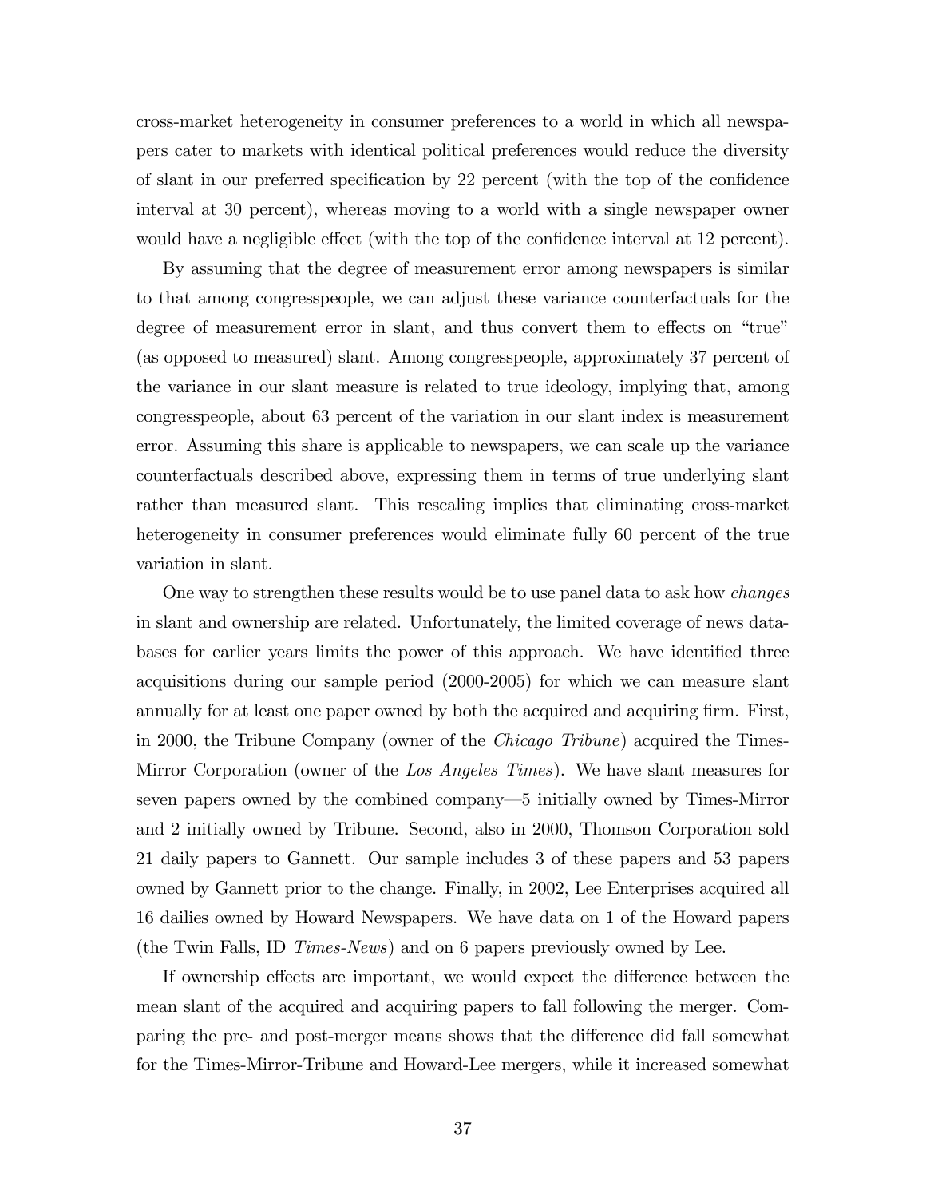cross-market heterogeneity in consumer preferences to a world in which all newspapers cater to markets with identical political preferences would reduce the diversity of slant in our preferred specification by 22 percent (with the top of the confidence interval at 30 percent), whereas moving to a world with a single newspaper owner would have a negligible effect (with the top of the confidence interval at 12 percent).

By assuming that the degree of measurement error among newspapers is similar to that among congresspeople, we can adjust these variance counterfactuals for the degree of measurement error in slant, and thus convert them to effects on "true" (as opposed to measured) slant. Among congresspeople, approximately 37 percent of the variance in our slant measure is related to true ideology, implying that, among congresspeople, about 63 percent of the variation in our slant index is measurement error. Assuming this share is applicable to newspapers, we can scale up the variance counterfactuals described above, expressing them in terms of true underlying slant rather than measured slant. This rescaling implies that eliminating cross-market heterogeneity in consumer preferences would eliminate fully 60 percent of the true variation in slant.

One way to strengthen these results would be to use panel data to ask how *changes* in slant and ownership are related. Unfortunately, the limited coverage of news databases for earlier years limits the power of this approach. We have identified three acquisitions during our sample period (2000-2005) for which we can measure slant annually for at least one paper owned by both the acquired and acquiring firm. First, in 2000, the Tribune Company (owner of the *Chicago Tribune*) acquired the Times-Mirror Corporation (owner of the *Los Angeles Times*). We have slant measures for seven papers owned by the combined company—5 initially owned by Times-Mirror and 2 initially owned by Tribune. Second, also in 2000, Thomson Corporation sold 21 daily papers to Gannett. Our sample includes 3 of these papers and 53 papers owned by Gannett prior to the change. Finally, in 2002, Lee Enterprises acquired all 16 dailies owned by Howard Newspapers. We have data on 1 of the Howard papers (the Twin Falls, ID *Times-News*) and on 6 papers previously owned by Lee.

If ownership effects are important, we would expect the difference between the mean slant of the acquired and acquiring papers to fall following the merger. Comparing the pre- and post-merger means shows that the difference did fall somewhat for the Times-Mirror-Tribune and Howard-Lee mergers, while it increased somewhat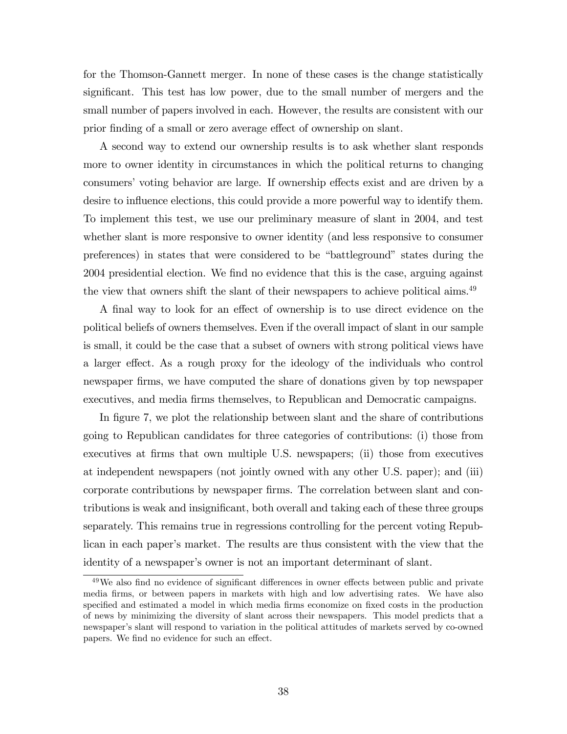for the Thomson-Gannett merger. In none of these cases is the change statistically significant. This test has low power, due to the small number of mergers and the small number of papers involved in each. However, the results are consistent with our prior finding of a small or zero average effect of ownership on slant.

A second way to extend our ownership results is to ask whether slant responds more to owner identity in circumstances in which the political returns to changing consumers' voting behavior are large. If ownership effects exist and are driven by a desire to influence elections, this could provide a more powerful way to identify them. To implement this test, we use our preliminary measure of slant in 2004, and test whether slant is more responsive to owner identity (and less responsive to consumer preferences) in states that were considered to be "battleground" states during the 2004 presidential election. We find no evidence that this is the case, arguing against the view that owners shift the slant of their newspapers to achieve political aims.[49]

A final way to look for an effect of ownership is to use direct evidence on the political beliefs of owners themselves. Even if the overall impact of slant in our sample is small, it could be the case that a subset of owners with strong political views have a larger effect. As a rough proxy for the ideology of the individuals who control newspaper firms, we have computed the share of donations given by top newspaper executives, and media firms themselves, to Republican and Democratic campaigns.

In figure 7, we plot the relationship between slant and the share of contributions going to Republican candidates for three categories of contributions: (i) those from executives at firms that own multiple U.S. newspapers; (ii) those from executives at independent newspapers (not jointly owned with any other U.S. paper); and (iii) corporate contributions by newspaper firms. The correlation between slant and contributions is weak and insignificant, both overall and taking each of these three groups separately. This remains true in regressions controlling for the percent voting Republican in each paper's market. The results are thus consistent with the view that the identity of a newspaper's owner is not an important determinant of slant.

[49] We also find no evidence of significant differences in owner effects between public and private media firms, or between papers in markets with high and low advertising rates. We have also specified and estimated a model in which media firms economize on fixed costs in the production of news by minimizing the diversity of slant across their newspapers. This model predicts that a newspaper's slant will respond to variation in the political attitudes of markets served by co-owned papers. We find no evidence for such an effect.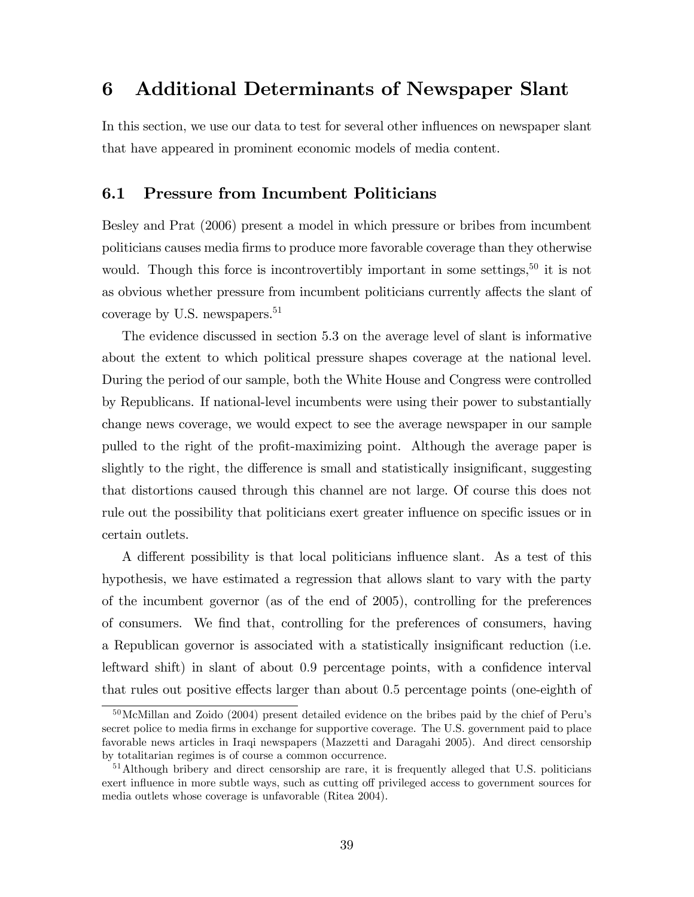# 6 Additional Determinants of Newspaper Slant

In this section, we use our data to test for several other influences on newspaper slant that have appeared in prominent economic models of media content.

## 6.1 Pressure from Incumbent Politicians

Besley and Prat (2006) present a model in which pressure or bribes from incumbent politicians causes media firms to produce more favorable coverage than they otherwise would. Though this force is incontrovertibly important in some settings,[50] it is not as obvious whether pressure from incumbent politicians currently affects the slant of coverage by U.S. newspapers.[51]

The evidence discussed in section 5.3 on the average level of slant is informative about the extent to which political pressure shapes coverage at the national level. During the period of our sample, both the White House and Congress were controlled by Republicans. If national-level incumbents were using their power to substantially change news coverage, we would expect to see the average newspaper in our sample pulled to the right of the profit-maximizing point. Although the average paper is slightly to the right, the difference is small and statistically insignificant, suggesting that distortions caused through this channel are not large. Of course this does not rule out the possibility that politicians exert greater influence on specific issues or in certain outlets.

A different possibility is that local politicians influence slant. As a test of this hypothesis, we have estimated a regression that allows slant to vary with the party of the incumbent governor (as of the end of 2005), controlling for the preferences of consumers. We find that, controlling for the preferences of consumers, having a Republican governor is associated with a statistically insignificant reduction (i.e. leftward shift) in slant of about 0.9 percentage points, with a confidence interval that rules out positive effects larger than about 0.5 percentage points (one-eighth of

[50] McMillan and Zoido (2004) present detailed evidence on the bribes paid by the chief of Peru's secret police to media firms in exchange for supportive coverage. The U.S. government paid to place favorable news articles in Iraqi newspapers (Mazzetti and Daragahi 2005). And direct censorship by totalitarian regimes is of course a common occurrence.

[51] Although bribery and direct censorship are rare, it is frequently alleged that U.S. politicians exert influence in more subtle ways, such as cutting off privileged access to government sources for media outlets whose coverage is unfavorable (Ritea 2004).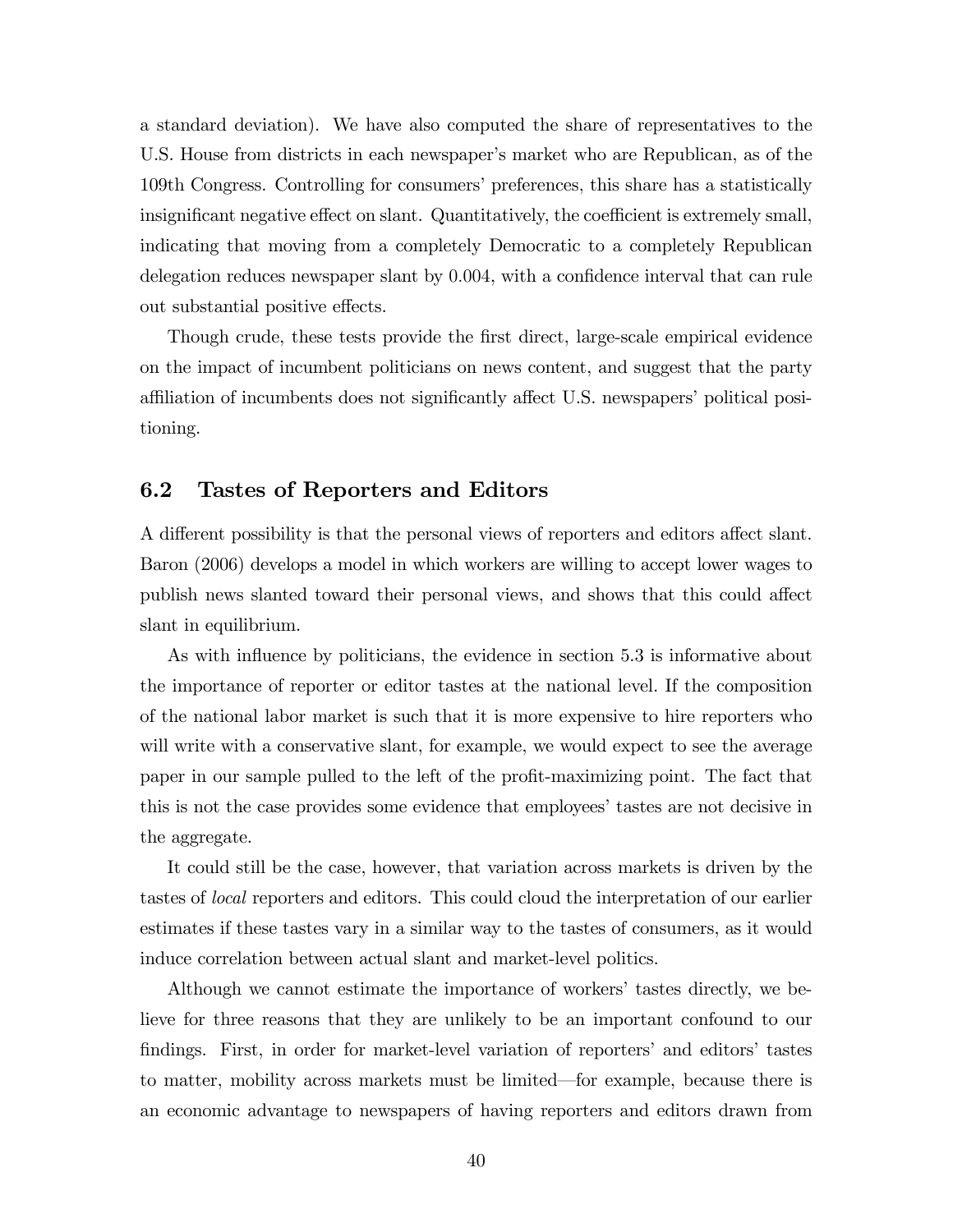a standard deviation). We have also computed the share of representatives to the U.S. House from districts in each newspaper's market who are Republican, as of the 109th Congress. Controlling for consumers' preferences, this share has a statistically insignificant negative effect on slant. Quantitatively, the coefficient is extremely small, indicating that moving from a completely Democratic to a completely Republican delegation reduces newspaper slant by 0.004, with a confidence interval that can rule out substantial positive effects.

Though crude, these tests provide the first direct, large-scale empirical evidence on the impact of incumbent politicians on news content, and suggest that the party affiliation of incumbents does not significantly affect U.S. newspapers' political positioning.

## 6.2 Tastes of Reporters and Editors

A different possibility is that the personal views of reporters and editors affect slant. Baron (2006) develops a model in which workers are willing to accept lower wages to publish news slanted toward their personal views, and shows that this could affect slant in equilibrium.

As with influence by politicians, the evidence in section 5.3 is informative about the importance of reporter or editor tastes at the national level. If the composition of the national labor market is such that it is more expensive to hire reporters who will write with a conservative slant, for example, we would expect to see the average paper in our sample pulled to the left of the profit-maximizing point. The fact that this is not the case provides some evidence that employees' tastes are not decisive in the aggregate.

It could still be the case, however, that variation across markets is driven by the tastes of *local* reporters and editors. This could cloud the interpretation of our earlier estimates if these tastes vary in a similar way to the tastes of consumers, as it would induce correlation between actual slant and market-level politics.

Although we cannot estimate the importance of workers' tastes directly, we believe for three reasons that they are unlikely to be an important confound to our findings. First, in order for market-level variation of reporters' and editors' tastes to matter, mobility across markets must be limited—for example, because there is an economic advantage to newspapers of having reporters and editors drawn from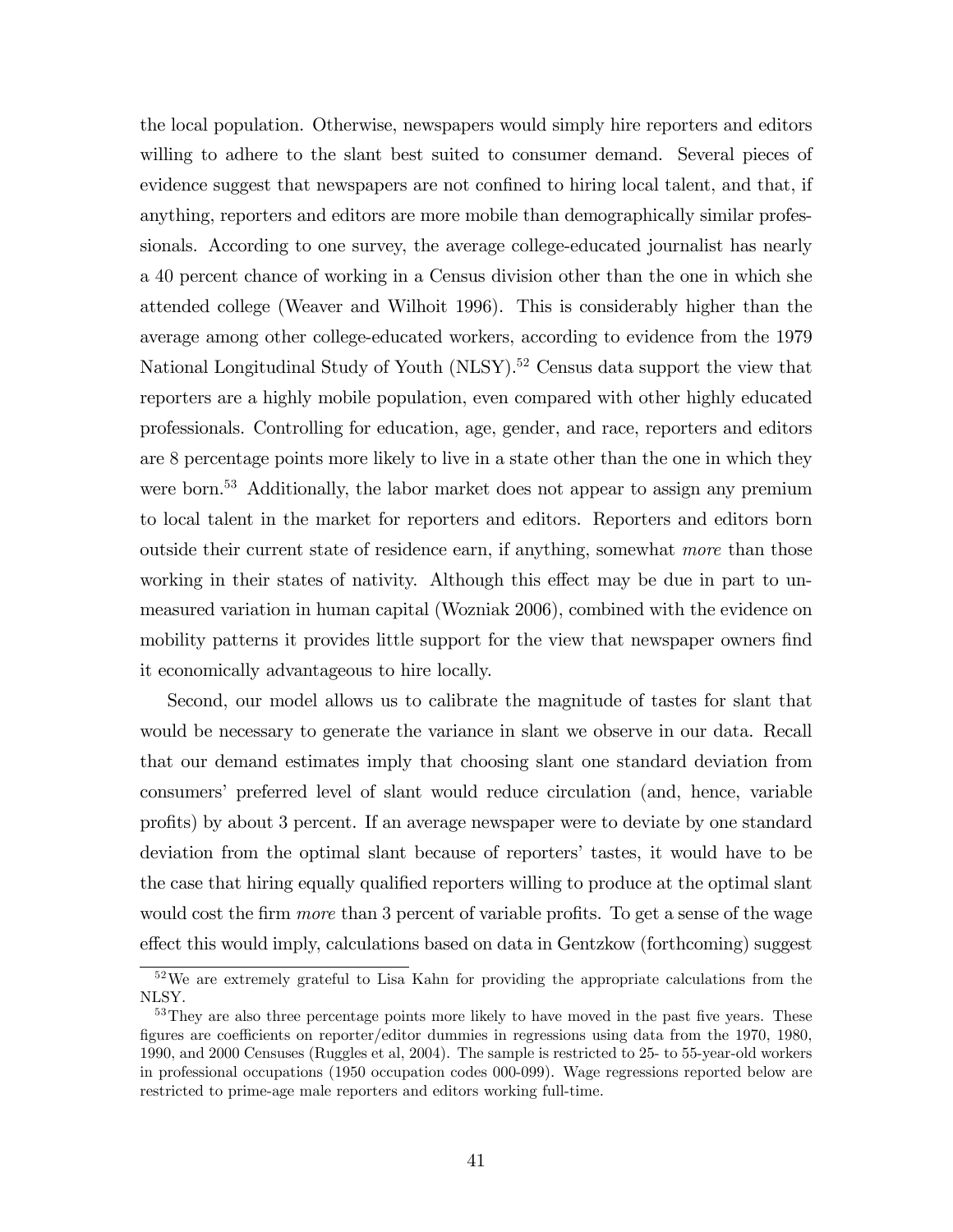the local population. Otherwise, newspapers would simply hire reporters and editors willing to adhere to the slant best suited to consumer demand. Several pieces of evidence suggest that newspapers are not confined to hiring local talent, and that, if anything, reporters and editors are more mobile than demographically similar professionals. According to one survey, the average college-educated journalist has nearly a 40 percent chance of working in a Census division other than the one in which she attended college (Weaver and Wilhoit 1996). This is considerably higher than the average among other college-educated workers, according to evidence from the 1979 National Longitudinal Study of Youth (NLSY).[52] Census data support the view that reporters are a highly mobile population, even compared with other highly educated professionals. Controlling for education, age, gender, and race, reporters and editors are 8 percentage points more likely to live in a state other than the one in which they were born.[53] Additionally, the labor market does not appear to assign any premium to local talent in the market for reporters and editors. Reporters and editors born outside their current state of residence earn, if anything, somewhat *more* than those working in their states of nativity. Although this effect may be due in part to unmeasured variation in human capital (Wozniak 2006), combined with the evidence on mobility patterns it provides little support for the view that newspaper owners find it economically advantageous to hire locally.

Second, our model allows us to calibrate the magnitude of tastes for slant that would be necessary to generate the variance in slant we observe in our data. Recall that our demand estimates imply that choosing slant one standard deviation from consumers' preferred level of slant would reduce circulation (and, hence, variable profits) by about 3 percent. If an average newspaper were to deviate by one standard deviation from the optimal slant because of reporters' tastes, it would have to be the case that hiring equally qualified reporters willing to produce at the optimal slant would cost the firm *more* than 3 percent of variable profits. To get a sense of the wage effect this would imply, calculations based on data in Gentzkow (forthcoming) suggest

[52] We are extremely grateful to Lisa Kahn for providing the appropriate calculations from the NLSY.

[53] They are also three percentage points more likely to have moved in the past five years. These figures are coefficients on reporter/editor dummies in regressions using data from the 1970, 1980, 1990, and 2000 Censuses (Ruggles et al, 2004). The sample is restricted to 25- to 55-year-old workers in professional occupations (1950 occupation codes 000-099). Wage regressions reported below are restricted to prime-age male reporters and editors working full-time.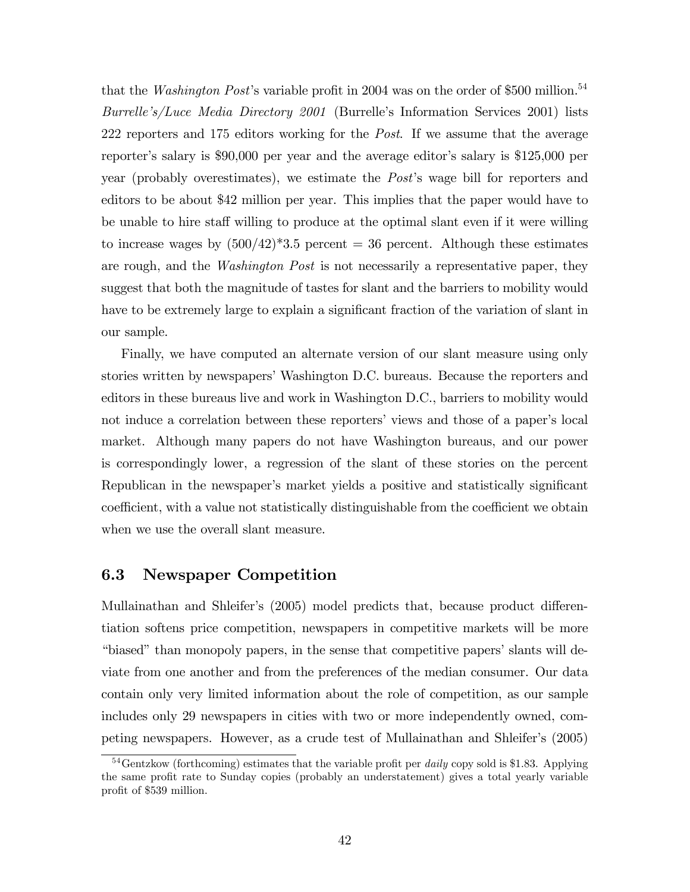that the *Washington Post*'s variable profit in 2004 was on the order of \$500 million.[54] *Burrelle's/Luce Media Directory 2001* (Burrelle's Information Services 2001) lists 222 reporters and 175 editors working for the *Post*. If we assume that the average reporter's salary is \$90,000 per year and the average editor's salary is \$125,000 per year (probably overestimates), we estimate the *Post*'s wage bill for reporters and editors to be about \$42 million per year. This implies that the paper would have to be unable to hire staff willing to produce at the optimal slant even if it were willing to increase wages by (500/42)*3.5 percent = 36 percent. Although these estimates are rough, and the *Washington Post* is not necessarily a representative paper, they suggest that both the magnitude of tastes for slant and the barriers to mobility would have to be extremely large to explain a significant fraction of the variation of slant in our sample.

Finally, we have computed an alternate version of our slant measure using only stories written by newspapers' Washington D.C. bureaus. Because the reporters and editors in these bureaus live and work in Washington D.C., barriers to mobility would not induce a correlation between these reporters' views and those of a paper's local market. Although many papers do not have Washington bureaus, and our power is correspondingly lower, a regression of the slant of these stories on the percent Republican in the newspaper's market yields a positive and statistically significant coefficient, with a value not statistically distinguishable from the coefficient we obtain when we use the overall slant measure.

## 6.3 Newspaper Competition

Mullainathan and Shleifer's (2005) model predicts that, because product differentiation softens price competition, newspapers in competitive markets will be more "biased" than monopoly papers, in the sense that competitive papers' slants will deviate from one another and from the preferences of the median consumer. Our data contain only very limited information about the role of competition, as our sample includes only 29 newspapers in cities with two or more independently owned, competing newspapers. However, as a crude test of Mullainathan and Shleifer's (2005)

[54] Gentzkow (forthcoming) estimates that the variable profit per *daily* copy sold is \$1.83. Applying the same profit rate to Sunday copies (probably an understatement) gives a total yearly variable profit of \$539 million.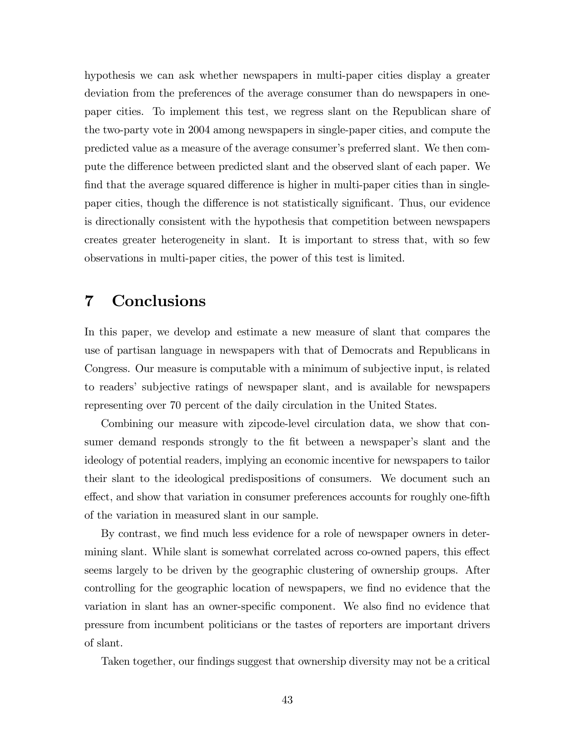hypothesis we can ask whether newspapers in multi-paper cities display a greater deviation from the preferences of the average consumer than do newspapers in one-paper cities. To implement this test, we regress slant on the Republican share of the two-party vote in 2004 among newspapers in single-paper cities, and compute the predicted value as a measure of the average consumer's preferred slant. We then compute the difference between predicted slant and the observed slant of each paper. We find that the average squared difference is higher in multi-paper cities than in single-paper cities, though the difference is not statistically significant. Thus, our evidence is directionally consistent with the hypothesis that competition between newspapers creates greater heterogeneity in slant. It is important to stress that, with so few observations in multi-paper cities, the power of this test is limited.

# 7 Conclusions

In this paper, we develop and estimate a new measure of slant that compares the use of partisan language in newspapers with that of Democrats and Republicans in Congress. Our measure is computable with a minimum of subjective input, is related to readers' subjective ratings of newspaper slant, and is available for newspapers representing over 70 percent of the daily circulation in the United States.

Combining our measure with zipcode-level circulation data, we show that consumer demand responds strongly to the fit between a newspaper's slant and the ideology of potential readers, implying an economic incentive for newspapers to tailor their slant to the ideological predispositions of consumers. We document such an effect, and show that variation in consumer preferences accounts for roughly one-fifth of the variation in measured slant in our sample.

By contrast, we find much less evidence for a role of newspaper owners in determining slant. While slant is somewhat correlated across co-owned papers, this effect seems largely to be driven by the geographic clustering of ownership groups. After controlling for the geographic location of newspapers, we find no evidence that the variation in slant has an owner-specific component. We also find no evidence that pressure from incumbent politicians or the tastes of reporters are important drivers of slant.

Taken together, our findings suggest that ownership diversity may not be a critical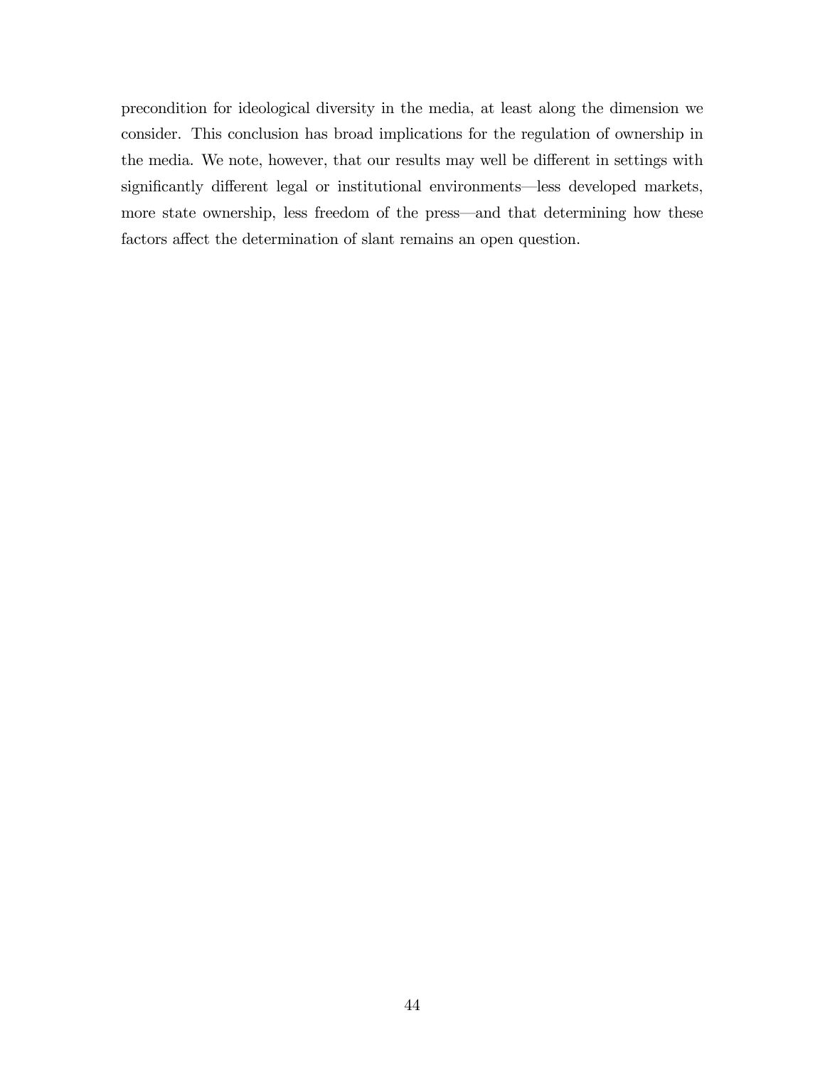precondition for ideological diversity in the media, at least along the dimension we consider. This conclusion has broad implications for the regulation of ownership in the media. We note, however, that our results may well be different in settings with significantly different legal or institutional environments—less developed markets, more state ownership, less freedom of the press—and that determining how these factors affect the determination of slant remains an open question.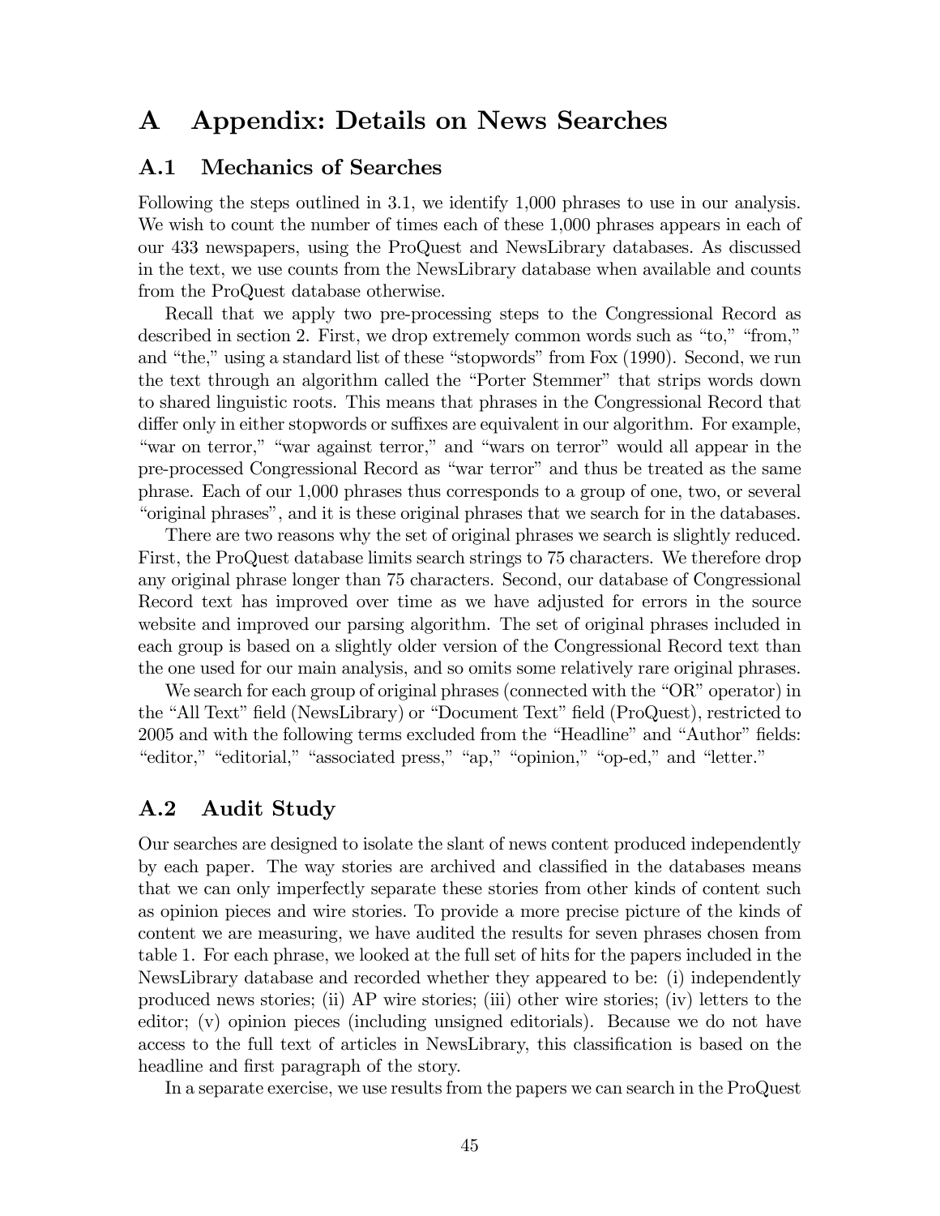# A Appendix: Details on News Searches

## A.1 Mechanics of Searches

Following the steps outlined in 3.1, we identify 1,000 phrases to use in our analysis. We wish to count the number of times each of these 1,000 phrases appears in each of our 433 newspapers, using the ProQuest and NewsLibrary databases. As discussed in the text, we use counts from the NewsLibrary database when available and counts from the ProQuest database otherwise.

Recall that we apply two pre-processing steps to the Congressional Record as described in section 2. First, we drop extremely common words such as "to," "from," and "the," using a standard list of these "stopwords" from Fox (1990). Second, we run the text through an algorithm called the "Porter Stemmer" that strips words down to shared linguistic roots. This means that phrases in the Congressional Record that differ only in either stopwords or suffixes are equivalent in our algorithm. For example, "war on terror," "war against terror," and "wars on terror" would all appear in the pre-processed Congressional Record as "war terror" and thus be treated as the same phrase. Each of our 1,000 phrases thus corresponds to a group of one, two, or several "original phrases", and it is these original phrases that we search for in the databases.

There are two reasons why the set of original phrases we search is slightly reduced. First, the ProQuest database limits search strings to 75 characters. We therefore drop any original phrase longer than 75 characters. Second, our database of Congressional Record text has improved over time as we have adjusted for errors in the source website and improved our parsing algorithm. The set of original phrases included in each group is based on a slightly older version of the Congressional Record text than the one used for our main analysis, and so omits some relatively rare original phrases.

We search for each group of original phrases (connected with the "OR" operator) in the "All Text" field (NewsLibrary) or "Document Text" field (ProQuest), restricted to 2005 and with the following terms excluded from the "Headline" and "Author" fields: "editor," "editorial," "associated press," "ap," "opinion," "op-ed," and "letter."

## A.2 Audit Study

Our searches are designed to isolate the slant of news content produced independently by each paper. The way stories are archived and classified in the databases means that we can only imperfectly separate these stories from other kinds of content such as opinion pieces and wire stories. To provide a more precise picture of the kinds of content we are measuring, we have audited the results for seven phrases chosen from table 1. For each phrase, we looked at the full set of hits for the papers included in the NewsLibrary database and recorded whether they appeared to be: (i) independently produced news stories; (ii) AP wire stories; (iii) other wire stories; (iv) letters to the editor; (v) opinion pieces (including unsigned editorials). Because we do not have access to the full text of articles in NewsLibrary, this classification is based on the headline and first paragraph of the story.

In a separate exercise, we use results from the papers we can search in the ProQuest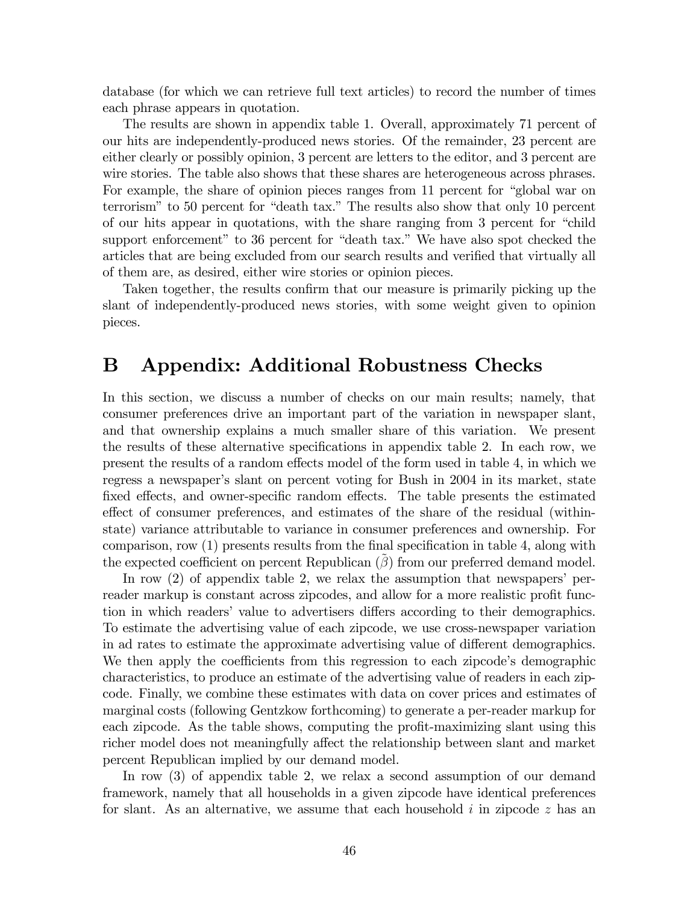database (for which we can retrieve full text articles) to record the number of times each phrase appears in quotation.

The results are shown in appendix table 1. Overall, approximately 71 percent of our hits are independently-produced news stories. Of the remainder, 23 percent are either clearly or possibly opinion, 3 percent are letters to the editor, and 3 percent are wire stories. The table also shows that these shares are heterogeneous across phrases. For example, the share of opinion pieces ranges from 11 percent for "global war on terrorism" to 50 percent for "death tax." The results also show that only 10 percent of our hits appear in quotations, with the share ranging from 3 percent for "child support enforcement" to 36 percent for "death tax." We have also spot checked the articles that are being excluded from our search results and verified that virtually all of them are, as desired, either wire stories or opinion pieces.

Taken together, the results confirm that our measure is primarily picking up the slant of independently-produced news stories, with some weight given to opinion pieces.

# B Appendix: Additional Robustness Checks

In this section, we discuss a number of checks on our main results; namely, that consumer preferences drive an important part of the variation in newspaper slant, and that ownership explains a much smaller share of this variation. We present the results of these alternative specifications in appendix table 2. In each row, we present the results of a random effects model of the form used in table 4, in which we regress a newspaper's slant on percent voting for Bush in 2004 in its market, state fixed effects, and owner-specific random effects. The table presents the estimated effect of consumer preferences, and estimates of the share of the residual (within-state) variance attributable to variance in consumer preferences and ownership. For comparison, row (1) presents results from the final specification in table 4, along with the expected coefficient on percent Republican ($\tilde{\beta}$) from our preferred demand model.

In row (2) of appendix table 2, we relax the assumption that newspapers' per-reader markup is constant across zipcodes, and allow for a more realistic profit function in which readers' value to advertisers differs according to their demographics. To estimate the advertising value of each zipcode, we use cross-newspaper variation in ad rates to estimate the approximate advertising value of different demographics. We then apply the coefficients from this regression to each zipcode's demographic characteristics, to produce an estimate of the advertising value of readers in each zipcode. Finally, we combine these estimates with data on cover prices and estimates of marginal costs (following Gentzkow forthcoming) to generate a per-reader markup for each zipcode. As the table shows, computing the profit-maximizing slant using this richer model does not meaningfully affect the relationship between slant and market percent Republican implied by our demand model.

In row (3) of appendix table 2, we relax a second assumption of our demand framework, namely that all households in a given zipcode have identical preferences for slant. As an alternative, we assume that each household $i$ in zipcode $z$ has an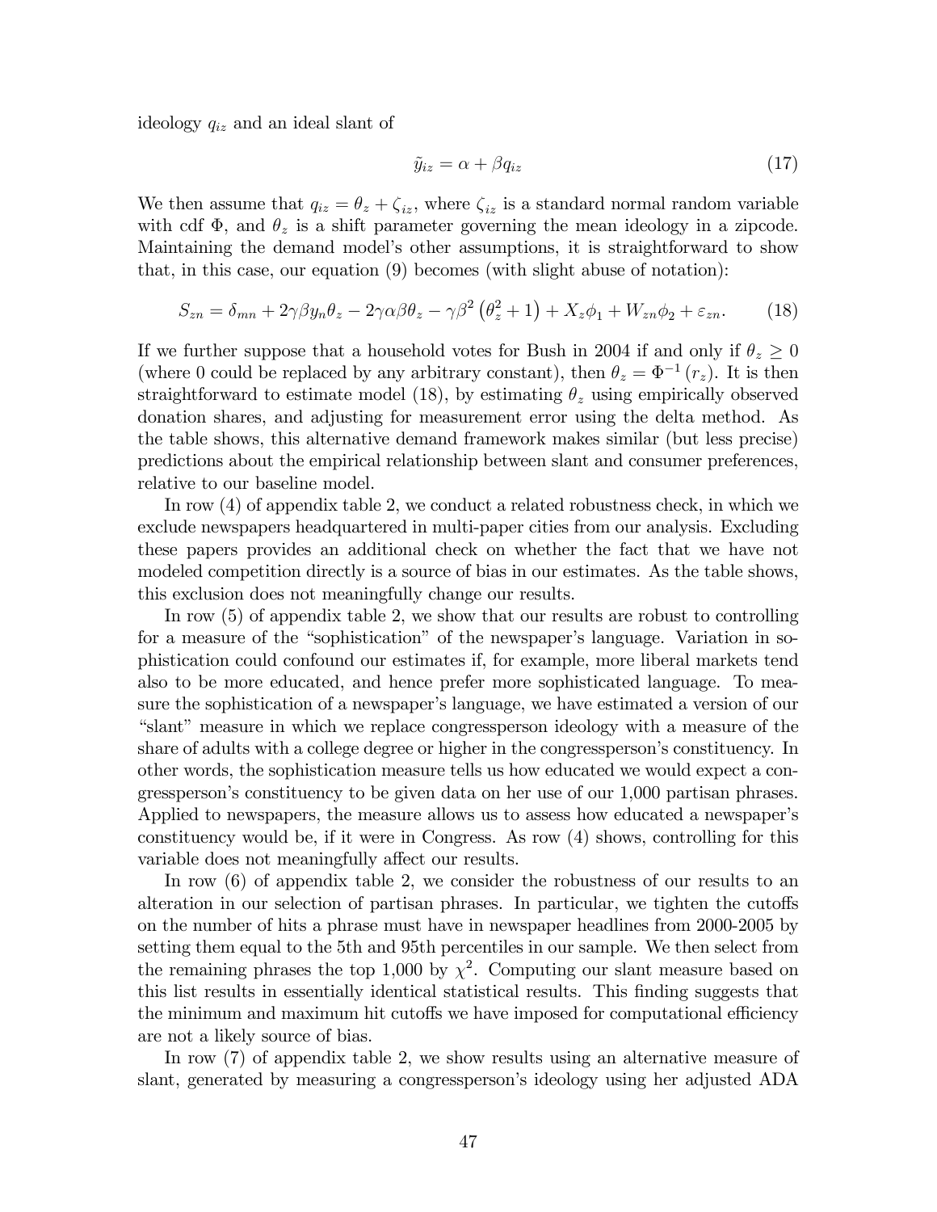ideology $q_{iz}$ and an ideal slant of

$$\tilde{y}_{iz} = \alpha + \beta q_{iz} \tag{17}$$

We then assume that $q_{iz} = \theta_z + \zeta_{iz}$, where $\zeta_{iz}$ is a standard normal random variable with cdf $\Phi$, and $\theta_z$ is a shift parameter governing the mean ideology in a zipcode. Maintaining the demand model's other assumptions, it is straightforward to show that, in this case, our equation (9) becomes (with slight abuse of notation):

$$S_{zn} = \delta_{mn} + 2\gamma\beta y_n \theta_z - 2\gamma\alpha\beta\theta_z - \gamma\beta^2\left(\theta_z^2 + 1\right) + X_z\phi_1 + W_{zn}\phi_2 + \varepsilon_{zn}. \tag{18}$$

If we further suppose that a household votes for Bush in 2004 if and only if $\theta_z \geq 0$ (where 0 could be replaced by any arbitrary constant), then $\theta_z = \Phi^{-1}(r_z)$. It is then straightforward to estimate model (18), by estimating $\theta_z$ using empirically observed donation shares, and adjusting for measurement error using the delta method. As the table shows, this alternative demand framework makes similar (but less precise) predictions about the empirical relationship between slant and consumer preferences, relative to our baseline model.

In row (4) of appendix table 2, we conduct a related robustness check, in which we exclude newspapers headquartered in multi-paper cities from our analysis. Excluding these papers provides an additional check on whether the fact that we have not modeled competition directly is a source of bias in our estimates. As the table shows, this exclusion does not meaningfully change our results.

In row (5) of appendix table 2, we show that our results are robust to controlling for a measure of the "sophistication" of the newspaper's language. Variation in sophistication could confound our estimates if, for example, more liberal markets tend also to be more educated, and hence prefer more sophisticated language. To measure the sophistication of a newspaper's language, we have estimated a version of our "slant" measure in which we replace congressperson ideology with a measure of the share of adults with a college degree or higher in the congressperson's constituency. In other words, the sophistication measure tells us how educated we would expect a congressperson's constituency to be given data on her use of our 1,000 partisan phrases. Applied to newspapers, the measure allows us to assess how educated a newspaper's constituency would be, if it were in Congress. As row (4) shows, controlling for this variable does not meaningfully affect our results.

In row (6) of appendix table 2, we consider the robustness of our results to an alteration in our selection of partisan phrases. In particular, we tighten the cutoffs on the number of hits a phrase must have in newspaper headlines from 2000-2005 by setting them equal to the 5th and 95th percentiles in our sample. We then select from the remaining phrases the top 1,000 by $\chi^2$. Computing our slant measure based on this list results in essentially identical statistical results. This finding suggests that the minimum and maximum hit cutoffs we have imposed for computational efficiency are not a likely source of bias.

In row (7) of appendix table 2, we show results using an alternative measure of slant, generated by measuring a congressperson's ideology using her adjusted ADA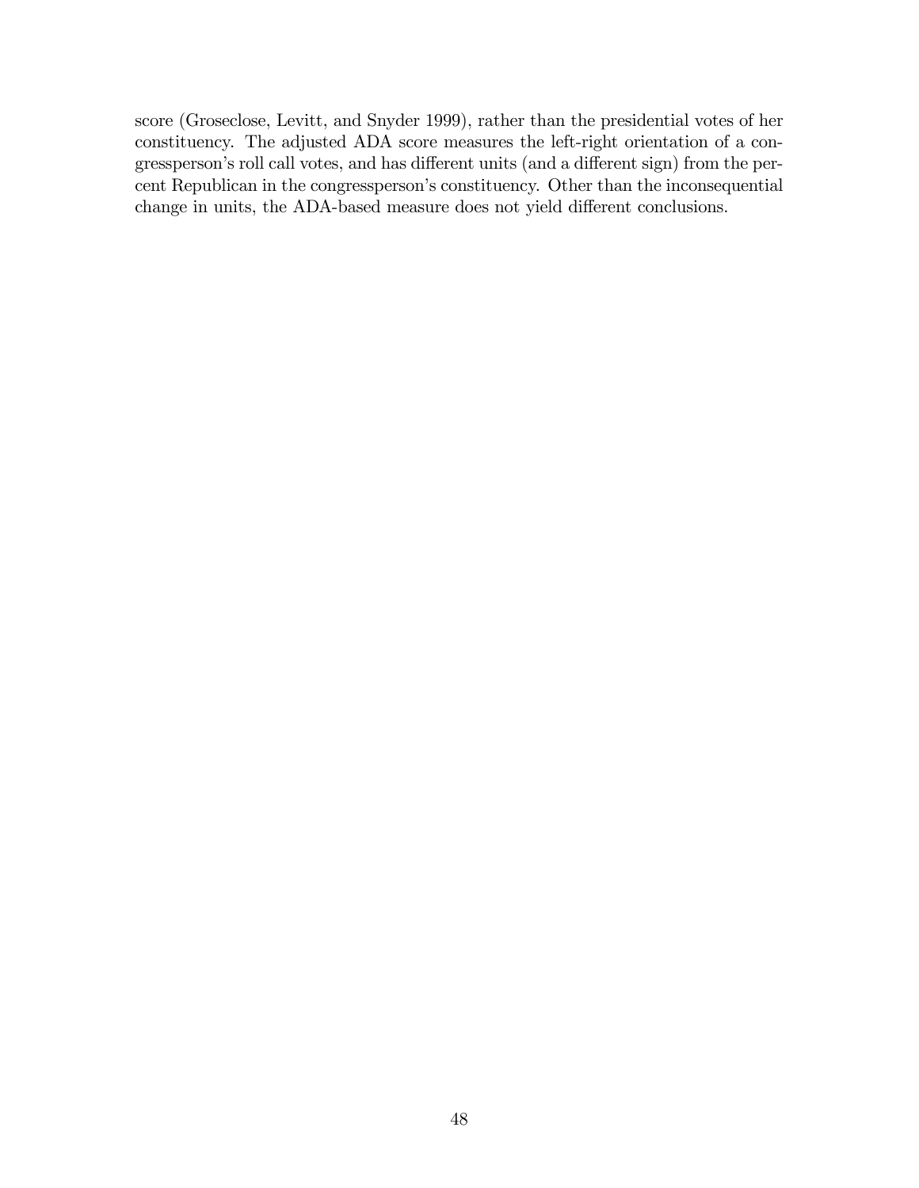score (Groseclose, Levitt, and Snyder 1999), rather than the presidential votes of her constituency. The adjusted ADA score measures the left-right orientation of a congressperson's roll call votes, and has different units (and a different sign) from the percent Republican in the congressperson's constituency. Other than the inconsequential change in units, the ADA-based measure does not yield different conclusions.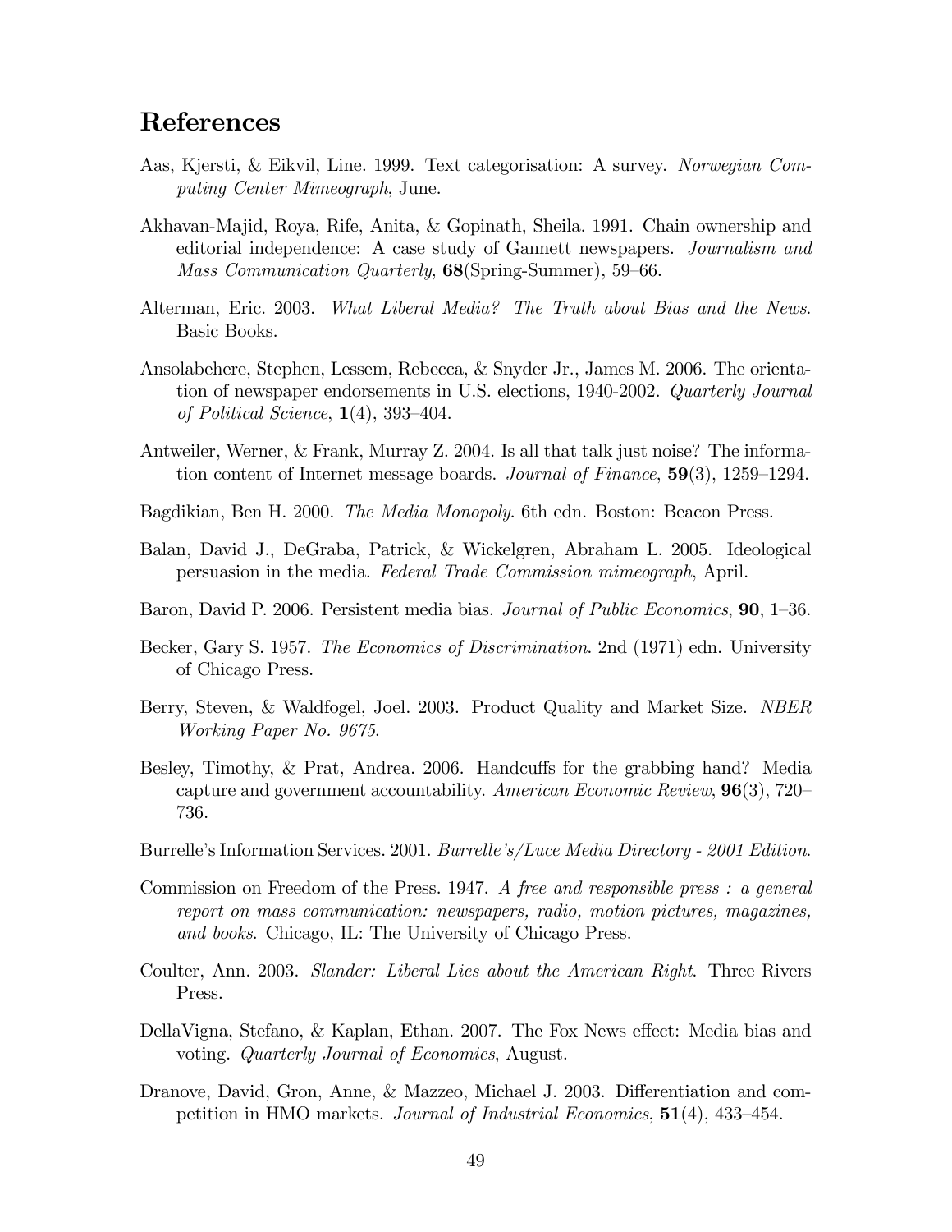# References

Aas, Kjersti, & Eikvil, Line. 1999. Text categorisation: A survey. *Norwegian Computing Center Mimeograph*, June.

Akhavan-Majid, Roya, Rife, Anita, & Gopinath, Sheila. 1991. Chain ownership and editorial independence: A case study of Gannett newspapers. *Journalism and Mass Communication Quarterly*, **68**(Spring-Summer), 59–66.

Alterman, Eric. 2003. *What Liberal Media? The Truth about Bias and the News*. Basic Books.

Ansolabehere, Stephen, Lessem, Rebecca, & Snyder Jr., James M. 2006. The orientation of newspaper endorsements in U.S. elections, 1940-2002. *Quarterly Journal of Political Science*, **1**(4), 393–404.

Antweiler, Werner, & Frank, Murray Z. 2004. Is all that talk just noise? The information content of Internet message boards. *Journal of Finance*, **59**(3), 1259–1294.

Bagdikian, Ben H. 2000. *The Media Monopoly*. 6th edn. Boston: Beacon Press.

Balan, David J., DeGraba, Patrick, & Wickelgren, Abraham L. 2005. Ideological persuasion in the media. *Federal Trade Commission mimeograph*, April.

Baron, David P. 2006. Persistent media bias. *Journal of Public Economics*, **90**, 1–36.

Becker, Gary S. 1957. *The Economics of Discrimination*. 2nd (1971) edn. University of Chicago Press.

Berry, Steven, & Waldfogel, Joel. 2003. Product Quality and Market Size. *NBER Working Paper No. 9675*.

Besley, Timothy, & Prat, Andrea. 2006. Handcuffs for the grabbing hand? Media capture and government accountability. *American Economic Review*, **96**(3), 720–736.

Burrelle's Information Services. 2001. *Burrelle's/Luce Media Directory - 2001 Edition*.

Commission on Freedom of the Press. 1947. *A free and responsible press : a general report on mass communication: newspapers, radio, motion pictures, magazines, and books*. Chicago, IL: The University of Chicago Press.

Coulter, Ann. 2003. *Slander: Liberal Lies about the American Right*. Three Rivers Press.

DellaVigna, Stefano, & Kaplan, Ethan. 2007. The Fox News effect: Media bias and voting. *Quarterly Journal of Economics*, August.

Dranove, David, Gron, Anne, & Mazzeo, Michael J. 2003. Differentiation and competition in HMO markets. *Journal of Industrial Economics*, **51**(4), 433–454.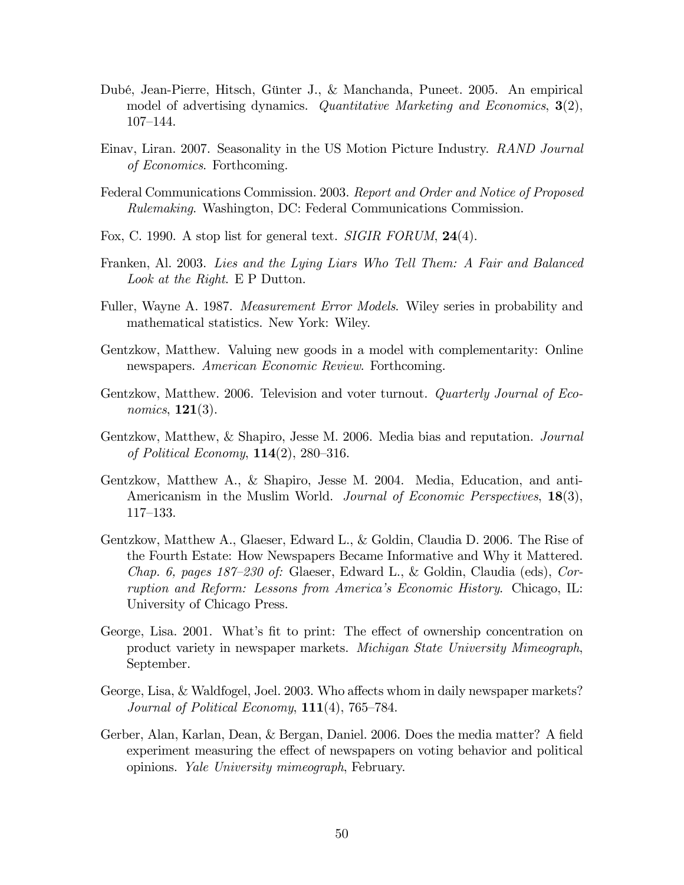Dubé, Jean-Pierre, Hitsch, Günter J., & Manchanda, Puneet. 2005. An empirical model of advertising dynamics. *Quantitative Marketing and Economics*, **3**(2), 107–144.

Einav, Liran. 2007. Seasonality in the US Motion Picture Industry. *RAND Journal of Economics*. Forthcoming.

Federal Communications Commission. 2003. *Report and Order and Notice of Proposed Rulemaking*. Washington, DC: Federal Communications Commission.

Fox, C. 1990. A stop list for general text. *SIGIR FORUM*, **24**(4).

Franken, Al. 2003. *Lies and the Lying Liars Who Tell Them: A Fair and Balanced Look at the Right*. E P Dutton.

Fuller, Wayne A. 1987. *Measurement Error Models*. Wiley series in probability and mathematical statistics. New York: Wiley.

Gentzkow, Matthew. Valuing new goods in a model with complementarity: Online newspapers. *American Economic Review*. Forthcoming.

Gentzkow, Matthew. 2006. Television and voter turnout. *Quarterly Journal of Economics*, **121**(3).

Gentzkow, Matthew, & Shapiro, Jesse M. 2006. Media bias and reputation. *Journal of Political Economy*, **114**(2), 280–316.

Gentzkow, Matthew A., & Shapiro, Jesse M. 2004. Media, Education, and anti-Americanism in the Muslim World. *Journal of Economic Perspectives*, **18**(3), 117–133.

Gentzkow, Matthew A., Glaeser, Edward L., & Goldin, Claudia D. 2006. The Rise of the Fourth Estate: How Newspapers Became Informative and Why it Mattered. *Chap. 6, pages 187–230 of:* Glaeser, Edward L., & Goldin, Claudia (eds), *Corruption and Reform: Lessons from America's Economic History*. Chicago, IL: University of Chicago Press.

George, Lisa. 2001. What's fit to print: The effect of ownership concentration on product variety in newspaper markets. *Michigan State University Mimeograph*, September.

George, Lisa, & Waldfogel, Joel. 2003. Who affects whom in daily newspaper markets? *Journal of Political Economy*, **111**(4), 765–784.

Gerber, Alan, Karlan, Dean, & Bergan, Daniel. 2006. Does the media matter? A field experiment measuring the effect of newspapers on voting behavior and political opinions. *Yale University mimeograph*, February.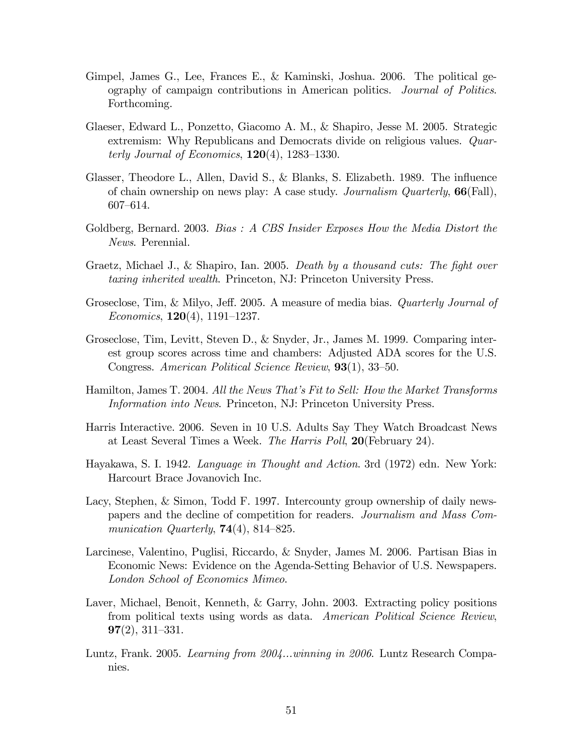Gimpel, James G., Lee, Frances E., & Kaminski, Joshua. 2006. The political geography of campaign contributions in American politics. *Journal of Politics*. Forthcoming.

Glaeser, Edward L., Ponzetto, Giacomo A. M., & Shapiro, Jesse M. 2005. Strategic extremism: Why Republicans and Democrats divide on religious values. *Quarterly Journal of Economics*, **120**(4), 1283–1330.

Glasser, Theodore L., Allen, David S., & Blanks, S. Elizabeth. 1989. The influence of chain ownership on news play: A case study. *Journalism Quarterly*, **66**(Fall), 607–614.

Goldberg, Bernard. 2003. *Bias : A CBS Insider Exposes How the Media Distort the News*. Perennial.

Graetz, Michael J., & Shapiro, Ian. 2005. *Death by a thousand cuts: The fight over taxing inherited wealth*. Princeton, NJ: Princeton University Press.

Groseclose, Tim, & Milyo, Jeff. 2005. A measure of media bias. *Quarterly Journal of Economics*, **120**(4), 1191–1237.

Groseclose, Tim, Levitt, Steven D., & Snyder, Jr., James M. 1999. Comparing interest group scores across time and chambers: Adjusted ADA scores for the U.S. Congress. *American Political Science Review*, **93**(1), 33–50.

Hamilton, James T. 2004. *All the News That's Fit to Sell: How the Market Transforms Information into News*. Princeton, NJ: Princeton University Press.

Harris Interactive. 2006. Seven in 10 U.S. Adults Say They Watch Broadcast News at Least Several Times a Week. *The Harris Poll*, **20**(February 24).

Hayakawa, S. I. 1942. *Language in Thought and Action*. 3rd (1972) edn. New York: Harcourt Brace Jovanovich Inc.

Lacy, Stephen, & Simon, Todd F. 1997. Intercounty group ownership of daily newspapers and the decline of competition for readers. *Journalism and Mass Communication Quarterly*, **74**(4), 814–825.

Larcinese, Valentino, Puglisi, Riccardo, & Snyder, James M. 2006. Partisan Bias in Economic News: Evidence on the Agenda-Setting Behavior of U.S. Newspapers. *London School of Economics Mimeo*.

Laver, Michael, Benoit, Kenneth, & Garry, John. 2003. Extracting policy positions from political texts using words as data. *American Political Science Review*, **97**(2), 311–331.

Luntz, Frank. 2005. *Learning from 2004...winning in 2006*. Luntz Research Companies.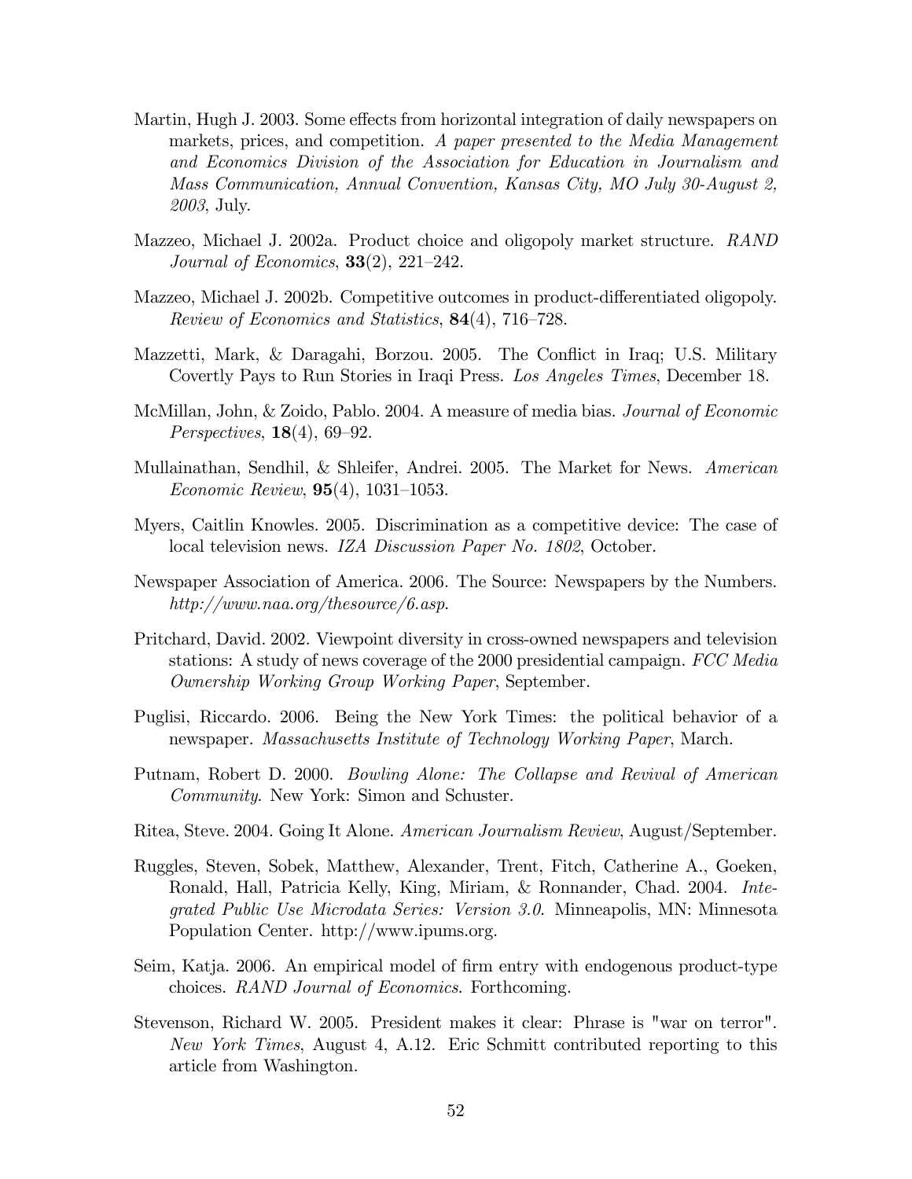Martin, Hugh J. 2003. Some effects from horizontal integration of daily newspapers on markets, prices, and competition. *A paper presented to the Media Management and Economics Division of the Association for Education in Journalism and Mass Communication, Annual Convention, Kansas City, MO July 30-August 2, 2003*, July.

Mazzeo, Michael J. 2002a. Product choice and oligopoly market structure. *RAND Journal of Economics*, **33**(2), 221–242.

Mazzeo, Michael J. 2002b. Competitive outcomes in product-differentiated oligopoly. *Review of Economics and Statistics*, **84**(4), 716–728.

Mazzetti, Mark, & Daragahi, Borzou. 2005. The Conflict in Iraq; U.S. Military Covertly Pays to Run Stories in Iraqi Press. *Los Angeles Times*, December 18.

McMillan, John, & Zoido, Pablo. 2004. A measure of media bias. *Journal of Economic Perspectives*, **18**(4), 69–92.

Mullainathan, Sendhil, & Shleifer, Andrei. 2005. The Market for News. *American Economic Review*, **95**(4), 1031–1053.

Myers, Caitlin Knowles. 2005. Discrimination as a competitive device: The case of local television news. *IZA Discussion Paper No. 1802*, October.

Newspaper Association of America. 2006. The Source: Newspapers by the Numbers. *http://www.naa.org/thesource/6.asp*.

Pritchard, David. 2002. Viewpoint diversity in cross-owned newspapers and television stations: A study of news coverage of the 2000 presidential campaign. *FCC Media Ownership Working Group Working Paper*, September.

Puglisi, Riccardo. 2006. Being the New York Times: the political behavior of a newspaper. *Massachusetts Institute of Technology Working Paper*, March.

Putnam, Robert D. 2000. *Bowling Alone: The Collapse and Revival of American Community*. New York: Simon and Schuster.

Ritea, Steve. 2004. Going It Alone. *American Journalism Review*, August/September.

Ruggles, Steven, Sobek, Matthew, Alexander, Trent, Fitch, Catherine A., Goeken, Ronald, Hall, Patricia Kelly, King, Miriam, & Ronnander, Chad. 2004. *Integrated Public Use Microdata Series: Version 3.0*. Minneapolis, MN: Minnesota Population Center. http://www.ipums.org.

Seim, Katja. 2006. An empirical model of firm entry with endogenous product-type choices. *RAND Journal of Economics*. Forthcoming.

Stevenson, Richard W. 2005. President makes it clear: Phrase is "war on terror". *New York Times*, August 4, A.12. Eric Schmitt contributed reporting to this article from Washington.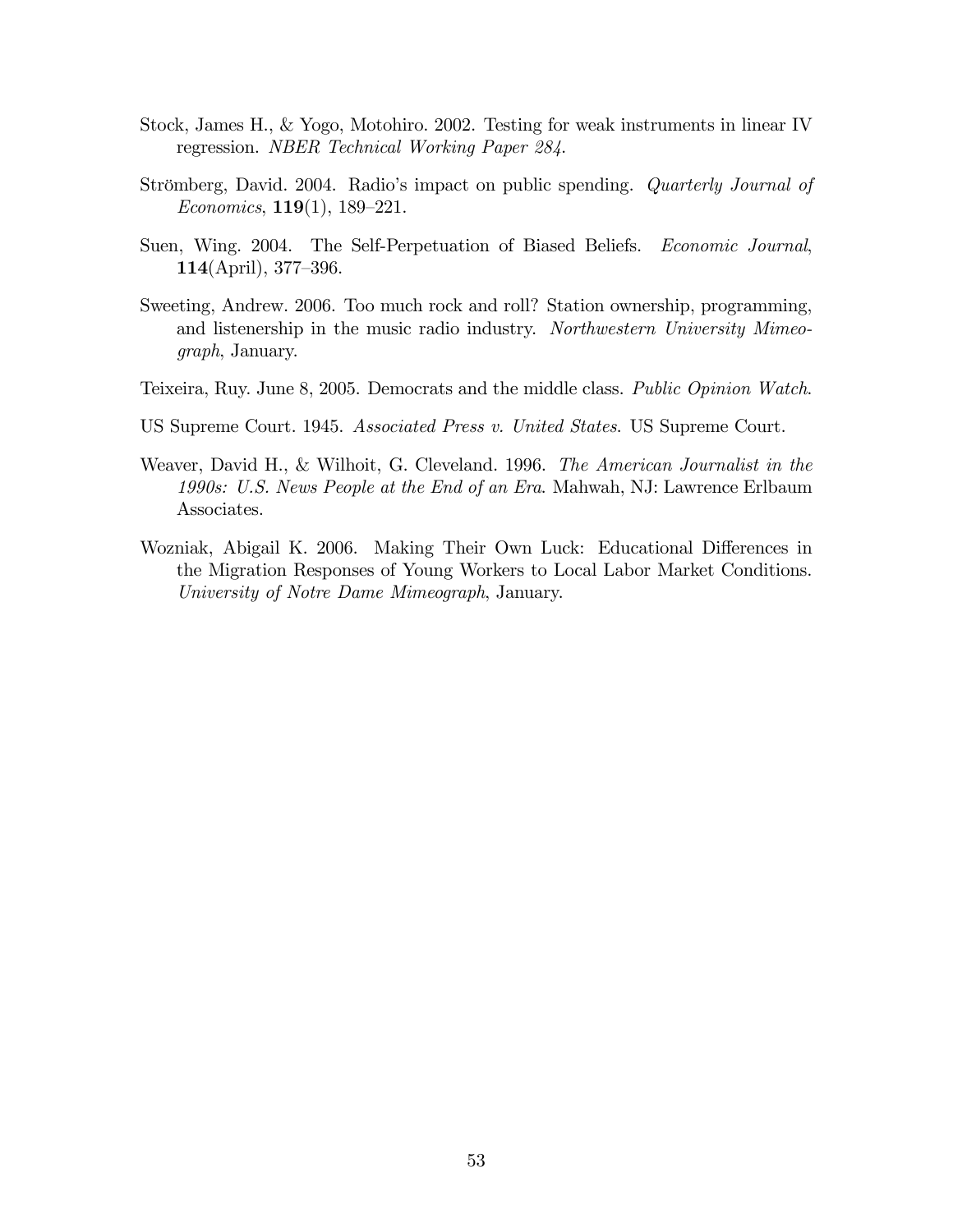Stock, James H., & Yogo, Motohiro. 2002. Testing for weak instruments in linear IV regression. *NBER Technical Working Paper 284*.

Strömberg, David. 2004. Radio's impact on public spending. *Quarterly Journal of Economics*, **119**(1), 189–221.

Suen, Wing. 2004. The Self-Perpetuation of Biased Beliefs. *Economic Journal*, **114**(April), 377–396.

Sweeting, Andrew. 2006. Too much rock and roll? Station ownership, programming, and listenership in the music radio industry. *Northwestern University Mimeograph*, January.

Teixeira, Ruy. June 8, 2005. Democrats and the middle class. *Public Opinion Watch*.

US Supreme Court. 1945. *Associated Press v. United States*. US Supreme Court.

Weaver, David H., & Wilhoit, G. Cleveland. 1996. *The American Journalist in the 1990s: U.S. News People at the End of an Era*. Mahwah, NJ: Lawrence Erlbaum Associates.

Wozniak, Abigail K. 2006. Making Their Own Luck: Educational Differences in the Migration Responses of Young Workers to Local Labor Market Conditions. *University of Notre Dame Mimeograph*, January.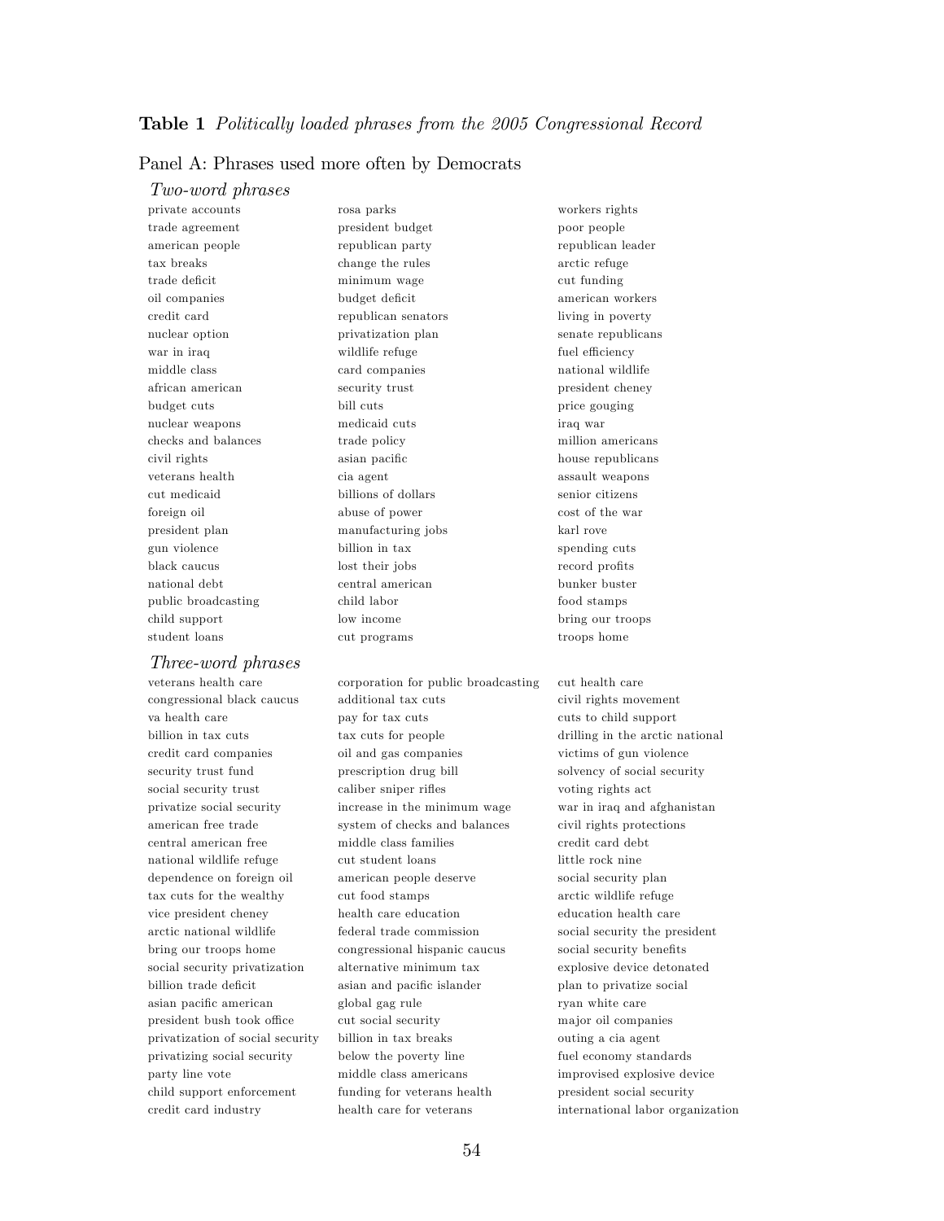**Table 1** *Politically loaded phrases from the 2005 Congressional Record*

Panel A: Phrases used more often by Democrats

*Two-word phrases*

| | | |
|---|---|---|
| private accounts | rosa parks | workers rights |
| trade agreement | president budget | poor people |
| american people | republican party | republican leader |
| tax breaks | change the rules | arctic refuge |
| trade deficit | minimum wage | cut funding |
| oil companies | budget deficit | american workers |
| credit card | republican senators | living in poverty |
| nuclear option | privatization plan | senate republicans |
| war in iraq | wildlife refuge | fuel efficiency |
| middle class | card companies | national wildlife |
| african american | security trust | president cheney |
| budget cuts | bill cuts | price gouging |
| nuclear weapons | medicaid cuts | iraq war |
| checks and balances | trade policy | million americans |
| civil rights | asian pacific | house republicans |
| veterans health | cia agent | assault weapons |
| cut medicaid | billions of dollars | senior citizens |
| foreign oil | abuse of power | cost of the war |
| president plan | manufacturing jobs | karl rove |
| gun violence | billion in tax | spending cuts |
| black caucus | lost their jobs | record profits |
| national debt | central american | bunker buster |
| public broadcasting | child labor | food stamps |
| child support | low income | bring our troops |
| student loans | cut programs | troops home |

*Three-word phrases*

| | | |
|---|---|---|
| veterans health care | corporation for public broadcasting | cut health care |
| congressional black caucus | additional tax cuts | civil rights movement |
| va health care | pay for tax cuts | cuts to child support |
| billion in tax cuts | tax cuts for people | drilling in the arctic national |
| credit card companies | oil and gas companies | victims of gun violence |
| security trust fund | prescription drug bill | solvency of social security |
| social security trust | caliber sniper rifles | voting rights act |
| privatize social security | increase in the minimum wage | war in iraq and afghanistan |
| american free trade | system of checks and balances | civil rights protections |
| central american free | middle class families | credit card debt |
| national wildlife refuge | cut student loans | little rock nine |
| dependence on foreign oil | american people deserve | social security plan |
| tax cuts for the wealthy | cut food stamps | arctic wildlife refuge |
| vice president cheney | health care education | education health care |
| arctic national wildlife | federal trade commission | social security the president |
| bring our troops home | congressional hispanic caucus | social security benefits |
| social security privatization | alternative minimum tax | explosive device detonated |
| billion trade deficit | asian and pacific islander | plan to privatize social |
| asian pacific american | global gag rule | ryan white care |
| president bush took office | cut social security | major oil companies |
| privatization of social security | billion in tax breaks | outing a cia agent |
| privatizing social security | below the poverty line | fuel economy standards |
| party line vote | middle class americans | improvised explosive device |
| child support enforcement | funding for veterans health | president social security |
| credit card industry | health care for veterans | international labor organization |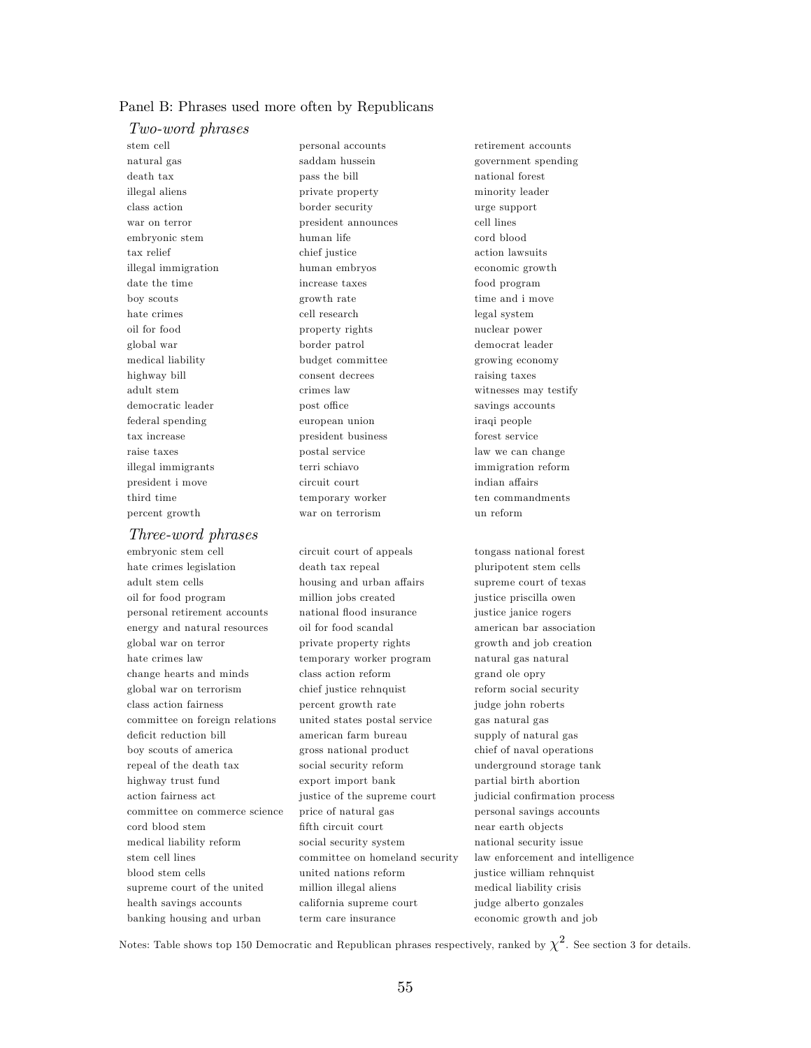Panel B: Phrases used more often by Republicans

*Two-word phrases*

| | | |
|---|---|---|
| stem cell | personal accounts | retirement accounts |
| natural gas | saddam hussein | government spending |
| death tax | pass the bill | national forest |
| illegal aliens | private property | minority leader |
| class action | border security | urge support |
| war on terror | president announces | cell lines |
| embryonic stem | human life | cord blood |
| tax relief | chief justice | action lawsuits |
| illegal immigration | human embryos | economic growth |
| date the time | increase taxes | food program |
| boy scouts | growth rate | time and i move |
| hate crimes | cell research | legal system |
| oil for food | property rights | nuclear power |
| global war | border patrol | democrat leader |
| medical liability | budget committee | growing economy |
| highway bill | consent decrees | raising taxes |
| adult stem | crimes law | witnesses may testify |
| democratic leader | post office | savings accounts |
| federal spending | european union | iraqi people |
| tax increase | president business | forest service |
| raise taxes | postal service | law we can change |
| illegal immigrants | terri schiavo | immigration reform |
| president i move | circuit court | indian affairs |
| third time | temporary worker | ten commandments |
| percent growth | war on terrorism | un reform |

*Three-word phrases*

| | | |
|---|---|---|
| embryonic stem cell | circuit court of appeals | tongass national forest |
| hate crimes legislation | death tax repeal | pluripotent stem cells |
| adult stem cells | housing and urban affairs | supreme court of texas |
| oil for food program | million jobs created | justice priscilla owen |
| personal retirement accounts | national flood insurance | justice janice rogers |
| energy and natural resources | oil for food scandal | american bar association |
| global war on terror | private property rights | growth and job creation |
| hate crimes law | temporary worker program | natural gas natural |
| change hearts and minds | class action reform | grand ole opry |
| global war on terrorism | chief justice rehnquist | reform social security |
| class action fairness | percent growth rate | judge john roberts |
| committee on foreign relations | united states postal service | gas natural gas |
| deficit reduction bill | american farm bureau | supply of natural gas |
| boy scouts of america | gross national product | chief of naval operations |
| repeal of the death tax | social security reform | underground storage tank |
| highway trust fund | export import bank | partial birth abortion |
| action fairness act | justice of the supreme court | judicial confirmation process |
| committee on commerce science | price of natural gas | personal savings accounts |
| cord blood stem | fifth circuit court | near earth objects |
| medical liability reform | social security system | national security issue |
| stem cell lines | committee on homeland security | law enforcement and intelligence |
| blood stem cells | united nations reform | justice william rehnquist |
| supreme court of the united | million illegal aliens | medical liability crisis |
| health savings accounts | california supreme court | judge alberto gonzales |
| banking housing and urban | term care insurance | economic growth and job |

Notes: Table shows top 150 Democratic and Republican phrases respectively, ranked by $\chi^2$. See section 3 for details.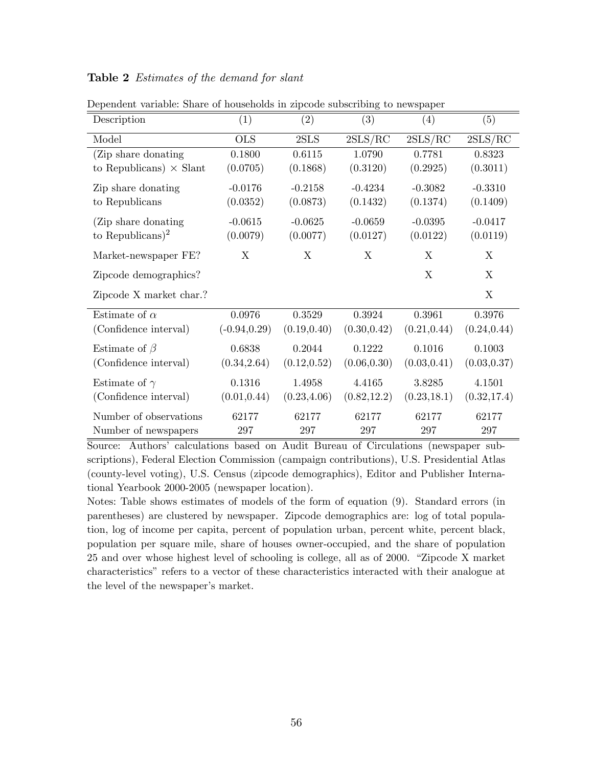**Table 2** *Estimates of the demand for slant*

Dependent variable: Share of households in zipcode subscribing to newspaper

| Description | (1) | (2) | (3) | (4) | (5) |
|---|---|---|---|---|---|
| Model | OLS | 2SLS | 2SLS/RC | 2SLS/RC | 2SLS/RC |
| (Zip share donating to Republicans) $\times$ Slant | 0.1800 | 0.6115 | 1.0790 | 0.7781 | 0.8323 |
| | (0.0705) | (0.1868) | (0.3120) | (0.2925) | (0.3011) |
| Zip share donating to Republicans | -0.0176 | -0.2158 | -0.4234 | -0.3082 | -0.3310 |
| | (0.0352) | (0.0873) | (0.1432) | (0.1374) | (0.1409) |
| (Zip share donating to Republicans)$^2$ | -0.0615 | -0.0625 | -0.0659 | -0.0395 | -0.0417 |
| | (0.0079) | (0.0077) | (0.0127) | (0.0122) | (0.0119) |
| Market-newspaper FE? | X | X | X | X | X |
| Zipcode demographics? | | | | X | X |
| Zipcode X market char.? | | | | | X |
| Estimate of $\alpha$ | 0.0976 | 0.3529 | 0.3924 | 0.3961 | 0.3976 |
| (Confidence interval) | (-0.94,0.29) | (0.19,0.40) | (0.30,0.42) | (0.21,0.44) | (0.24,0.44) |
| Estimate of $\beta$ | 0.6838 | 0.2044 | 0.1222 | 0.1016 | 0.1003 |
| (Confidence interval) | (0.34,2.64) | (0.12,0.52) | (0.06,0.30) | (0.03,0.41) | (0.03,0.37) |
| Estimate of $\gamma$ | 0.1316 | 1.4958 | 4.4165 | 3.8285 | 4.1501 |
| (Confidence interval) | (0.01,0.44) | (0.23,4.06) | (0.82,12.2) | (0.23,18.1) | (0.32,17.4) |
| Number of observations | 62177 | 62177 | 62177 | 62177 | 62177 |
| Number of newspapers | 297 | 297 | 297 | 297 | 297 |

Source: Authors' calculations based on Audit Bureau of Circulations (newspaper subscriptions), Federal Election Commission (campaign contributions), U.S. Presidential Atlas (county-level voting), U.S. Census (zipcode demographics), Editor and Publisher International Yearbook 2000-2005 (newspaper location).

Notes: Table shows estimates of models of the form of equation (9). Standard errors (in parentheses) are clustered by newspaper. Zipcode demographics are: log of total population, log of income per capita, percent of population urban, percent white, percent black, population per square mile, share of houses owner-occupied, and the share of population 25 and over whose highest level of schooling is college, all as of 2000. "Zipcode X market characteristics" refers to a vector of these characteristics interacted with their analogue at the level of the newspaper's market.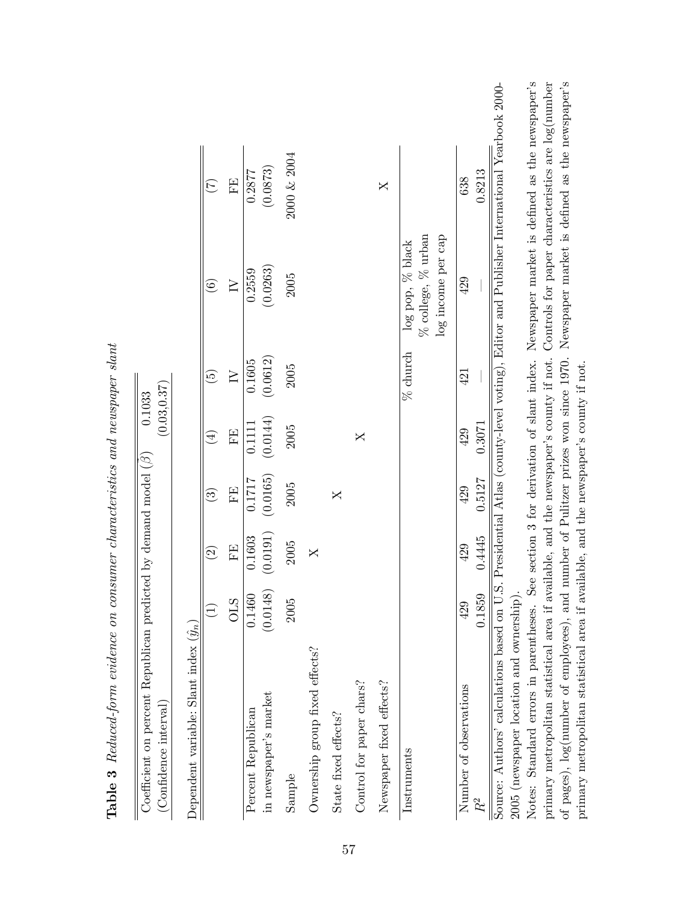**Table 3** *Reduced-form evidence on consumer characteristics and newspaper slant*

| Coefficient on percent Republican predicted by demand model ($\beta$) | 0.1033 |
|---|---|
| (Confidence interval) | (0.03,0.37) |

Dependent variable: Slant index ($\hat{y}_n$)

| | (1) | (2) | (3) | (4) | (5) | (6) | (7) |
|---|---|---|---|---|---|---|---|
| | OLS | FE | FE | FE | IV | IV | FE |
| Percent Republican in newspaper's market | 0.1460 (0.0148) | 0.1603 (0.0191) | 0.1717 (0.0165) | 0.1111 (0.0144) | 0.1605 (0.0612) | 0.2559 (0.0263) | 0.2877 (0.0873) |
| Sample | 2005 | 2005 | 2005 | 2005 | 2005 | 2005 | 2000 & 2004 |
| Ownership group fixed effects? | | X | | | | | |
| State fixed effects? | | | X | | | | |
| Control for paper chars? | | | | X | | | |
| Newspaper fixed effects? | | | | | | | X |
| Instruments | | | | | % church | log pop, % black % college, % urban log income per cap | |
| Number of observations | 429 | 429 | 429 | 429 | 421 | 429 | 638 |
| $R^2$ | 0.1859 | 0.4445 | 0.5127 | 0.3071 | — | — | 0.8213 |

Source: Authors' calculations based on U.S. Presidential Atlas (county-level voting), Editor and Publisher International Yearbook 2000-2005 (newspaper location and ownership).

Notes: Standard errors in parentheses. See section 3 for derivation of slant index. Newspaper market is defined as the newspaper's primary metropolitan statistical area if available, and the newspaper's county if not. Controls for paper characteristics are log(number of pages), log(number of employees), and number of Pulitzer prizes won since 1970. Newspaper market is defined as the newspaper's primary metropolitan statistical area if available, and the newspaper's county if not.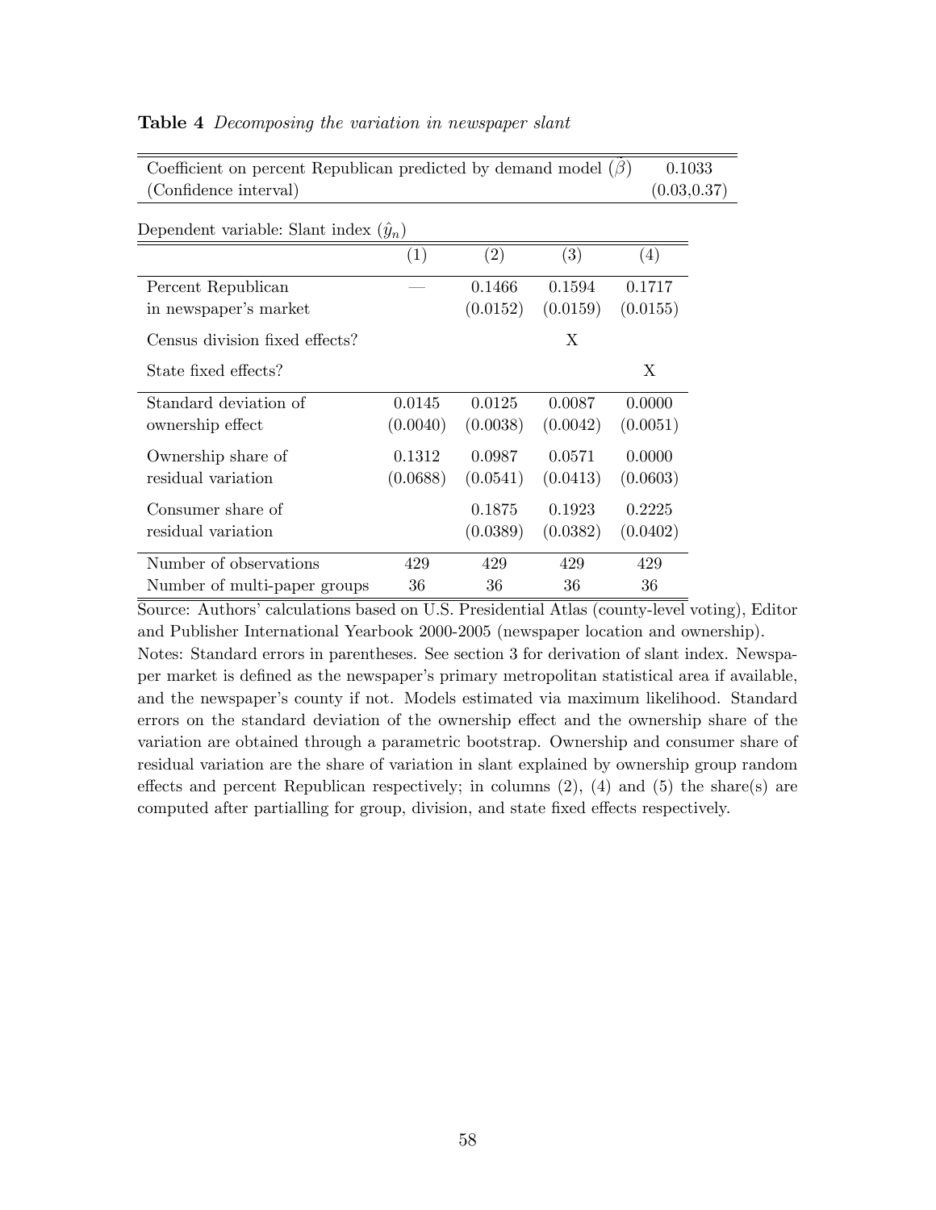**Table 4** *Decomposing the variation in newspaper slant*

| | |
|---|---|
| Coefficient on percent Republican predicted by demand model ($\hat{\beta}$) | 0.1033 |
| (Confidence interval) | (0.03,0.37) |

Dependent variable: Slant index ($\hat{y}_n$)

| | (1) | (2) | (3) | (4) |
|---|---|---|---|---|
| Percent Republican | — | 0.1466 | 0.1594 | 0.1717 |
| in newspaper's market | | (0.0152) | (0.0159) | (0.0155) |
| Census division fixed effects? | | | X | |
| State fixed effects? | | | | X |
| Standard deviation of | 0.0145 | 0.0125 | 0.0087 | 0.0000 |
| ownership effect | (0.0040) | (0.0038) | (0.0042) | (0.0051) |
| Ownership share of | 0.1312 | 0.0987 | 0.0571 | 0.0000 |
| residual variation | (0.0688) | (0.0541) | (0.0413) | (0.0603) |
| Consumer share of | | 0.1875 | 0.1923 | 0.2225 |
| residual variation | | (0.0389) | (0.0382) | (0.0402) |
| Number of observations | 429 | 429 | 429 | 429 |
| Number of multi-paper groups | 36 | 36 | 36 | 36 |

Source: Authors' calculations based on U.S. Presidential Atlas (county-level voting), Editor and Publisher International Yearbook 2000-2005 (newspaper location and ownership).

Notes: Standard errors in parentheses. See section 3 for derivation of slant index. Newspaper market is defined as the newspaper's primary metropolitan statistical area if available, and the newspaper's county if not. Models estimated via maximum likelihood. Standard errors on the standard deviation of the ownership effect and the ownership share of the variation are obtained through a parametric bootstrap. Ownership and consumer share of residual variation are the share of variation in slant explained by ownership group random effects and percent Republican respectively; in columns (2), (4) and (5) the share(s) are computed after partialling for group, division, and state fixed effects respectively.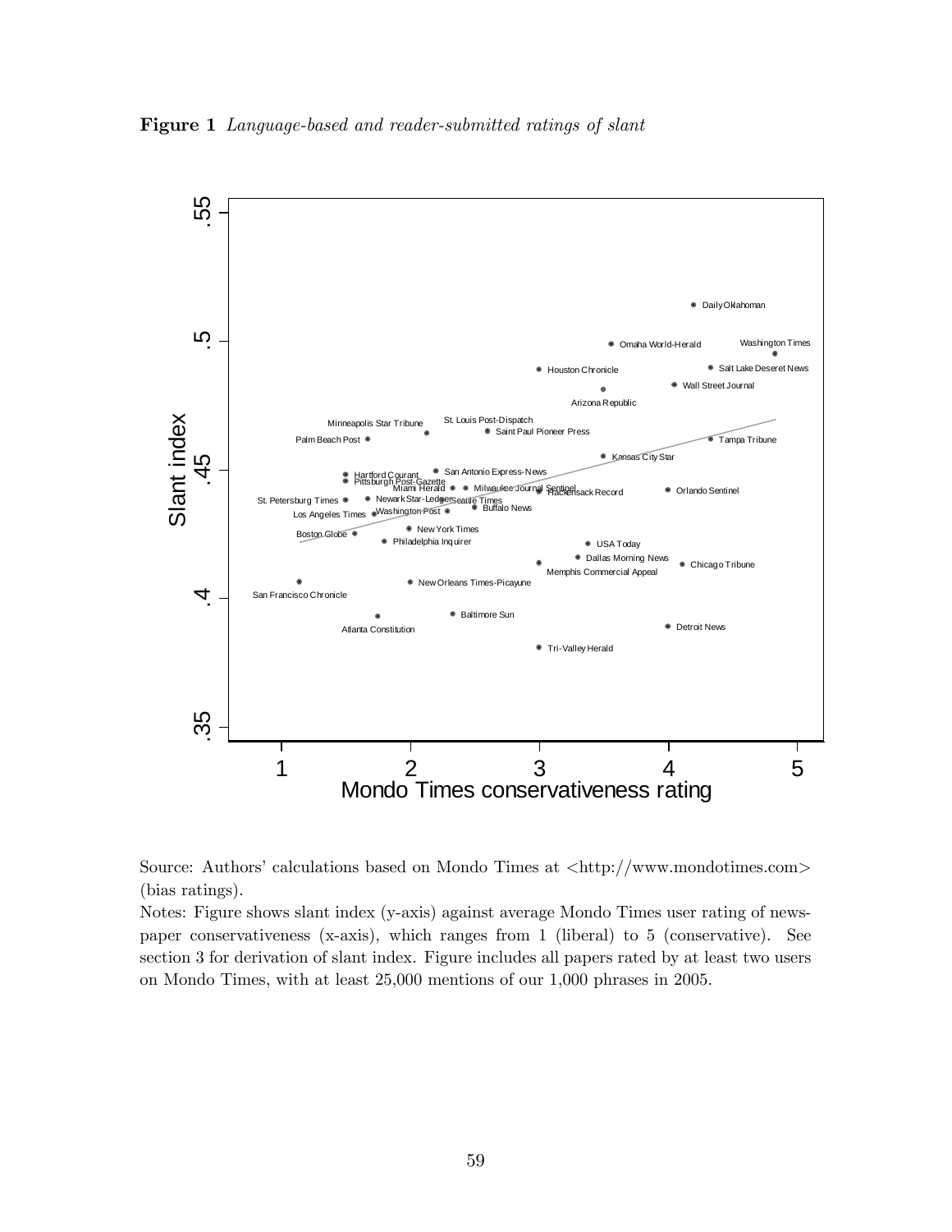**Figure 1** *Language-based and reader-submitted ratings of slant*

Source: Authors' calculations based on Mondo Times at <http://www.mondotimes.com> (bias ratings).

Notes: Figure shows slant index (y-axis) against average Mondo Times user rating of newspaper conservativeness (x-axis), which ranges from 1 (liberal) to 5 (conservative). See section 3 for derivation of slant index. Figure includes all papers rated by at least two users on Mondo Times, with at least 25,000 mentions of our 1,000 phrases in 2005.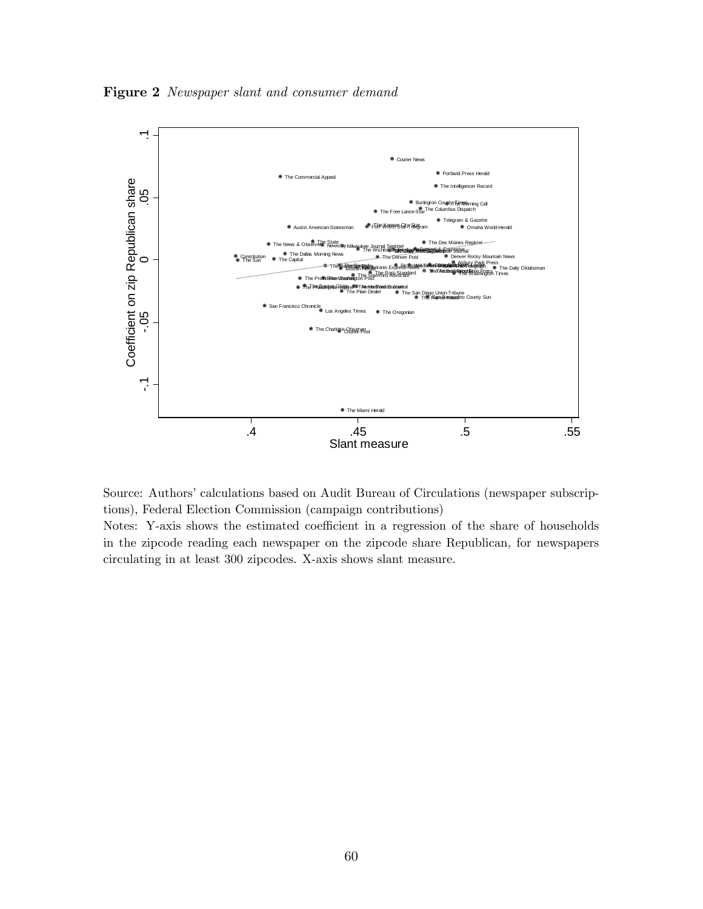**Figure 2** *Newspaper slant and consumer demand*

Source: Authors' calculations based on Audit Bureau of Circulations (newspaper subscriptions), Federal Election Commission (campaign contributions)

Notes: Y-axis shows the estimated coefficient in a regression of the share of households in the zipcode reading each newspaper on the zipcode share Republican, for newspapers circulating in at least 300 zipcodes. X-axis shows slant measure.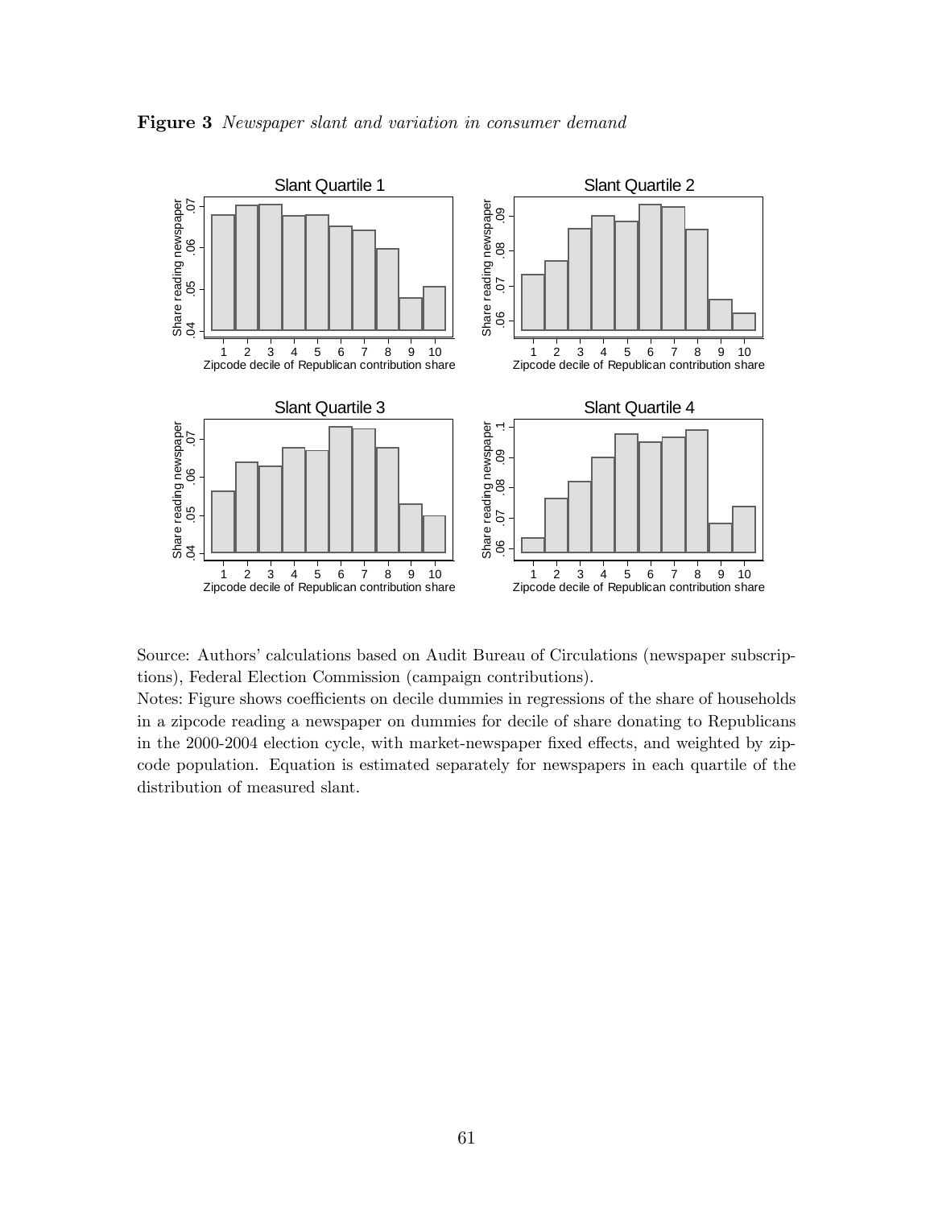**Figure 3** *Newspaper slant and variation in consumer demand*

Source: Authors' calculations based on Audit Bureau of Circulations (newspaper subscriptions), Federal Election Commission (campaign contributions).

Notes: Figure shows coefficients on decile dummies in regressions of the share of households in a zipcode reading a newspaper on dummies for decile of share donating to Republicans in the 2000-2004 election cycle, with market-newspaper fixed effects, and weighted by zipcode population. Equation is estimated separately for newspapers in each quartile of the distribution of measured slant.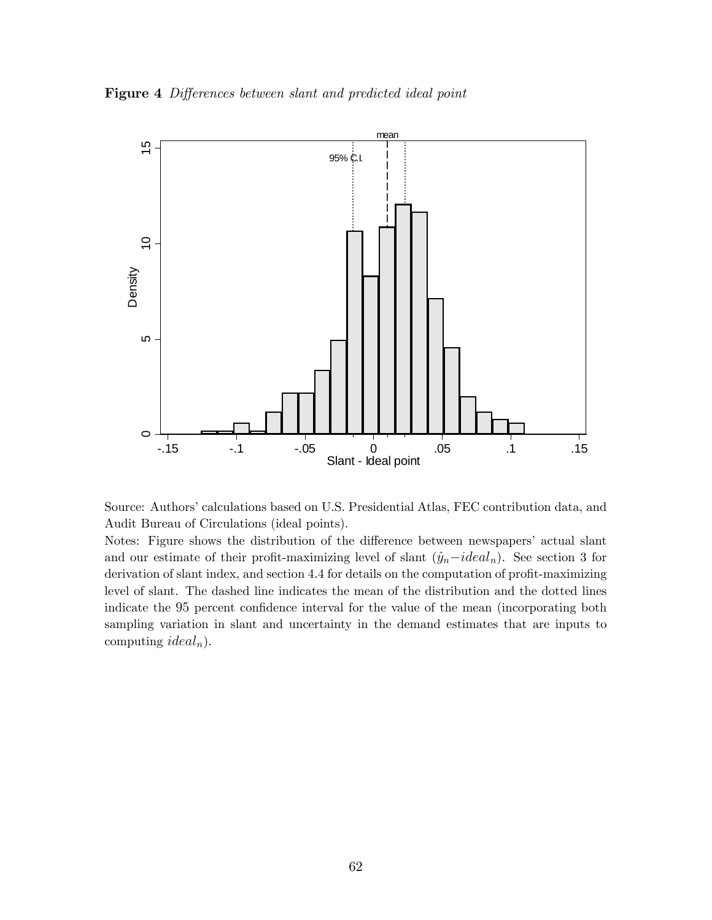**Figure 4** *Differences between slant and predicted ideal point*

Source: Authors' calculations based on U.S. Presidential Atlas, FEC contribution data, and Audit Bureau of Circulations (ideal points).

Notes: Figure shows the distribution of the difference between newspapers' actual slant and our estimate of their profit-maximizing level of slant ($\hat{y}_n - ideal_n$). See section 3 for derivation of slant index, and section 4.4 for details on the computation of profit-maximizing level of slant. The dashed line indicates the mean of the distribution and the dotted lines indicate the 95 percent confidence interval for the value of the mean (incorporating both sampling variation in slant and uncertainty in the demand estimates that are inputs to computing $ideal_n$).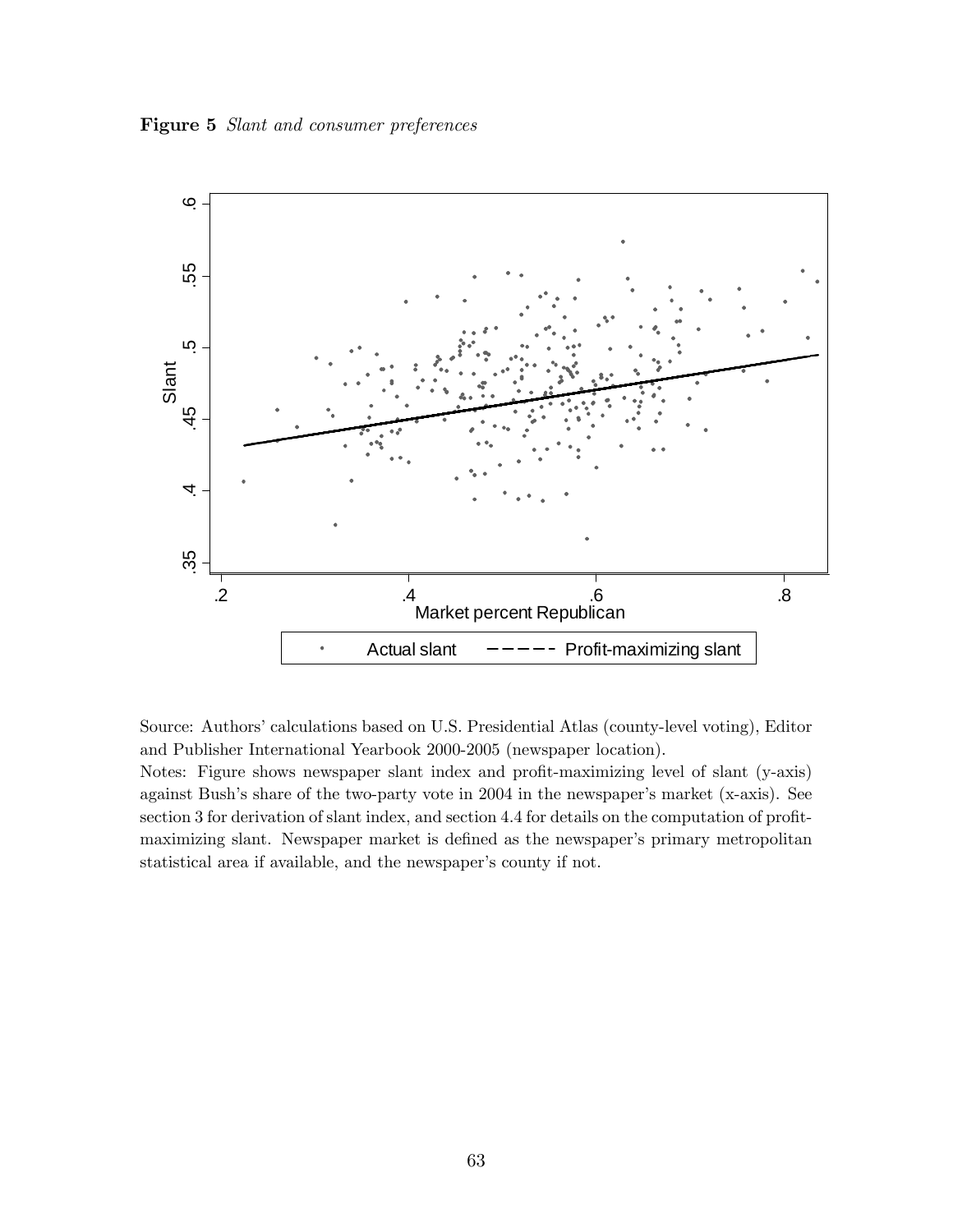**Figure 5** *Slant and consumer preferences*

Source: Authors' calculations based on U.S. Presidential Atlas (county-level voting), Editor and Publisher International Yearbook 2000-2005 (newspaper location).

Notes: Figure shows newspaper slant index and profit-maximizing level of slant (y-axis) against Bush's share of the two-party vote in 2004 in the newspaper's market (x-axis). See section 3 for derivation of slant index, and section 4.4 for details on the computation of profit-maximizing slant. Newspaper market is defined as the newspaper's primary metropolitan statistical area if available, and the newspaper's county if not.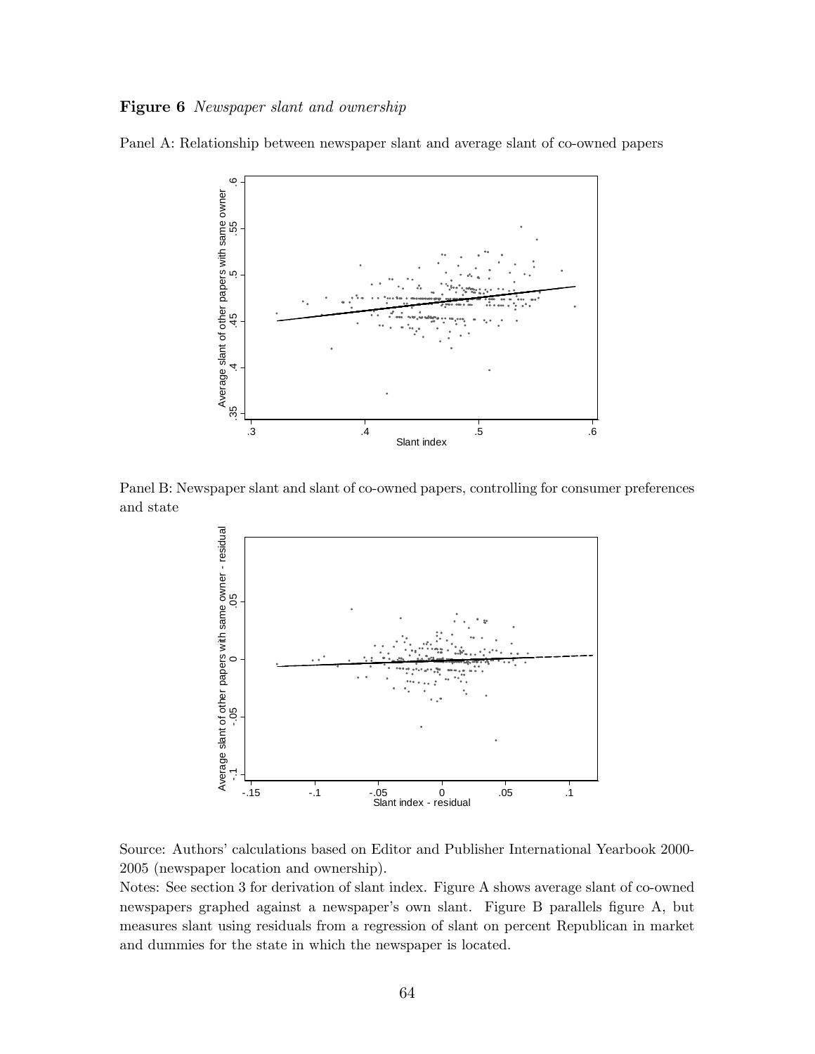**Figure 6** *Newspaper slant and ownership*

Panel A: Relationship between newspaper slant and average slant of co-owned papers

Panel B: Newspaper slant and slant of co-owned papers, controlling for consumer preferences and state

Source: Authors' calculations based on Editor and Publisher International Yearbook 2000-2005 (newspaper location and ownership).

Notes: See section 3 for derivation of slant index. Figure A shows average slant of co-owned newspapers graphed against a newspaper's own slant. Figure B parallels figure A, but measures slant using residuals from a regression of slant on percent Republican in market and dummies for the state in which the newspaper is located.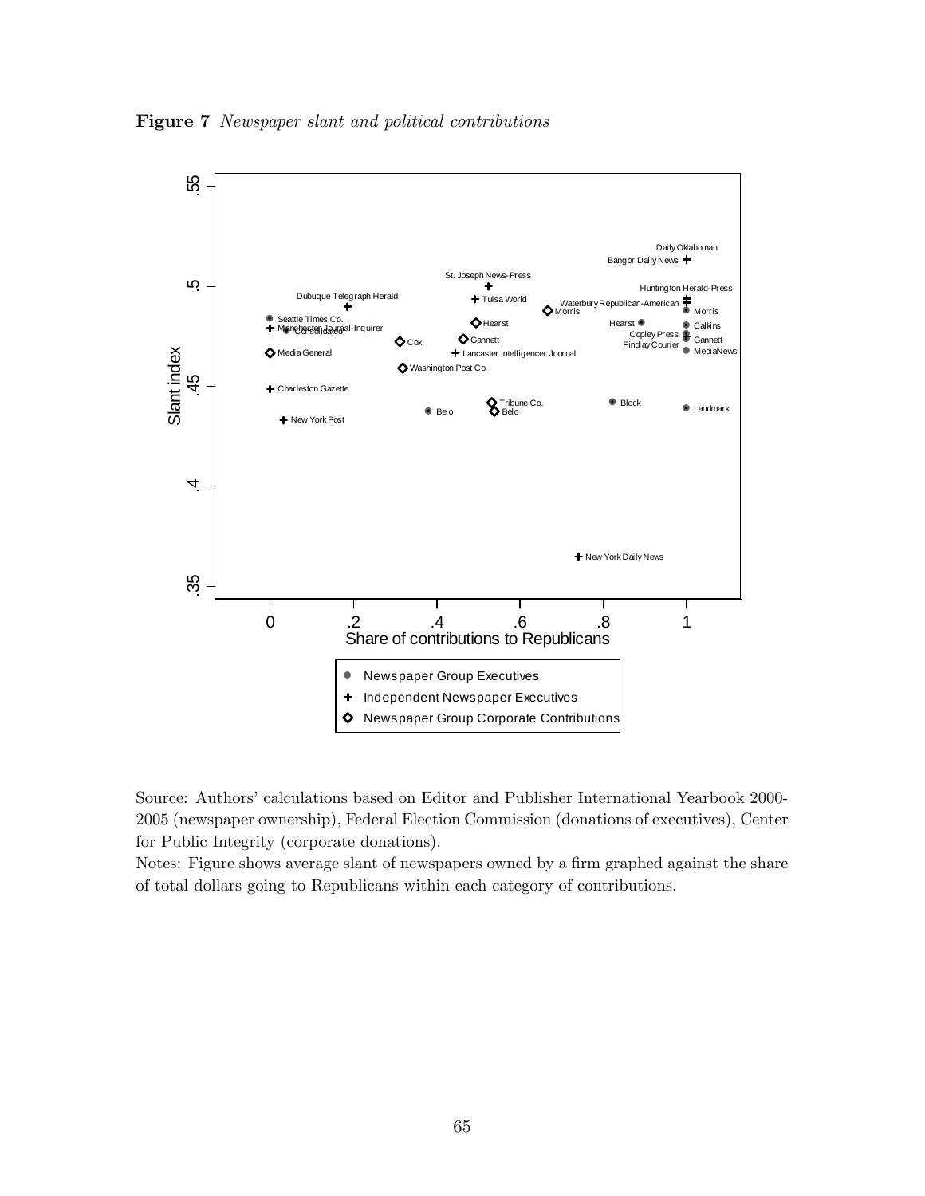**Figure 7** *Newspaper slant and political contributions*

Source: Authors' calculations based on Editor and Publisher International Yearbook 2000-2005 (newspaper ownership), Federal Election Commission (donations of executives), Center for Public Integrity (corporate donations).

Notes: Figure shows average slant of newspapers owned by a firm graphed against the share of total dollars going to Republicans within each category of contributions.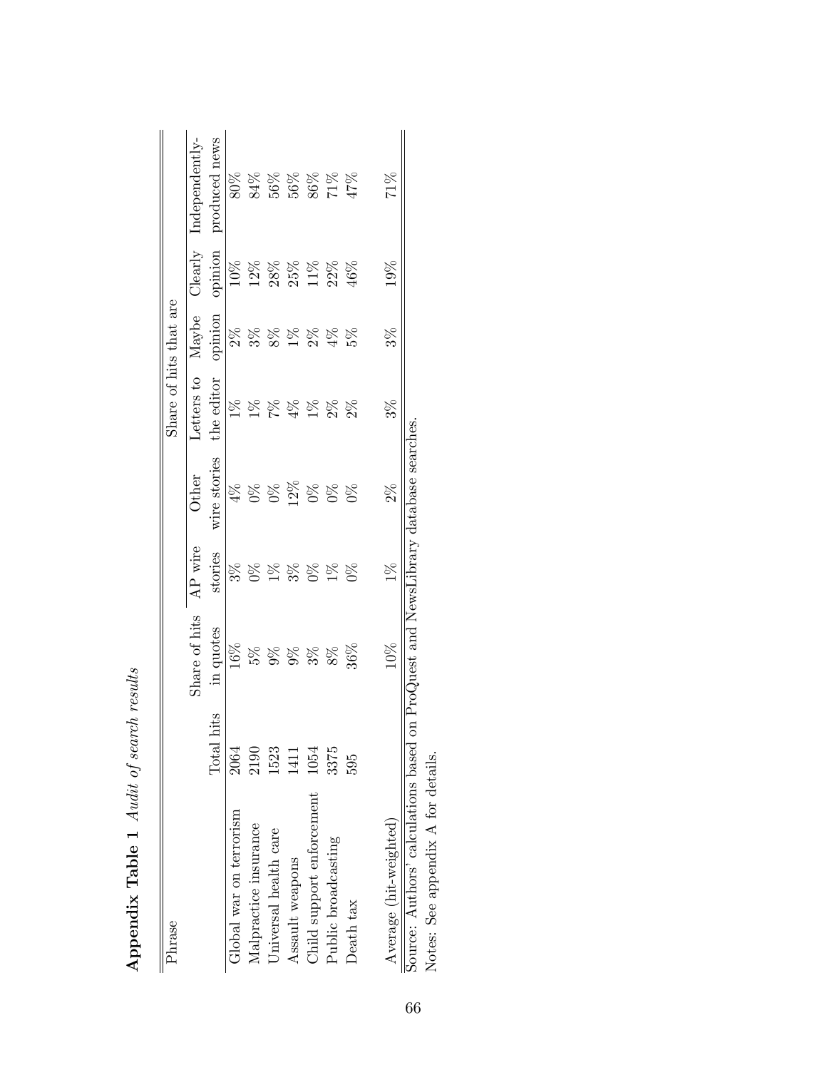**Appendix Table 1** *Audit of search results*

| Phrase | Total hits | Share of hits in quotes | Share of hits that are | | | | | |
|---|---|---|---|---|---|---|---|---|
| | | | AP wire stories | Other wire stories | Letters to the editor | Maybe opinion | Clearly opinion | Independently-produced news |
| Global war on terrorism | 2064 | 16% | 3% | 4% | 1% | 2% | 10% | 80% |
| Malpractice insurance | 2190 | 5% | 0% | 0% | 1% | 3% | 12% | 84% |
| Universal health care | 1523 | 9% | 1% | 0% | 7% | 8% | 28% | 56% |
| Assault weapons | 1411 | 9% | 3% | 12% | 4% | 1% | 25% | 56% |
| Child support enforcement | 1054 | 3% | 0% | 0% | 1% | 2% | 11% | 86% |
| Public broadcasting | 3375 | 8% | 1% | 0% | 2% | 4% | 22% | 71% |
| Death tax | 595 | 36% | 0% | 0% | 2% | 5% | 46% | 47% |
| Average (hit-weighted) | | 10% | 1% | 2% | 3% | 3% | 19% | 71% |

Source: Authors' calculations based on ProQuest and NewsLibrary database searches.

Notes: See appendix A for details.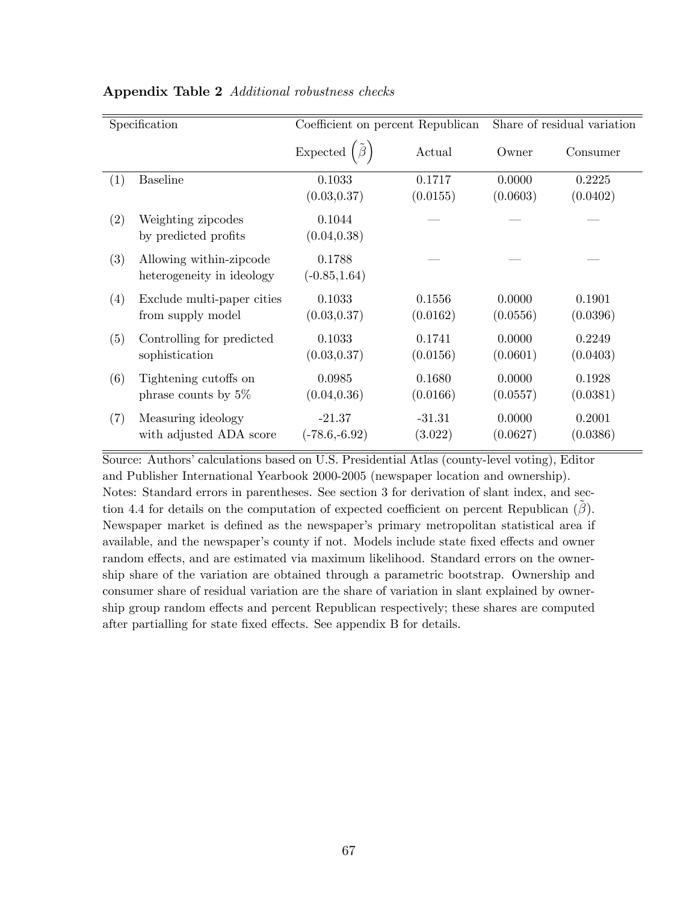**Appendix Table 2** *Additional robustness checks*

| Specification | | Coefficient on percent Republican | | Share of residual variation | |
|---|---|---|---|---|---|
| | | Expected $\left(\tilde{\beta}\right)$ | Actual | Owner | Consumer |
| (1) | Baseline | 0.1033<br>(0.03,0.37) | 0.1717<br>(0.0155) | 0.0000<br>(0.0603) | 0.2225<br>(0.0402) |
| (2) | Weighting zipcodes by predicted profits | 0.1044<br>(0.04,0.38) | — | — | — |
| (3) | Allowing within-zipcode heterogeneity in ideology | 0.1788<br>(-0.85,1.64) | — | — | — |
| (4) | Exclude multi-paper cities from supply model | 0.1033<br>(0.03,0.37) | 0.1556<br>(0.0162) | 0.0000<br>(0.0556) | 0.1901<br>(0.0396) |
| (5) | Controlling for predicted sophistication | 0.1033<br>(0.03,0.37) | 0.1741<br>(0.0156) | 0.0000<br>(0.0601) | 0.2249<br>(0.0403) |
| (6) | Tightening cutoffs on phrase counts by 5% | 0.0985<br>(0.04,0.36) | 0.1680<br>(0.0166) | 0.0000<br>(0.0557) | 0.1928<br>(0.0381) |
| (7) | Measuring ideology with adjusted ADA score | -21.37<br>(-78.6,-6.92) | -31.31<br>(3.022) | 0.0000<br>(0.0627) | 0.2001<br>(0.0386) |

Source: Authors' calculations based on U.S. Presidential Atlas (county-level voting), Editor and Publisher International Yearbook 2000-2005 (newspaper location and ownership).
Notes: Standard errors in parentheses. See section 3 for derivation of slant index, and section 4.4 for details on the computation of expected coefficient on percent Republican ($\tilde{\beta}$). Newspaper market is defined as the newspaper's primary metropolitan statistical area if available, and the newspaper's county if not. Models include state fixed effects and owner random effects, and are estimated via maximum likelihood. Standard errors on the ownership share of the variation are obtained through a parametric bootstrap. Ownership and consumer share of residual variation are the share of variation in slant explained by ownership group random effects and percent Republican respectively; these shares are computed after partialling for state fixed effects. See appendix B for details.